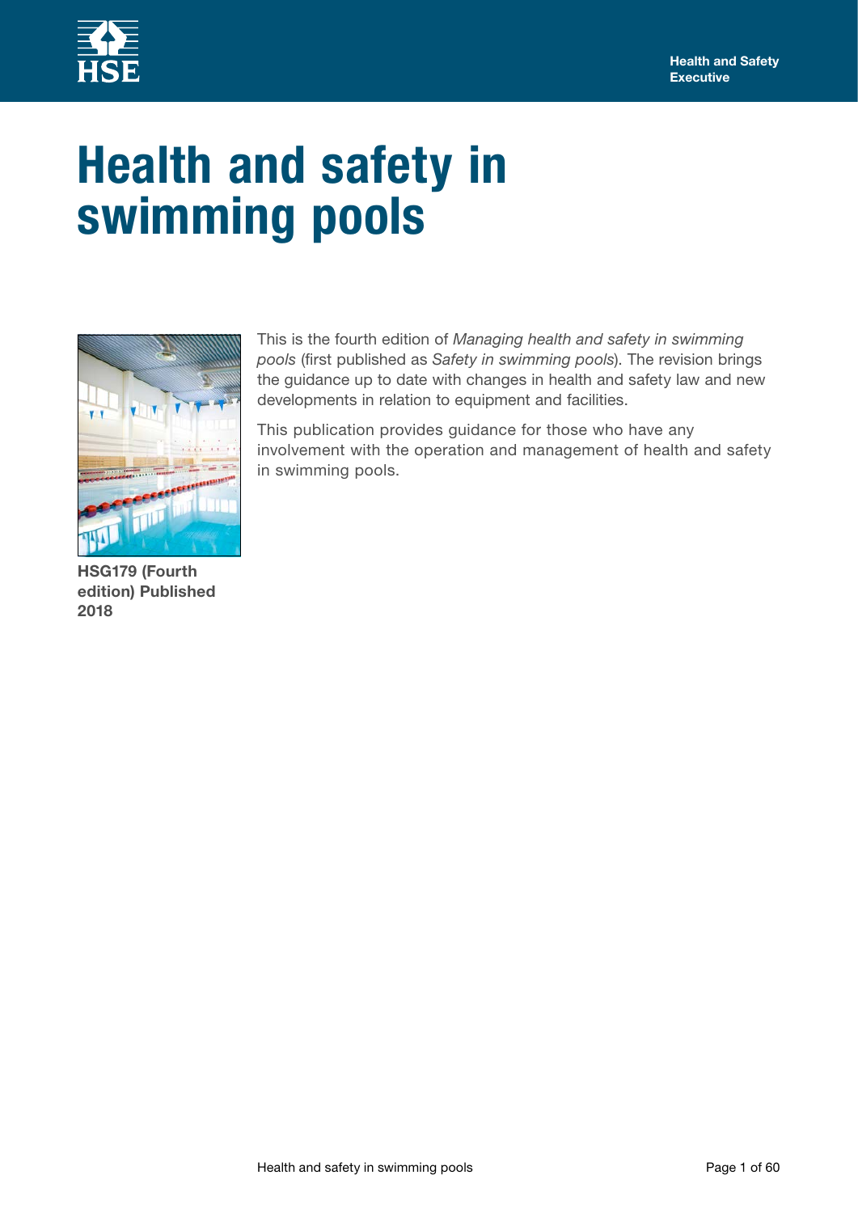# Health and safety in swimming pools

This is the fourth edition of *Managing health and safety in swimming pools* (first published as *Safety in swimming pools*). The revision brings the guidance up to date with changes in health and safety law and new developments in relation to equipment and facilities.

This publication provides guidance for those who have any involvement with the operation and management of health and safety in swimming pools.

**HSG179 (Fourth edition) Published 2018**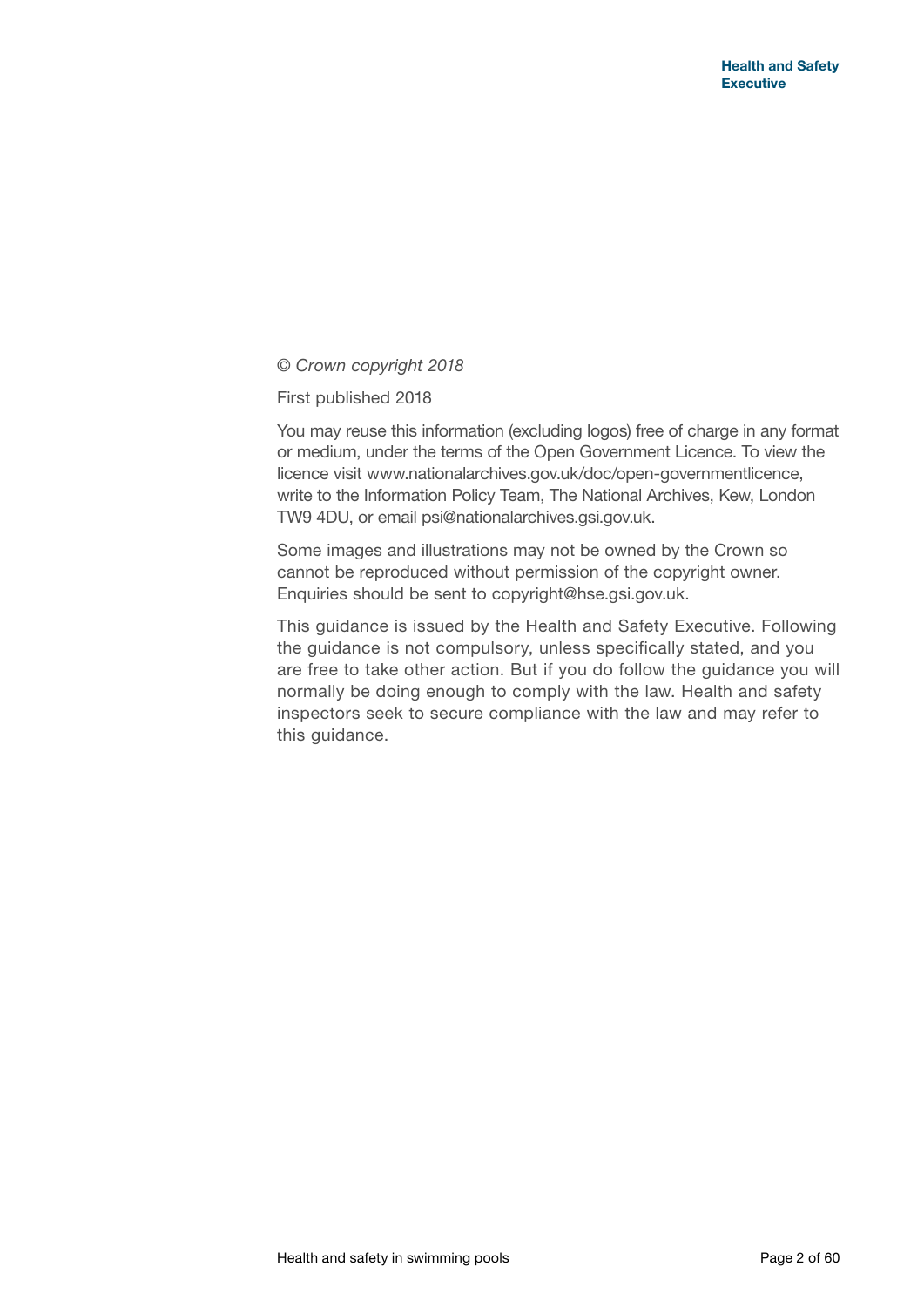*© Crown copyright 2018*

First published 2018

You may reuse this information (excluding logos) free of charge in any format or medium, under the terms of the Open Government Licence. To view the licence visit www.nationalarchives.gov.uk/doc/open-governmentlicence, write to the Information Policy Team, The National Archives, Kew, London TW9 4DU, or email psi@nationalarchives.gsi.gov.uk.

Some images and illustrations may not be owned by the Crown so cannot be reproduced without permission of the copyright owner. Enquiries should be sent to copyright@hse.gsi.gov.uk.

This guidance is issued by the Health and Safety Executive. Following the guidance is not compulsory, unless specifically stated, and you are free to take other action. But if you do follow the guidance you will normally be doing enough to comply with the law. Health and safety inspectors seek to secure compliance with the law and may refer to this guidance.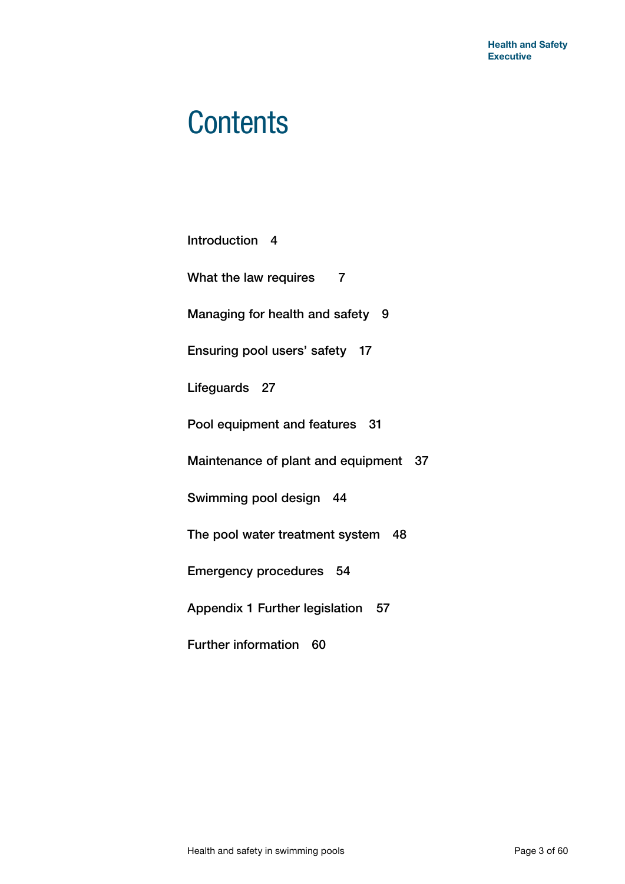# Contents

Introduction 4

What the law requires 7

Managing for health and safety 9

Ensuring pool users' safety 17

Lifeguards 27

Pool equipment and features 31

Maintenance of plant and equipment 37

Swimming pool design 44

The pool water treatment system 48

Emergency procedures 54

Appendix 1 Further legislation 57

Further information 60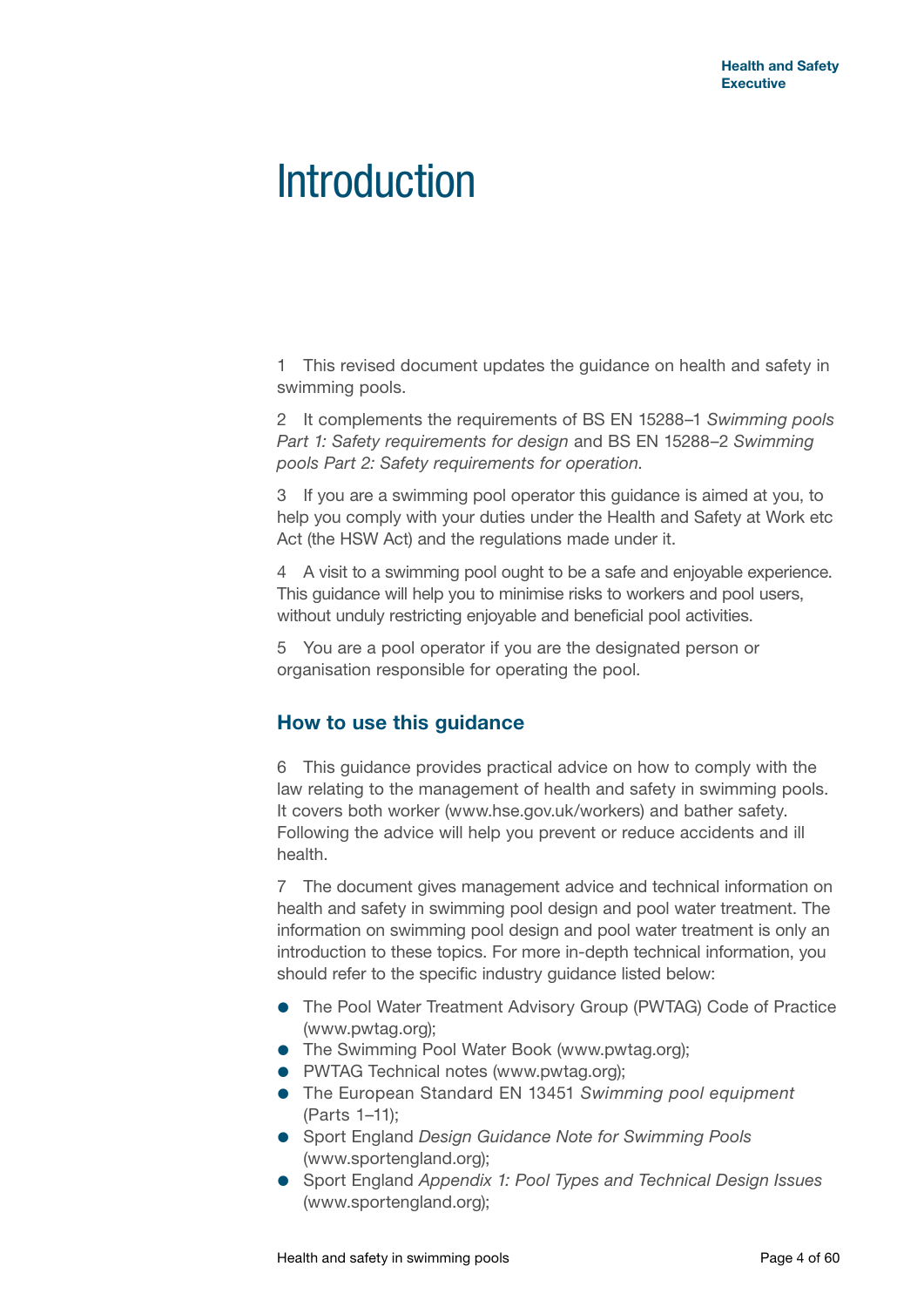# Introduction

1 This revised document updates the guidance on health and safety in swimming pools.

2 It complements the requirements of BS EN 15288–1 *Swimming pools Part 1: Safety requirements for design* and BS EN 15288–2 *Swimming pools Part 2: Safety requirements for operation*.

3 If you are a swimming pool operator this guidance is aimed at you, to help you comply with your duties under the Health and Safety at Work etc Act (the HSW Act) and the regulations made under it.

4 A visit to a swimming pool ought to be a safe and enjoyable experience. This guidance will help you to minimise risks to workers and pool users, without unduly restricting enjoyable and beneficial pool activities.

5 You are a pool operator if you are the designated person or organisation responsible for operating the pool.

## How to use this guidance

6 This guidance provides practical advice on how to comply with the law relating to the management of health and safety in swimming pools. It covers both worker (www.hse.gov.uk/workers) and bather safety. Following the advice will help you prevent or reduce accidents and ill health.

7 The document gives management advice and technical information on health and safety in swimming pool design and pool water treatment. The information on swimming pool design and pool water treatment is only an introduction to these topics. For more in-depth technical information, you should refer to the specific industry guidance listed below:

- The Pool Water Treatment Advisory Group (PWTAG) Code of Practice (www.pwtag.org);
- The Swimming Pool Water Book (www.pwtag.org);
- PWTAG Technical notes (www.pwtag.org);
- The European Standard EN 13451 *Swimming pool equipment* (Parts 1–11);
- Sport England *Design Guidance Note for Swimming Pools* (www.sportengland.org);
- Sport England *Appendix 1: Pool Types and Technical Design Issues* (www.sportengland.org);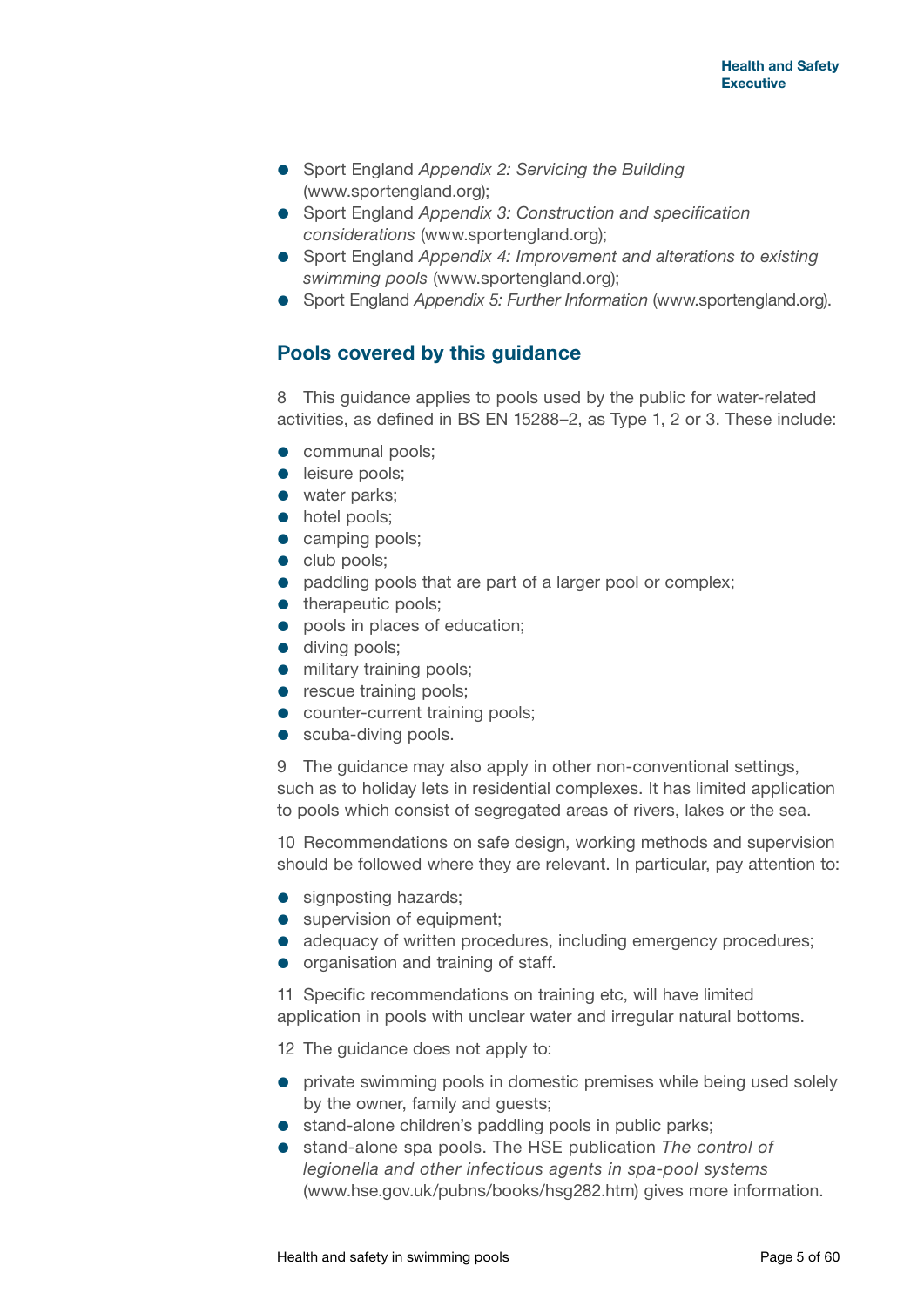- Sport England *Appendix 2: Servicing the Building* (www.sportengland.org);
- Sport England *Appendix 3: Construction and specification considerations* (www.sportengland.org);
- Sport England *Appendix 4: Improvement and alterations to existing swimming pools* (www.sportengland.org);
- Sport England *Appendix 5: Further Information* (www.sportengland.org).

## Pools covered by this guidance

8 This guidance applies to pools used by the public for water-related activities, as defined in BS EN 15288–2, as Type 1, 2 or 3. These include:

- communal pools;
- leisure pools;
- water parks;
- hotel pools;
- camping pools;
- club pools;
- paddling pools that are part of a larger pool or complex;
- therapeutic pools;
- pools in places of education;
- diving pools;
- military training pools;
- rescue training pools;
- counter-current training pools;
- scuba-diving pools.

9 The guidance may also apply in other non-conventional settings, such as to holiday lets in residential complexes. It has limited application to pools which consist of segregated areas of rivers, lakes or the sea.

10 Recommendations on safe design, working methods and supervision should be followed where they are relevant. In particular, pay attention to:

- signposting hazards;
- supervision of equipment;
- adequacy of written procedures, including emergency procedures;
- organisation and training of staff.

11 Specific recommendations on training etc, will have limited application in pools with unclear water and irregular natural bottoms.

12 The guidance does not apply to:

- private swimming pools in domestic premises while being used solely by the owner, family and guests;
- stand-alone children's paddling pools in public parks;
- stand-alone spa pools. The HSE publication *The control of legionella and other infectious agents in spa-pool systems* (www.hse.gov.uk/pubns/books/hsg282.htm) gives more information.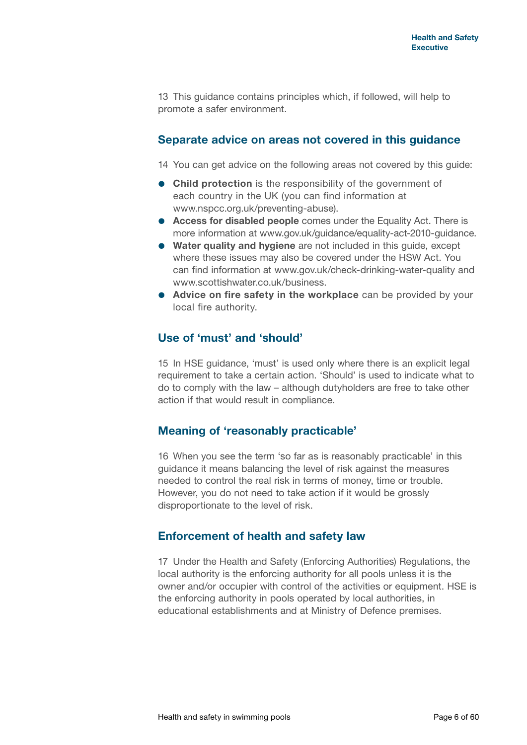13 This guidance contains principles which, if followed, will help to promote a safer environment.

## Separate advice on areas not covered in this guidance

14 You can get advice on the following areas not covered by this guide:

- **Child protection** is the responsibility of the government of each country in the UK (you can find information at www.nspcc.org.uk/preventing-abuse).
- **Access for disabled people** comes under the Equality Act. There is more information at www.gov.uk/guidance/equality-act-2010-guidance.
- **Water quality and hygiene** are not included in this guide, except where these issues may also be covered under the HSW Act. You can find information at www.gov.uk/check-drinking-water-quality and www.scottishwater.co.uk/business.
- **Advice on fire safety in the workplace** can be provided by your local fire authority.

## Use of 'must' and 'should'

15 In HSE guidance, 'must' is used only where there is an explicit legal requirement to take a certain action. 'Should' is used to indicate what to do to comply with the law – although dutyholders are free to take other action if that would result in compliance.

## Meaning of 'reasonably practicable'

16 When you see the term 'so far as is reasonably practicable' in this guidance it means balancing the level of risk against the measures needed to control the real risk in terms of money, time or trouble. However, you do not need to take action if it would be grossly disproportionate to the level of risk.

## Enforcement of health and safety law

17 Under the Health and Safety (Enforcing Authorities) Regulations, the local authority is the enforcing authority for all pools unless it is the owner and/or occupier with control of the activities or equipment. HSE is the enforcing authority in pools operated by local authorities, in educational establishments and at Ministry of Defence premises.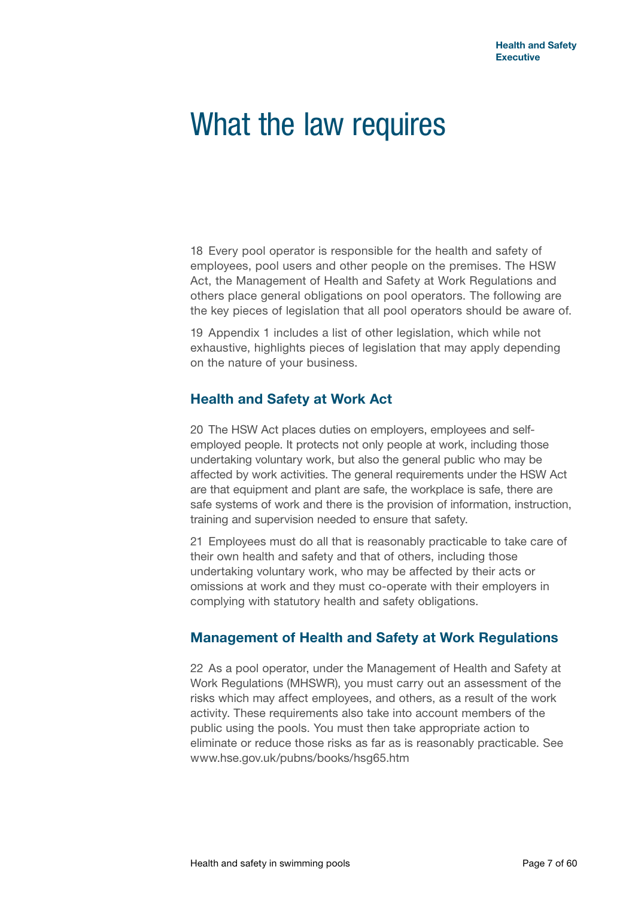# What the law requires

18 Every pool operator is responsible for the health and safety of employees, pool users and other people on the premises. The HSW Act, the Management of Health and Safety at Work Regulations and others place general obligations on pool operators. The following are the key pieces of legislation that all pool operators should be aware of.

19 Appendix 1 includes a list of other legislation, which while not exhaustive, highlights pieces of legislation that may apply depending on the nature of your business.

## Health and Safety at Work Act

20 The HSW Act places duties on employers, employees and self-employed people. It protects not only people at work, including those undertaking voluntary work, but also the general public who may be affected by work activities. The general requirements under the HSW Act are that equipment and plant are safe, the workplace is safe, there are safe systems of work and there is the provision of information, instruction, training and supervision needed to ensure that safety.

21 Employees must do all that is reasonably practicable to take care of their own health and safety and that of others, including those undertaking voluntary work, who may be affected by their acts or omissions at work and they must co-operate with their employers in complying with statutory health and safety obligations.

## Management of Health and Safety at Work Regulations

22 As a pool operator, under the Management of Health and Safety at Work Regulations (MHSWR), you must carry out an assessment of the risks which may affect employees, and others, as a result of the work activity. These requirements also take into account members of the public using the pools. You must then take appropriate action to eliminate or reduce those risks as far as is reasonably practicable. See www.hse.gov.uk/pubns/books/hsg65.htm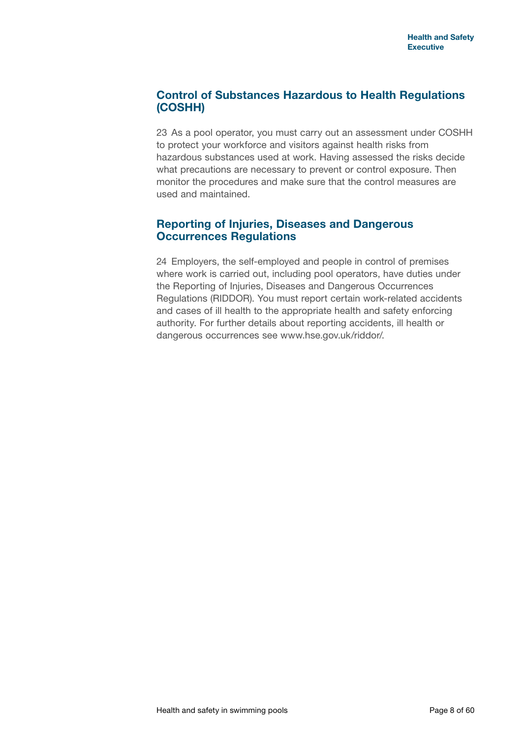## Control of Substances Hazardous to Health Regulations (COSHH)

23 As a pool operator, you must carry out an assessment under COSHH to protect your workforce and visitors against health risks from hazardous substances used at work. Having assessed the risks decide what precautions are necessary to prevent or control exposure. Then monitor the procedures and make sure that the control measures are used and maintained.

## Reporting of Injuries, Diseases and Dangerous Occurrences Regulations

24 Employers, the self-employed and people in control of premises where work is carried out, including pool operators, have duties under the Reporting of Injuries, Diseases and Dangerous Occurrences Regulations (RIDDOR). You must report certain work-related accidents and cases of ill health to the appropriate health and safety enforcing authority. For further details about reporting accidents, ill health or dangerous occurrences see www.hse.gov.uk/riddor/.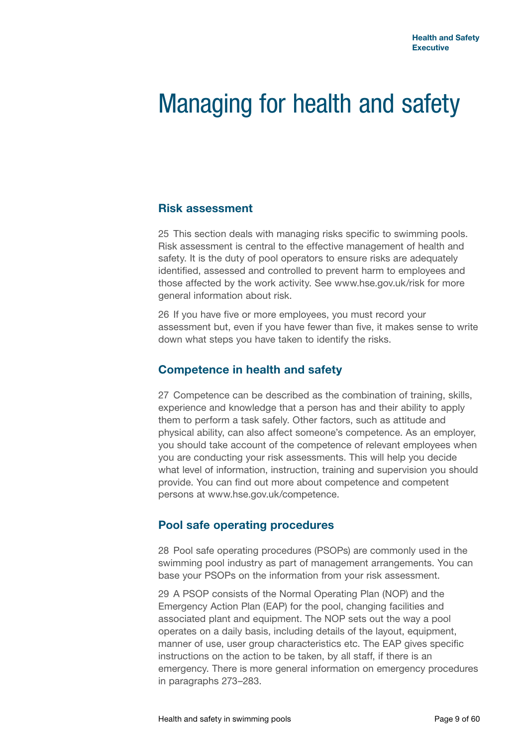# Managing for health and safety

## Risk assessment

25 This section deals with managing risks specific to swimming pools. Risk assessment is central to the effective management of health and safety. It is the duty of pool operators to ensure risks are adequately identified, assessed and controlled to prevent harm to employees and those affected by the work activity. See www.hse.gov.uk/risk for more general information about risk.

26 If you have five or more employees, you must record your assessment but, even if you have fewer than five, it makes sense to write down what steps you have taken to identify the risks.

## Competence in health and safety

27 Competence can be described as the combination of training, skills, experience and knowledge that a person has and their ability to apply them to perform a task safely. Other factors, such as attitude and physical ability, can also affect someone's competence. As an employer, you should take account of the competence of relevant employees when you are conducting your risk assessments. This will help you decide what level of information, instruction, training and supervision you should provide. You can find out more about competence and competent persons at www.hse.gov.uk/competence.

## Pool safe operating procedures

28 Pool safe operating procedures (PSOPs) are commonly used in the swimming pool industry as part of management arrangements. You can base your PSOPs on the information from your risk assessment.

29 A PSOP consists of the Normal Operating Plan (NOP) and the Emergency Action Plan (EAP) for the pool, changing facilities and associated plant and equipment. The NOP sets out the way a pool operates on a daily basis, including details of the layout, equipment, manner of use, user group characteristics etc. The EAP gives specific instructions on the action to be taken, by all staff, if there is an emergency. There is more general information on emergency procedures in paragraphs 273–283.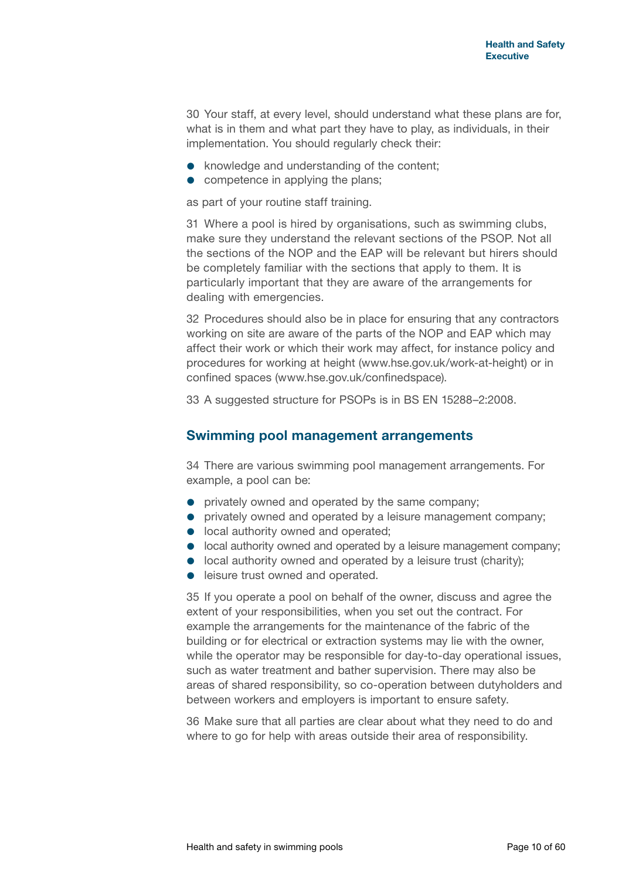30 Your staff, at every level, should understand what these plans are for, what is in them and what part they have to play, as individuals, in their implementation. You should regularly check their:

- knowledge and understanding of the content;
- competence in applying the plans;

as part of your routine staff training.

31 Where a pool is hired by organisations, such as swimming clubs, make sure they understand the relevant sections of the PSOP. Not all the sections of the NOP and the EAP will be relevant but hirers should be completely familiar with the sections that apply to them. It is particularly important that they are aware of the arrangements for dealing with emergencies.

32 Procedures should also be in place for ensuring that any contractors working on site are aware of the parts of the NOP and EAP which may affect their work or which their work may affect, for instance policy and procedures for working at height (www.hse.gov.uk/work-at-height) or in confined spaces (www.hse.gov.uk/confinedspace).

33 A suggested structure for PSOPs is in BS EN 15288–2:2008.

## Swimming pool management arrangements

34 There are various swimming pool management arrangements. For example, a pool can be:

- privately owned and operated by the same company;
- privately owned and operated by a leisure management company;
- local authority owned and operated;
- local authority owned and operated by a leisure management company;
- local authority owned and operated by a leisure trust (charity);
- leisure trust owned and operated.

35 If you operate a pool on behalf of the owner, discuss and agree the extent of your responsibilities, when you set out the contract. For example the arrangements for the maintenance of the fabric of the building or for electrical or extraction systems may lie with the owner, while the operator may be responsible for day-to-day operational issues, such as water treatment and bather supervision. There may also be areas of shared responsibility, so co-operation between dutyholders and between workers and employers is important to ensure safety.

36 Make sure that all parties are clear about what they need to do and where to go for help with areas outside their area of responsibility.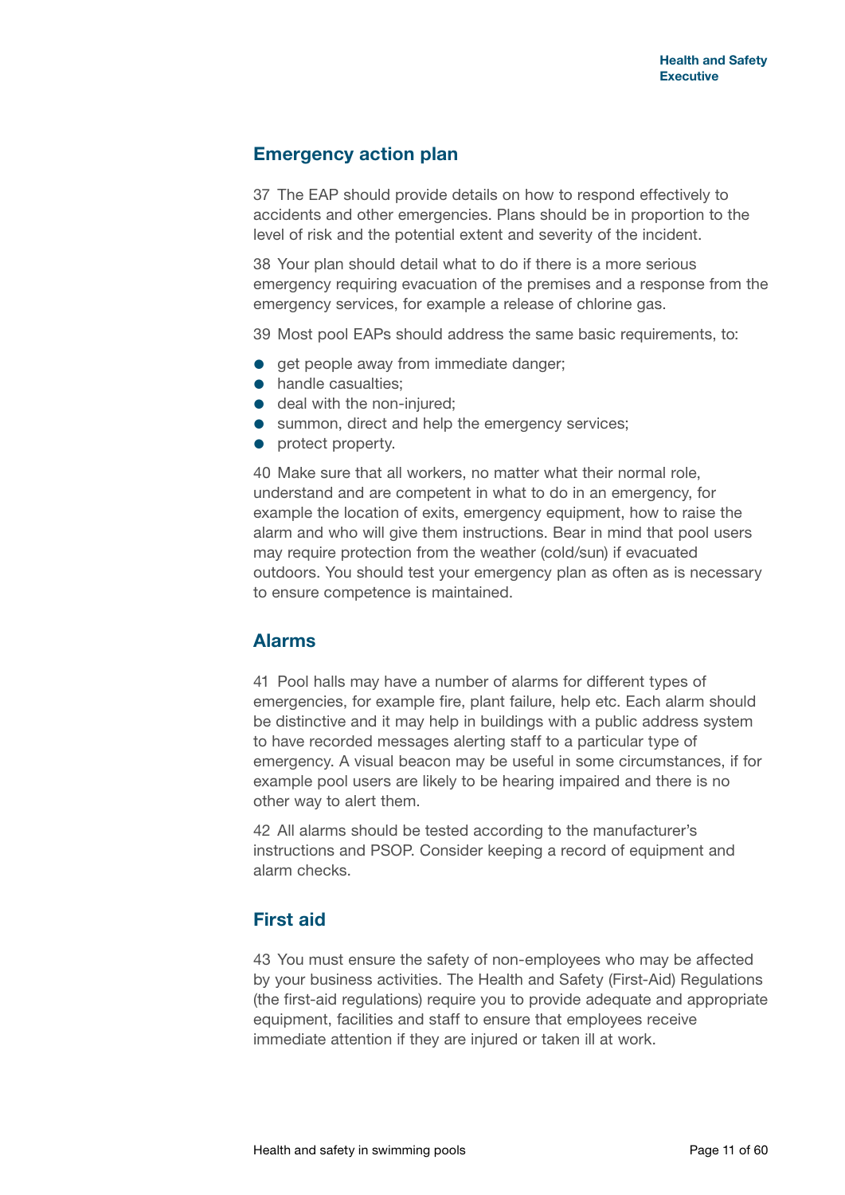## Emergency action plan

37 The EAP should provide details on how to respond effectively to accidents and other emergencies. Plans should be in proportion to the level of risk and the potential extent and severity of the incident.

38 Your plan should detail what to do if there is a more serious emergency requiring evacuation of the premises and a response from the emergency services, for example a release of chlorine gas.

39 Most pool EAPs should address the same basic requirements, to:

- get people away from immediate danger;
- handle casualties;
- deal with the non-injured;
- summon, direct and help the emergency services;
- protect property.

40 Make sure that all workers, no matter what their normal role, understand and are competent in what to do in an emergency, for example the location of exits, emergency equipment, how to raise the alarm and who will give them instructions. Bear in mind that pool users may require protection from the weather (cold/sun) if evacuated outdoors. You should test your emergency plan as often as is necessary to ensure competence is maintained.

## Alarms

41 Pool halls may have a number of alarms for different types of emergencies, for example fire, plant failure, help etc. Each alarm should be distinctive and it may help in buildings with a public address system to have recorded messages alerting staff to a particular type of emergency. A visual beacon may be useful in some circumstances, if for example pool users are likely to be hearing impaired and there is no other way to alert them.

42 All alarms should be tested according to the manufacturer's instructions and PSOP. Consider keeping a record of equipment and alarm checks.

## First aid

43 You must ensure the safety of non-employees who may be affected by your business activities. The Health and Safety (First-Aid) Regulations (the first-aid regulations) require you to provide adequate and appropriate equipment, facilities and staff to ensure that employees receive immediate attention if they are injured or taken ill at work.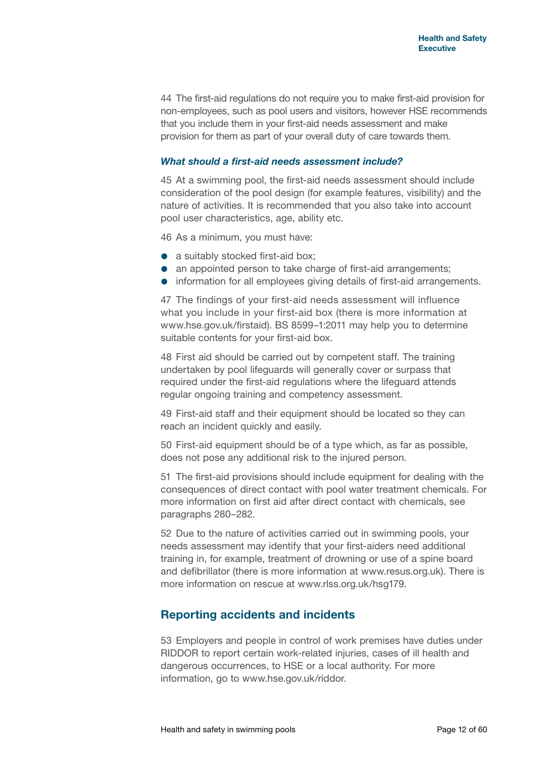44 The first-aid regulations do not require you to make first-aid provision for non-employees, such as pool users and visitors, however HSE recommends that you include them in your first-aid needs assessment and make provision for them as part of your overall duty of care towards them.

### *What should a first-aid needs assessment include?*

45 At a swimming pool, the first-aid needs assessment should include consideration of the pool design (for example features, visibility) and the nature of activities. It is recommended that you also take into account pool user characteristics, age, ability etc.

46 As a minimum, you must have:

- a suitably stocked first-aid box;
- an appointed person to take charge of first-aid arrangements;
- information for all employees giving details of first-aid arrangements.

47 The findings of your first-aid needs assessment will influence what you include in your first-aid box (there is more information at www.hse.gov.uk/firstaid). BS 8599–1:2011 may help you to determine suitable contents for your first-aid box.

48 First aid should be carried out by competent staff. The training undertaken by pool lifeguards will generally cover or surpass that required under the first-aid regulations where the lifeguard attends regular ongoing training and competency assessment.

49 First-aid staff and their equipment should be located so they can reach an incident quickly and easily.

50 First-aid equipment should be of a type which, as far as possible, does not pose any additional risk to the injured person.

51 The first-aid provisions should include equipment for dealing with the consequences of direct contact with pool water treatment chemicals. For more information on first aid after direct contact with chemicals, see paragraphs 280–282.

52 Due to the nature of activities carried out in swimming pools, your needs assessment may identify that your first-aiders need additional training in, for example, treatment of drowning or use of a spine board and defibrillator (there is more information at www.resus.org.uk). There is more information on rescue at www.rlss.org.uk/hsg179.

## Reporting accidents and incidents

53 Employers and people in control of work premises have duties under RIDDOR to report certain work-related injuries, cases of ill health and dangerous occurrences, to HSE or a local authority. For more information, go to www.hse.gov.uk/riddor.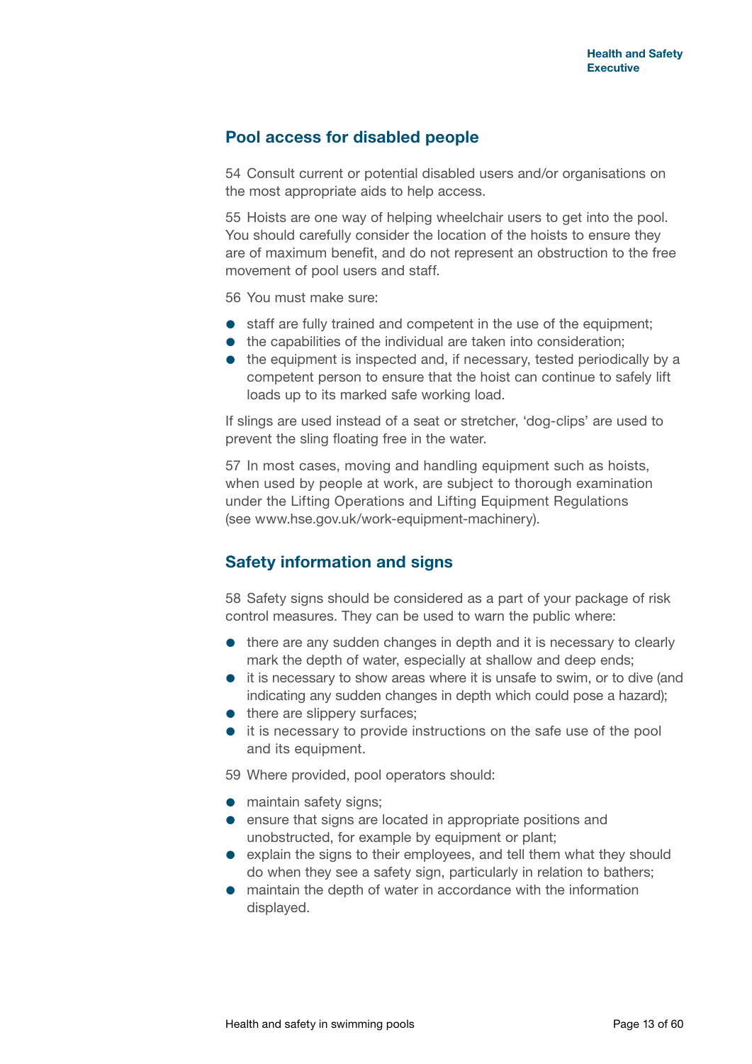## Pool access for disabled people

54 Consult current or potential disabled users and/or organisations on the most appropriate aids to help access.

55 Hoists are one way of helping wheelchair users to get into the pool. You should carefully consider the location of the hoists to ensure they are of maximum benefit, and do not represent an obstruction to the free movement of pool users and staff.

56 You must make sure:

- staff are fully trained and competent in the use of the equipment;
- the capabilities of the individual are taken into consideration;
- the equipment is inspected and, if necessary, tested periodically by a competent person to ensure that the hoist can continue to safely lift loads up to its marked safe working load.

If slings are used instead of a seat or stretcher, 'dog-clips' are used to prevent the sling floating free in the water.

57 In most cases, moving and handling equipment such as hoists, when used by people at work, are subject to thorough examination under the Lifting Operations and Lifting Equipment Regulations (see www.hse.gov.uk/work-equipment-machinery).

## Safety information and signs

58 Safety signs should be considered as a part of your package of risk control measures. They can be used to warn the public where:

- there are any sudden changes in depth and it is necessary to clearly mark the depth of water, especially at shallow and deep ends;
- it is necessary to show areas where it is unsafe to swim, or to dive (and indicating any sudden changes in depth which could pose a hazard);
- there are slippery surfaces;
- it is necessary to provide instructions on the safe use of the pool and its equipment.

59 Where provided, pool operators should:

- maintain safety signs;
- ensure that signs are located in appropriate positions and unobstructed, for example by equipment or plant;
- explain the signs to their employees, and tell them what they should do when they see a safety sign, particularly in relation to bathers;
- maintain the depth of water in accordance with the information displayed.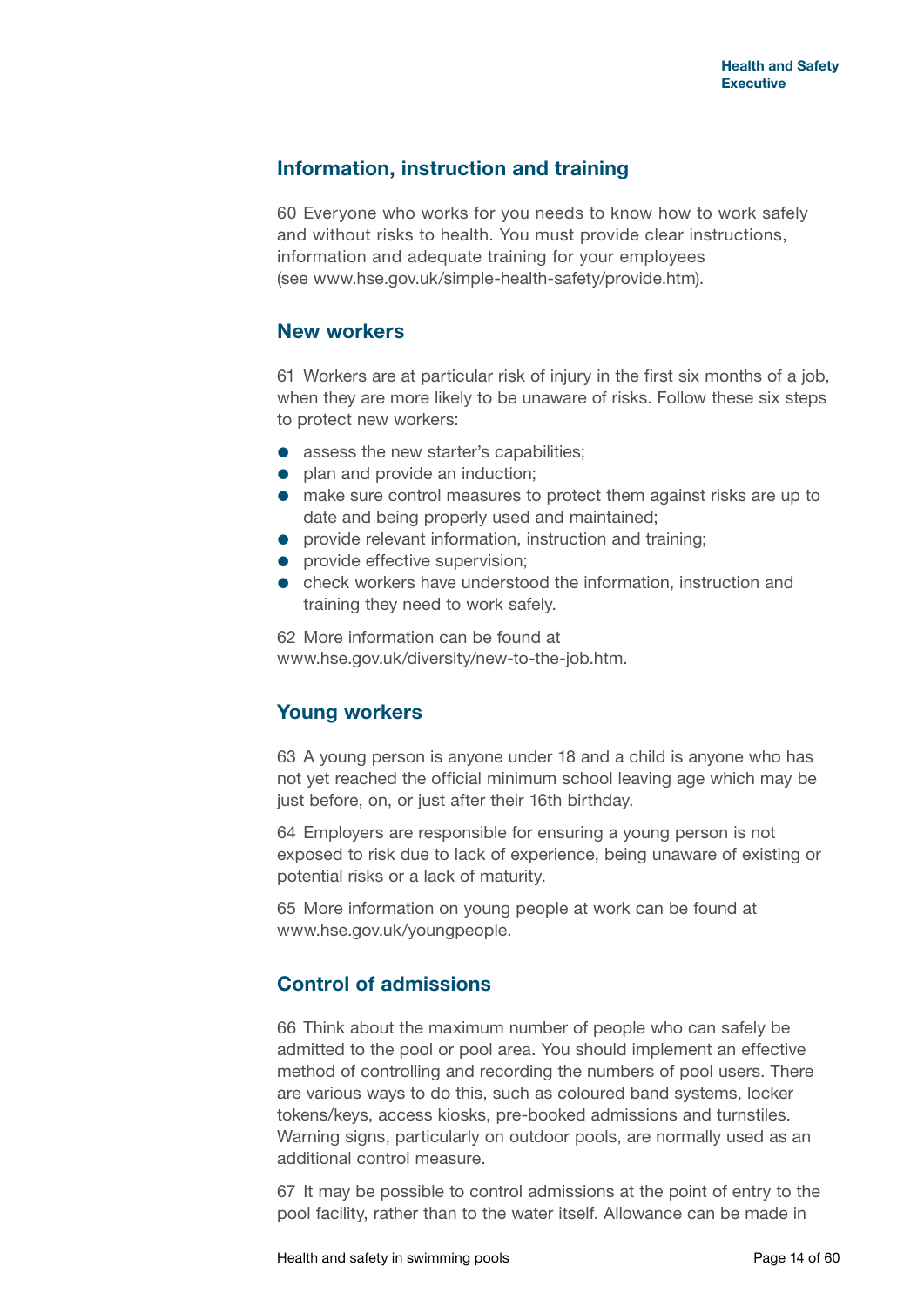## Information, instruction and training

60 Everyone who works for you needs to know how to work safely and without risks to health. You must provide clear instructions, information and adequate training for your employees (see www.hse.gov.uk/simple-health-safety/provide.htm).

## New workers

61 Workers are at particular risk of injury in the first six months of a job, when they are more likely to be unaware of risks. Follow these six steps to protect new workers:

- assess the new starter's capabilities;
- plan and provide an induction;
- make sure control measures to protect them against risks are up to date and being properly used and maintained;
- provide relevant information, instruction and training;
- provide effective supervision;
- check workers have understood the information, instruction and training they need to work safely.

62 More information can be found at www.hse.gov.uk/diversity/new-to-the-job.htm.

## Young workers

63 A young person is anyone under 18 and a child is anyone who has not yet reached the official minimum school leaving age which may be just before, on, or just after their 16th birthday.

64 Employers are responsible for ensuring a young person is not exposed to risk due to lack of experience, being unaware of existing or potential risks or a lack of maturity.

65 More information on young people at work can be found at www.hse.gov.uk/youngpeople.

## Control of admissions

66 Think about the maximum number of people who can safely be admitted to the pool or pool area. You should implement an effective method of controlling and recording the numbers of pool users. There are various ways to do this, such as coloured band systems, locker tokens/keys, access kiosks, pre-booked admissions and turnstiles. Warning signs, particularly on outdoor pools, are normally used as an additional control measure.

67 It may be possible to control admissions at the point of entry to the pool facility, rather than to the water itself. Allowance can be made in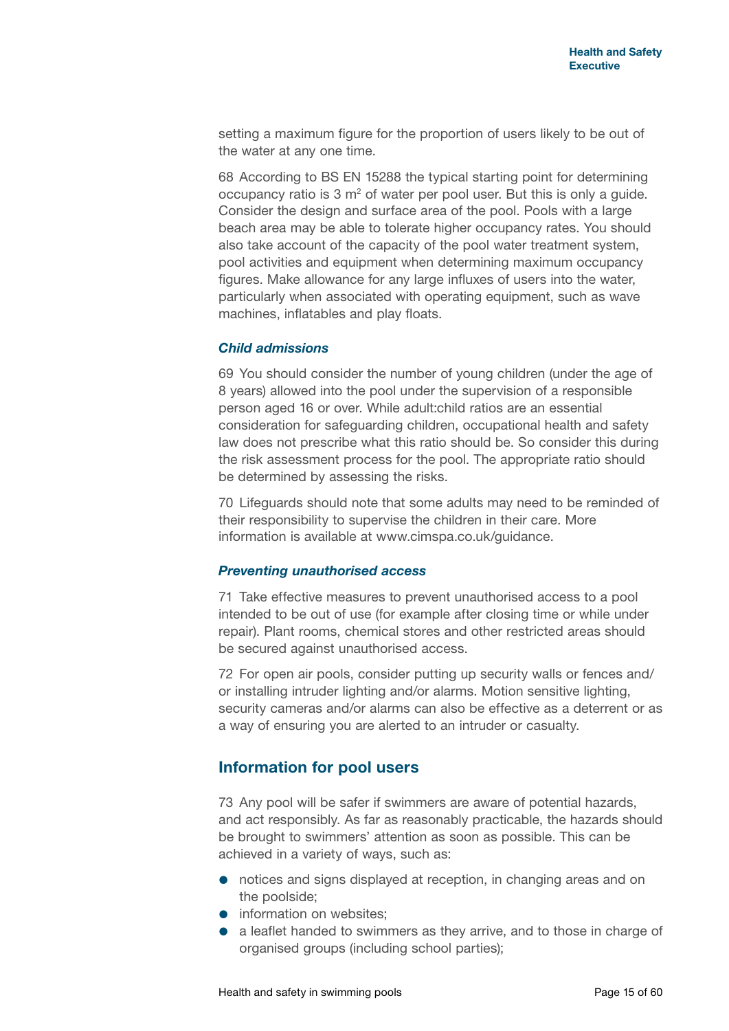setting a maximum figure for the proportion of users likely to be out of the water at any one time.

68 According to BS EN 15288 the typical starting point for determining occupancy ratio is 3 $m^2$ of water per pool user. But this is only a guide. Consider the design and surface area of the pool. Pools with a large beach area may be able to tolerate higher occupancy rates. You should also take account of the capacity of the pool water treatment system, pool activities and equipment when determining maximum occupancy figures. Make allowance for any large influxes of users into the water, particularly when associated with operating equipment, such as wave machines, inflatables and play floats.

### *Child admissions*

69 You should consider the number of young children (under the age of 8 years) allowed into the pool under the supervision of a responsible person aged 16 or over. While adult:child ratios are an essential consideration for safeguarding children, occupational health and safety law does not prescribe what this ratio should be. So consider this during the risk assessment process for the pool. The appropriate ratio should be determined by assessing the risks.

70 Lifeguards should note that some adults may need to be reminded of their responsibility to supervise the children in their care. More information is available at www.cimspa.co.uk/guidance.

### *Preventing unauthorised access*

71 Take effective measures to prevent unauthorised access to a pool intended to be out of use (for example after closing time or while under repair). Plant rooms, chemical stores and other restricted areas should be secured against unauthorised access.

72 For open air pools, consider putting up security walls or fences and/or installing intruder lighting and/or alarms. Motion sensitive lighting, security cameras and/or alarms can also be effective as a deterrent or as a way of ensuring you are alerted to an intruder or casualty.

## Information for pool users

73 Any pool will be safer if swimmers are aware of potential hazards, and act responsibly. As far as reasonably practicable, the hazards should be brought to swimmers' attention as soon as possible. This can be achieved in a variety of ways, such as:

- notices and signs displayed at reception, in changing areas and on the poolside;
- information on websites;
- a leaflet handed to swimmers as they arrive, and to those in charge of organised groups (including school parties);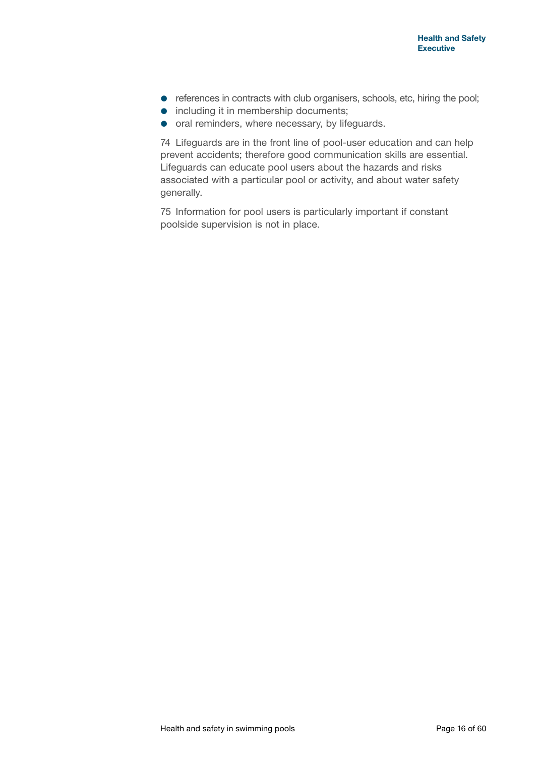- references in contracts with club organisers, schools, etc, hiring the pool;
- including it in membership documents;
- oral reminders, where necessary, by lifeguards.

74 Lifeguards are in the front line of pool-user education and can help prevent accidents; therefore good communication skills are essential. Lifeguards can educate pool users about the hazards and risks associated with a particular pool or activity, and about water safety generally.

75 Information for pool users is particularly important if constant poolside supervision is not in place.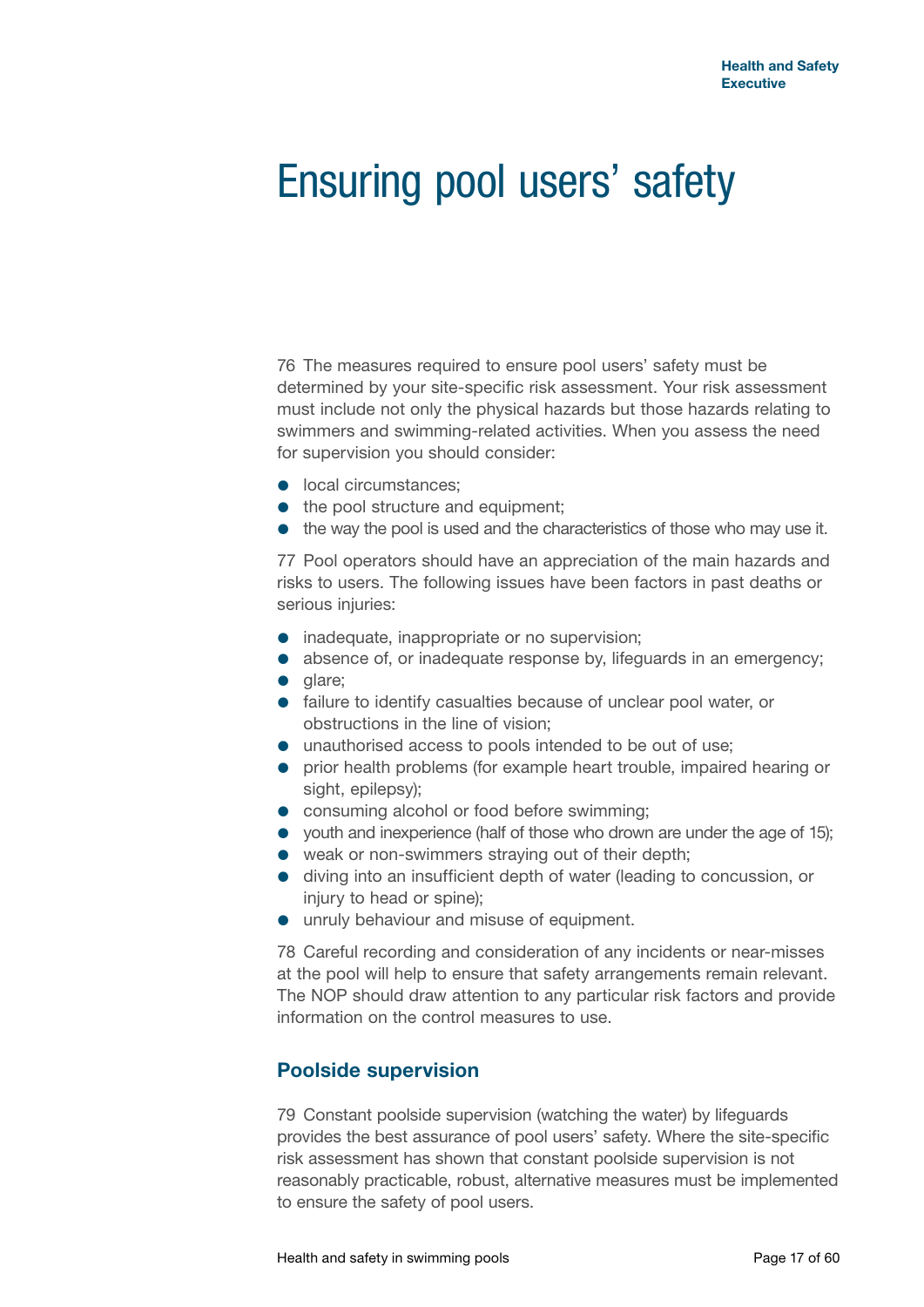# Ensuring pool users' safety

76 The measures required to ensure pool users' safety must be determined by your site-specific risk assessment. Your risk assessment must include not only the physical hazards but those hazards relating to swimmers and swimming-related activities. When you assess the need for supervision you should consider:

- local circumstances;
- the pool structure and equipment;
- the way the pool is used and the characteristics of those who may use it.

77 Pool operators should have an appreciation of the main hazards and risks to users. The following issues have been factors in past deaths or serious injuries:

- inadequate, inappropriate or no supervision;
- absence of, or inadequate response by, lifeguards in an emergency;
- glare;
- failure to identify casualties because of unclear pool water, or obstructions in the line of vision;
- unauthorised access to pools intended to be out of use;
- prior health problems (for example heart trouble, impaired hearing or sight, epilepsy);
- consuming alcohol or food before swimming;
- youth and inexperience (half of those who drown are under the age of 15);
- weak or non-swimmers straying out of their depth;
- diving into an insufficient depth of water (leading to concussion, or injury to head or spine);
- unruly behaviour and misuse of equipment.

78 Careful recording and consideration of any incidents or near-misses at the pool will help to ensure that safety arrangements remain relevant. The NOP should draw attention to any particular risk factors and provide information on the control measures to use.

## Poolside supervision

79 Constant poolside supervision (watching the water) by lifeguards provides the best assurance of pool users' safety. Where the site-specific risk assessment has shown that constant poolside supervision is not reasonably practicable, robust, alternative measures must be implemented to ensure the safety of pool users.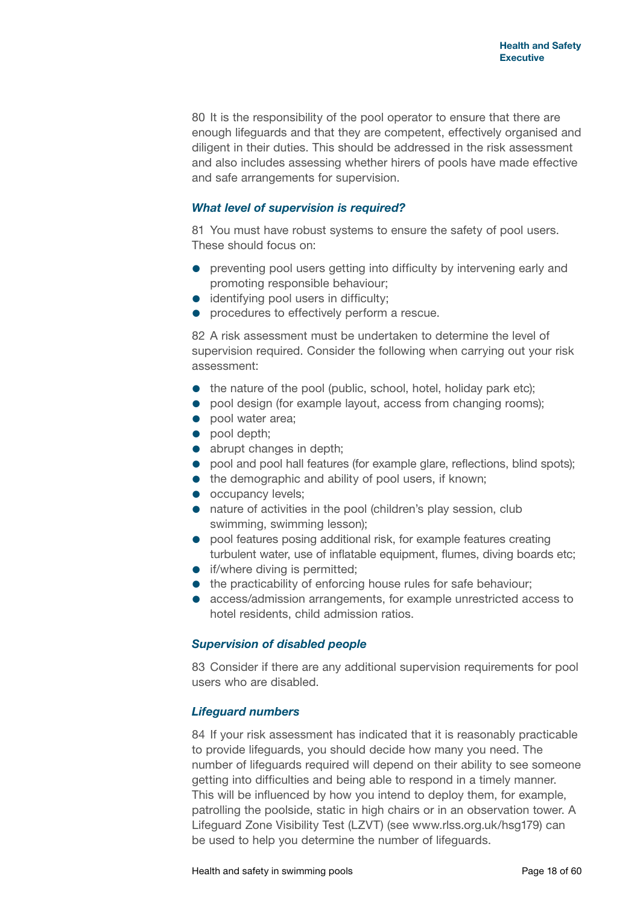80 It is the responsibility of the pool operator to ensure that there are enough lifeguards and that they are competent, effectively organised and diligent in their duties. This should be addressed in the risk assessment and also includes assessing whether hirers of pools have made effective and safe arrangements for supervision.

### *What level of supervision is required?*

81 You must have robust systems to ensure the safety of pool users. These should focus on:

- preventing pool users getting into difficulty by intervening early and promoting responsible behaviour;
- identifying pool users in difficulty;
- procedures to effectively perform a rescue.

82 A risk assessment must be undertaken to determine the level of supervision required. Consider the following when carrying out your risk assessment:

- the nature of the pool (public, school, hotel, holiday park etc);
- pool design (for example layout, access from changing rooms);
- pool water area;
- pool depth;
- abrupt changes in depth;
- pool and pool hall features (for example glare, reflections, blind spots);
- the demographic and ability of pool users, if known;
- occupancy levels;
- nature of activities in the pool (children's play session, club swimming, swimming lesson);
- pool features posing additional risk, for example features creating turbulent water, use of inflatable equipment, flumes, diving boards etc;
- if/where diving is permitted;
- the practicability of enforcing house rules for safe behaviour;
- access/admission arrangements, for example unrestricted access to hotel residents, child admission ratios.

### *Supervision of disabled people*

83 Consider if there are any additional supervision requirements for pool users who are disabled.

### *Lifeguard numbers*

84 If your risk assessment has indicated that it is reasonably practicable to provide lifeguards, you should decide how many you need. The number of lifeguards required will depend on their ability to see someone getting into difficulties and being able to respond in a timely manner. This will be influenced by how you intend to deploy them, for example, patrolling the poolside, static in high chairs or in an observation tower. A Lifeguard Zone Visibility Test (LZVT) (see www.rlss.org.uk/hsg179) can be used to help you determine the number of lifeguards.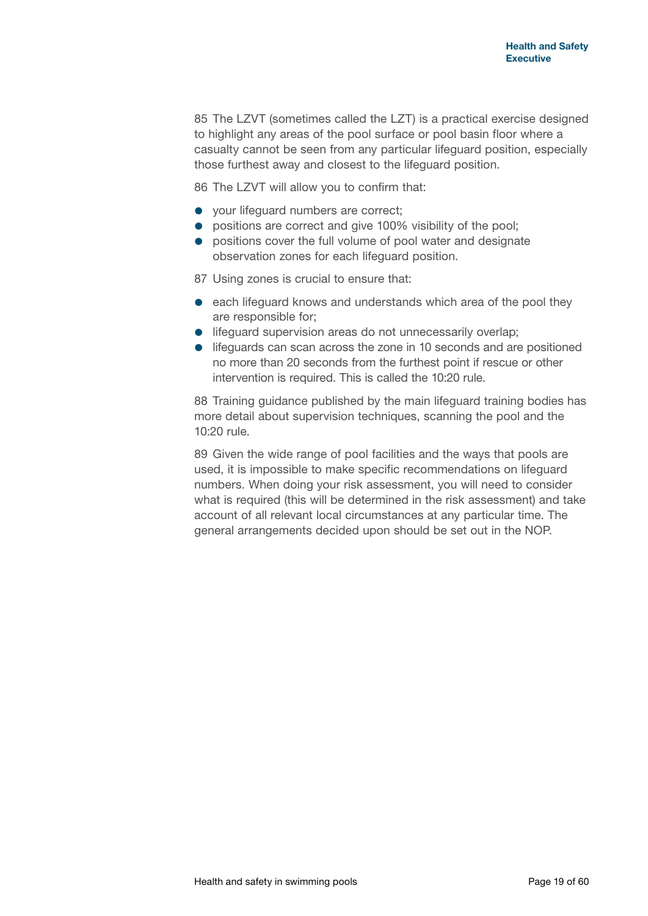85 The LZVT (sometimes called the LZT) is a practical exercise designed to highlight any areas of the pool surface or pool basin floor where a casualty cannot be seen from any particular lifeguard position, especially those furthest away and closest to the lifeguard position.

86 The LZVT will allow you to confirm that:

- your lifeguard numbers are correct;
- positions are correct and give 100% visibility of the pool;
- positions cover the full volume of pool water and designate observation zones for each lifeguard position.

87 Using zones is crucial to ensure that:

- each lifeguard knows and understands which area of the pool they are responsible for;
- lifeguard supervision areas do not unnecessarily overlap;
- lifeguards can scan across the zone in 10 seconds and are positioned no more than 20 seconds from the furthest point if rescue or other intervention is required. This is called the 10:20 rule.

88 Training guidance published by the main lifeguard training bodies has more detail about supervision techniques, scanning the pool and the 10:20 rule.

89 Given the wide range of pool facilities and the ways that pools are used, it is impossible to make specific recommendations on lifeguard numbers. When doing your risk assessment, you will need to consider what is required (this will be determined in the risk assessment) and take account of all relevant local circumstances at any particular time. The general arrangements decided upon should be set out in the NOP.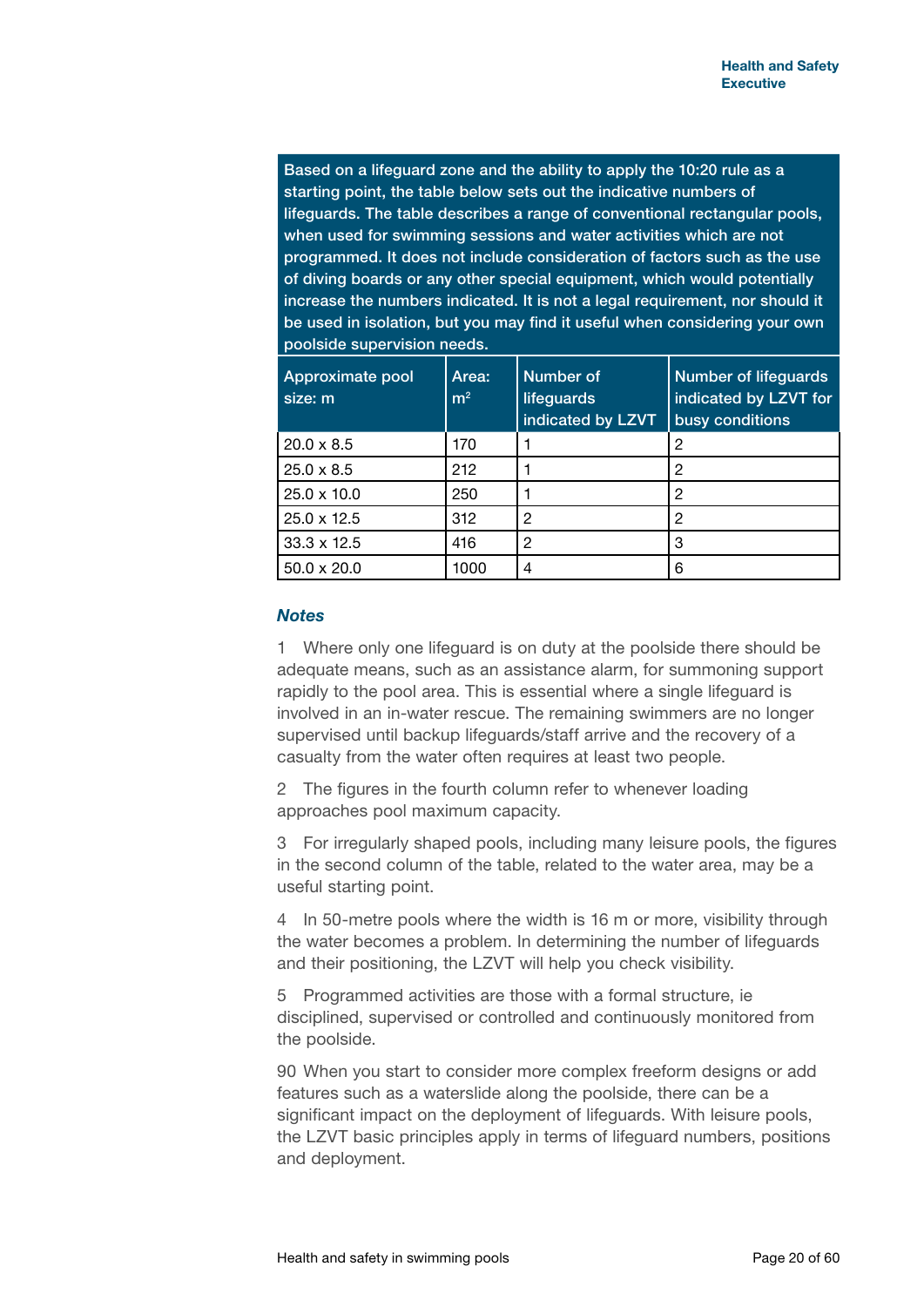Based on a lifeguard zone and the ability to apply the 10:20 rule as a starting point, the table below sets out the indicative numbers of lifeguards. The table describes a range of conventional rectangular pools, when used for swimming sessions and water activities which are not programmed. It does not include consideration of factors such as the use of diving boards or any other special equipment, which would potentially increase the numbers indicated. It is not a legal requirement, nor should it be used in isolation, but you may find it useful when considering your own poolside supervision needs.

| Approximate pool size: m | Area: $m^2$ | Number of lifeguards indicated by LZVT | Number of lifeguards indicated by LZVT for busy conditions |
|---|---|---|---|
| 20.0 x 8.5 | 170 | 1 | 2 |
| 25.0 x 8.5 | 212 | 1 | 2 |
| 25.0 x 10.0 | 250 | 1 | 2 |
| 25.0 x 12.5 | 312 | 2 | 2 |
| 33.3 x 12.5 | 416 | 2 | 3 |
| 50.0 x 20.0 | 1000 | 4 | 6 |

***Notes***

1 Where only one lifeguard is on duty at the poolside there should be adequate means, such as an assistance alarm, for summoning support rapidly to the pool area. This is essential where a single lifeguard is involved in an in-water rescue. The remaining swimmers are no longer supervised until backup lifeguards/staff arrive and the recovery of a casualty from the water often requires at least two people.

2 The figures in the fourth column refer to whenever loading approaches pool maximum capacity.

3 For irregularly shaped pools, including many leisure pools, the figures in the second column of the table, related to the water area, may be a useful starting point.

4 In 50-metre pools where the width is 16 m or more, visibility through the water becomes a problem. In determining the number of lifeguards and their positioning, the LZVT will help you check visibility.

5 Programmed activities are those with a formal structure, ie disciplined, supervised or controlled and continuously monitored from the poolside.

90 When you start to consider more complex freeform designs or add features such as a waterslide along the poolside, there can be a significant impact on the deployment of lifeguards. With leisure pools, the LZVT basic principles apply in terms of lifeguard numbers, positions and deployment.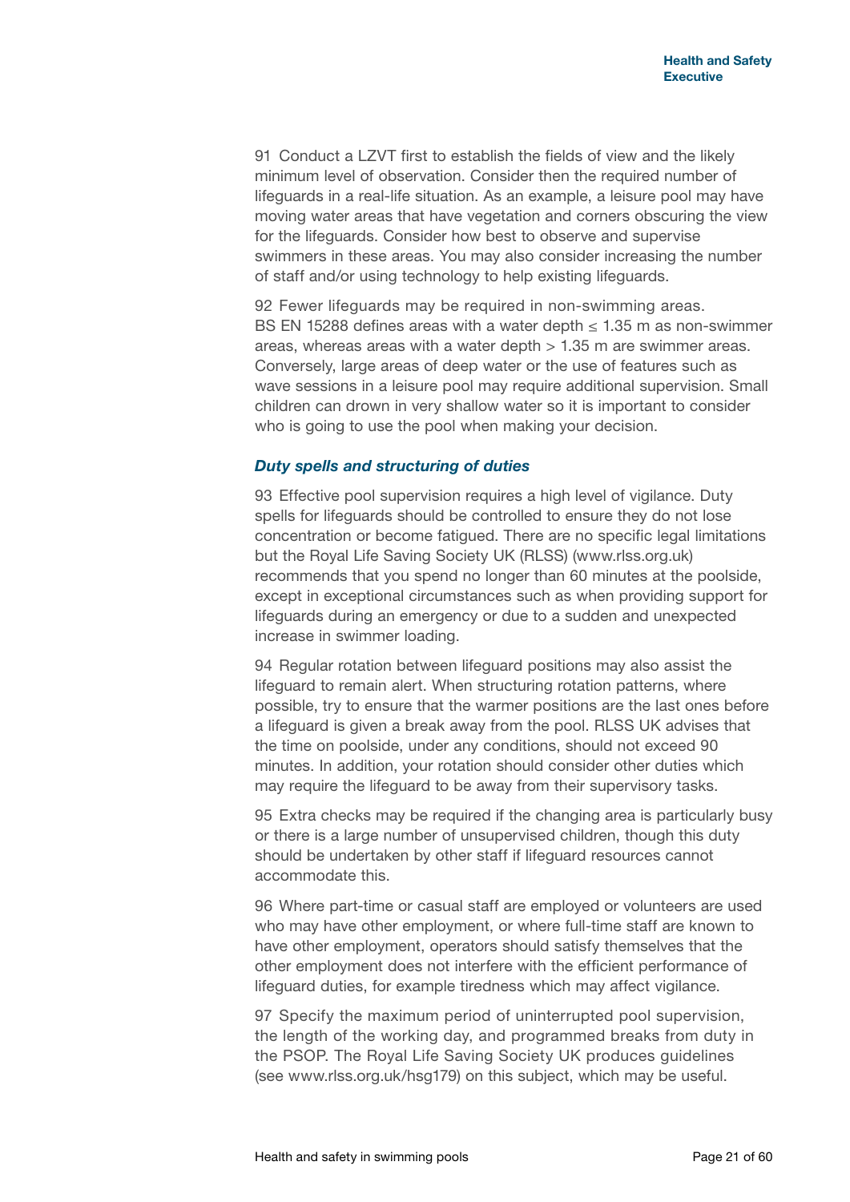91 Conduct a LZVT first to establish the fields of view and the likely minimum level of observation. Consider then the required number of lifeguards in a real-life situation. As an example, a leisure pool may have moving water areas that have vegetation and corners obscuring the view for the lifeguards. Consider how best to observe and supervise swimmers in these areas. You may also consider increasing the number of staff and/or using technology to help existing lifeguards.

92 Fewer lifeguards may be required in non-swimming areas. BS EN 15288 defines areas with a water depth $\leq$ 1.35 m as non-swimmer areas, whereas areas with a water depth $>$ 1.35 m are swimmer areas. Conversely, large areas of deep water or the use of features such as wave sessions in a leisure pool may require additional supervision. Small children can drown in very shallow water so it is important to consider who is going to use the pool when making your decision.

### *Duty spells and structuring of duties*

93 Effective pool supervision requires a high level of vigilance. Duty spells for lifeguards should be controlled to ensure they do not lose concentration or become fatigued. There are no specific legal limitations but the Royal Life Saving Society UK (RLSS) (www.rlss.org.uk) recommends that you spend no longer than 60 minutes at the poolside, except in exceptional circumstances such as when providing support for lifeguards during an emergency or due to a sudden and unexpected increase in swimmer loading.

94 Regular rotation between lifeguard positions may also assist the lifeguard to remain alert. When structuring rotation patterns, where possible, try to ensure that the warmer positions are the last ones before a lifeguard is given a break away from the pool. RLSS UK advises that the time on poolside, under any conditions, should not exceed 90 minutes. In addition, your rotation should consider other duties which may require the lifeguard to be away from their supervisory tasks.

95 Extra checks may be required if the changing area is particularly busy or there is a large number of unsupervised children, though this duty should be undertaken by other staff if lifeguard resources cannot accommodate this.

96 Where part-time or casual staff are employed or volunteers are used who may have other employment, or where full-time staff are known to have other employment, operators should satisfy themselves that the other employment does not interfere with the efficient performance of lifeguard duties, for example tiredness which may affect vigilance.

97 Specify the maximum period of uninterrupted pool supervision, the length of the working day, and programmed breaks from duty in the PSOP. The Royal Life Saving Society UK produces guidelines (see www.rlss.org.uk/hsg179) on this subject, which may be useful.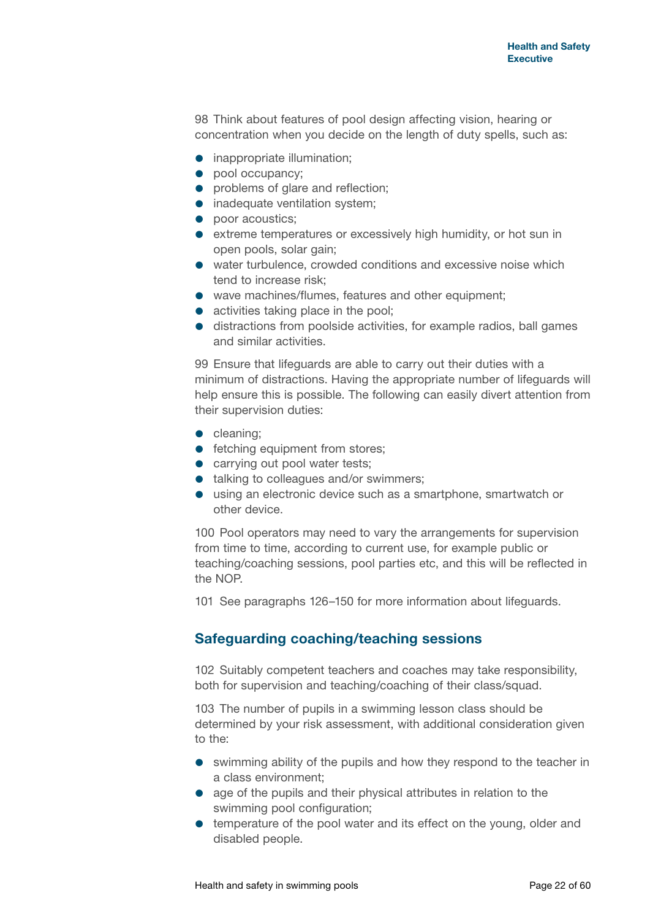98 Think about features of pool design affecting vision, hearing or concentration when you decide on the length of duty spells, such as:

- inappropriate illumination;
- pool occupancy;
- problems of glare and reflection;
- inadequate ventilation system;
- poor acoustics;
- extreme temperatures or excessively high humidity, or hot sun in open pools, solar gain;
- water turbulence, crowded conditions and excessive noise which tend to increase risk;
- wave machines/flumes, features and other equipment;
- activities taking place in the pool;
- distractions from poolside activities, for example radios, ball games and similar activities.

99 Ensure that lifeguards are able to carry out their duties with a minimum of distractions. Having the appropriate number of lifeguards will help ensure this is possible. The following can easily divert attention from their supervision duties:

- cleaning;
- fetching equipment from stores;
- carrying out pool water tests;
- talking to colleagues and/or swimmers;
- using an electronic device such as a smartphone, smartwatch or other device.

100 Pool operators may need to vary the arrangements for supervision from time to time, according to current use, for example public or teaching/coaching sessions, pool parties etc, and this will be reflected in the NOP.

101 See paragraphs 126–150 for more information about lifeguards.

## Safeguarding coaching/teaching sessions

102 Suitably competent teachers and coaches may take responsibility, both for supervision and teaching/coaching of their class/squad.

103 The number of pupils in a swimming lesson class should be determined by your risk assessment, with additional consideration given to the:

- swimming ability of the pupils and how they respond to the teacher in a class environment;
- age of the pupils and their physical attributes in relation to the swimming pool configuration;
- temperature of the pool water and its effect on the young, older and disabled people.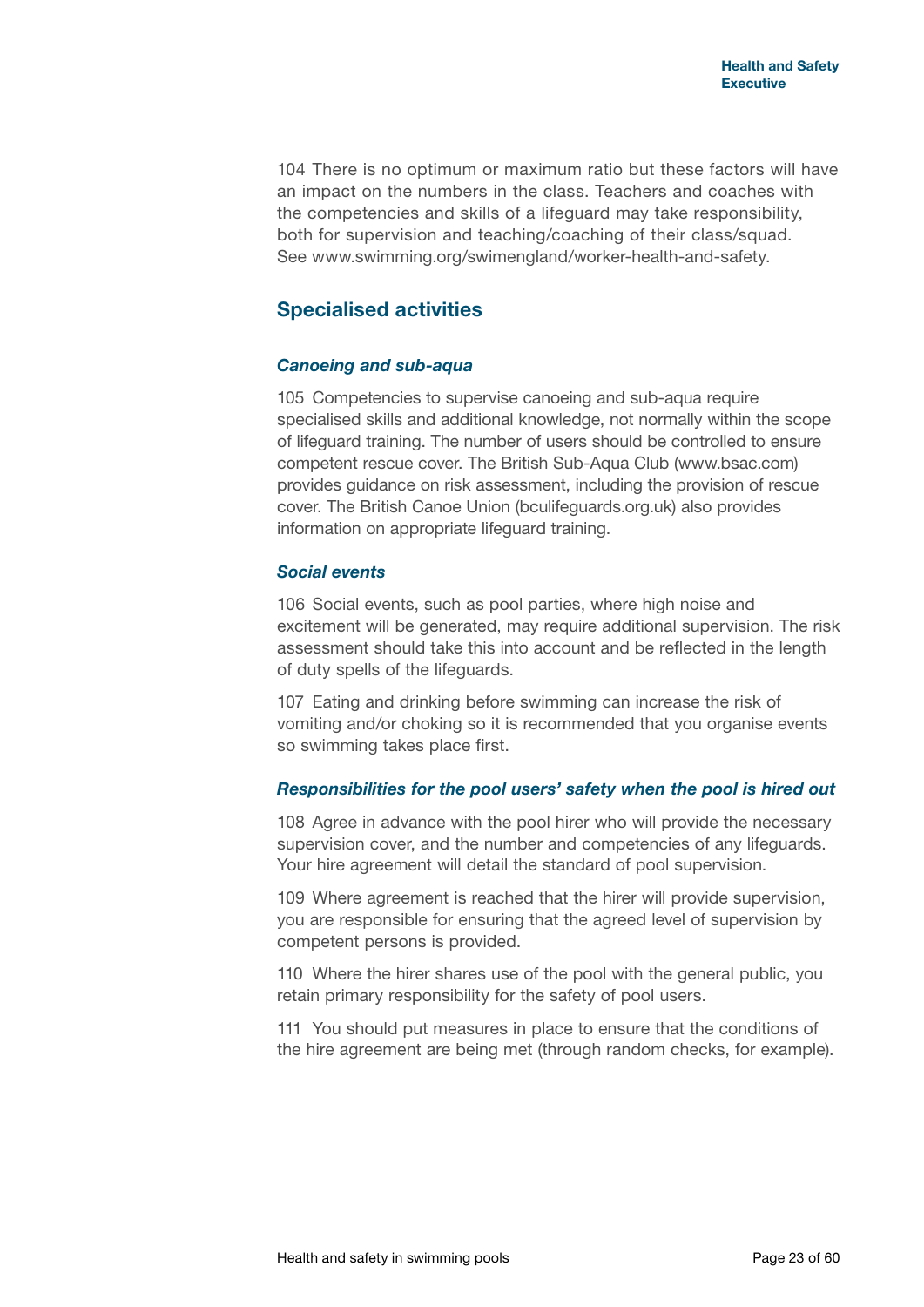104 There is no optimum or maximum ratio but these factors will have an impact on the numbers in the class. Teachers and coaches with the competencies and skills of a lifeguard may take responsibility, both for supervision and teaching/coaching of their class/squad. See www.swimming.org/swimengland/worker-health-and-safety.

## Specialised activities

### *Canoeing and sub-aqua*

105 Competencies to supervise canoeing and sub-aqua require specialised skills and additional knowledge, not normally within the scope of lifeguard training. The number of users should be controlled to ensure competent rescue cover. The British Sub-Aqua Club (www.bsac.com) provides guidance on risk assessment, including the provision of rescue cover. The British Canoe Union (bculifeguards.org.uk) also provides information on appropriate lifeguard training.

### *Social events*

106 Social events, such as pool parties, where high noise and excitement will be generated, may require additional supervision. The risk assessment should take this into account and be reflected in the length of duty spells of the lifeguards.

107 Eating and drinking before swimming can increase the risk of vomiting and/or choking so it is recommended that you organise events so swimming takes place first.

### *Responsibilities for the pool users' safety when the pool is hired out*

108 Agree in advance with the pool hirer who will provide the necessary supervision cover, and the number and competencies of any lifeguards. Your hire agreement will detail the standard of pool supervision.

109 Where agreement is reached that the hirer will provide supervision, you are responsible for ensuring that the agreed level of supervision by competent persons is provided.

110 Where the hirer shares use of the pool with the general public, you retain primary responsibility for the safety of pool users.

111 You should put measures in place to ensure that the conditions of the hire agreement are being met (through random checks, for example).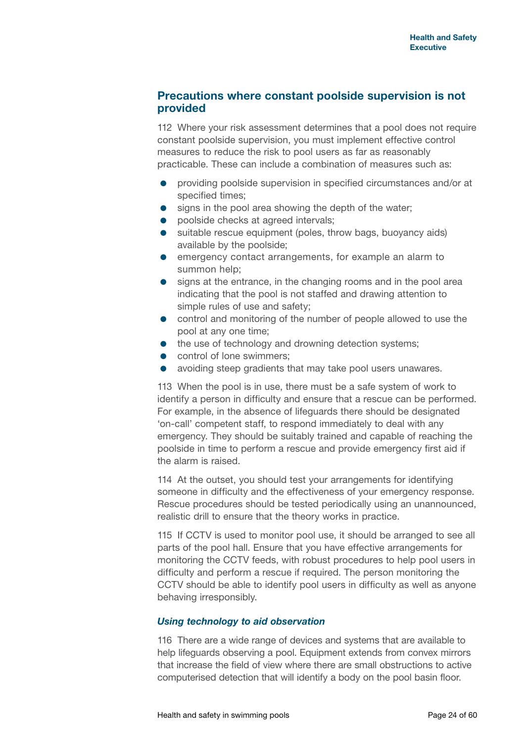## Precautions where constant poolside supervision is not provided

112 Where your risk assessment determines that a pool does not require constant poolside supervision, you must implement effective control measures to reduce the risk to pool users as far as reasonably practicable. These can include a combination of measures such as:

- providing poolside supervision in specified circumstances and/or at specified times;
- signs in the pool area showing the depth of the water;
- poolside checks at agreed intervals;
- suitable rescue equipment (poles, throw bags, buoyancy aids) available by the poolside;
- emergency contact arrangements, for example an alarm to summon help;
- signs at the entrance, in the changing rooms and in the pool area indicating that the pool is not staffed and drawing attention to simple rules of use and safety;
- control and monitoring of the number of people allowed to use the pool at any one time;
- the use of technology and drowning detection systems;
- control of lone swimmers;
- avoiding steep gradients that may take pool users unawares.

113 When the pool is in use, there must be a safe system of work to identify a person in difficulty and ensure that a rescue can be performed. For example, in the absence of lifeguards there should be designated 'on-call' competent staff, to respond immediately to deal with any emergency. They should be suitably trained and capable of reaching the poolside in time to perform a rescue and provide emergency first aid if the alarm is raised.

114 At the outset, you should test your arrangements for identifying someone in difficulty and the effectiveness of your emergency response. Rescue procedures should be tested periodically using an unannounced, realistic drill to ensure that the theory works in practice.

115 If CCTV is used to monitor pool use, it should be arranged to see all parts of the pool hall. Ensure that you have effective arrangements for monitoring the CCTV feeds, with robust procedures to help pool users in difficulty and perform a rescue if required. The person monitoring the CCTV should be able to identify pool users in difficulty as well as anyone behaving irresponsibly.

### *Using technology to aid observation*

116 There are a wide range of devices and systems that are available to help lifeguards observing a pool. Equipment extends from convex mirrors that increase the field of view where there are small obstructions to active computerised detection that will identify a body on the pool basin floor.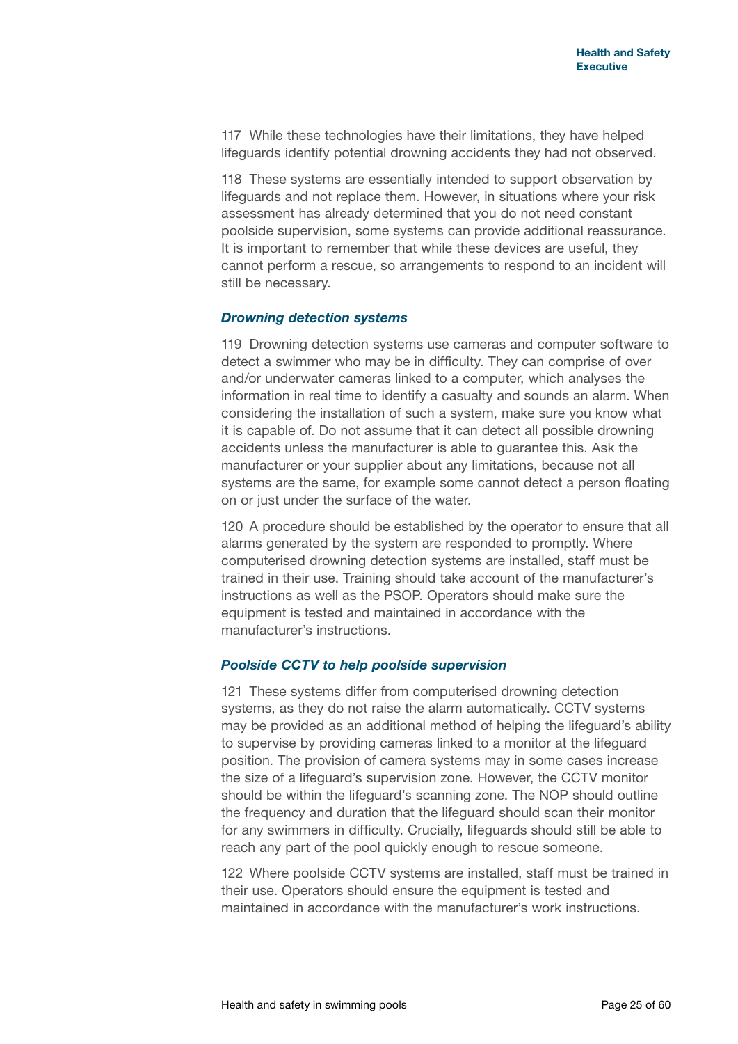117 While these technologies have their limitations, they have helped lifeguards identify potential drowning accidents they had not observed.

118 These systems are essentially intended to support observation by lifeguards and not replace them. However, in situations where your risk assessment has already determined that you do not need constant poolside supervision, some systems can provide additional reassurance. It is important to remember that while these devices are useful, they cannot perform a rescue, so arrangements to respond to an incident will still be necessary.

### *Drowning detection systems*

119 Drowning detection systems use cameras and computer software to detect a swimmer who may be in difficulty. They can comprise of over and/or underwater cameras linked to a computer, which analyses the information in real time to identify a casualty and sounds an alarm. When considering the installation of such a system, make sure you know what it is capable of. Do not assume that it can detect all possible drowning accidents unless the manufacturer is able to guarantee this. Ask the manufacturer or your supplier about any limitations, because not all systems are the same, for example some cannot detect a person floating on or just under the surface of the water.

120 A procedure should be established by the operator to ensure that all alarms generated by the system are responded to promptly. Where computerised drowning detection systems are installed, staff must be trained in their use. Training should take account of the manufacturer's instructions as well as the PSOP. Operators should make sure the equipment is tested and maintained in accordance with the manufacturer's instructions.

### *Poolside CCTV to help poolside supervision*

121 These systems differ from computerised drowning detection systems, as they do not raise the alarm automatically. CCTV systems may be provided as an additional method of helping the lifeguard's ability to supervise by providing cameras linked to a monitor at the lifeguard position. The provision of camera systems may in some cases increase the size of a lifeguard's supervision zone. However, the CCTV monitor should be within the lifeguard's scanning zone. The NOP should outline the frequency and duration that the lifeguard should scan their monitor for any swimmers in difficulty. Crucially, lifeguards should still be able to reach any part of the pool quickly enough to rescue someone.

122 Where poolside CCTV systems are installed, staff must be trained in their use. Operators should ensure the equipment is tested and maintained in accordance with the manufacturer's work instructions.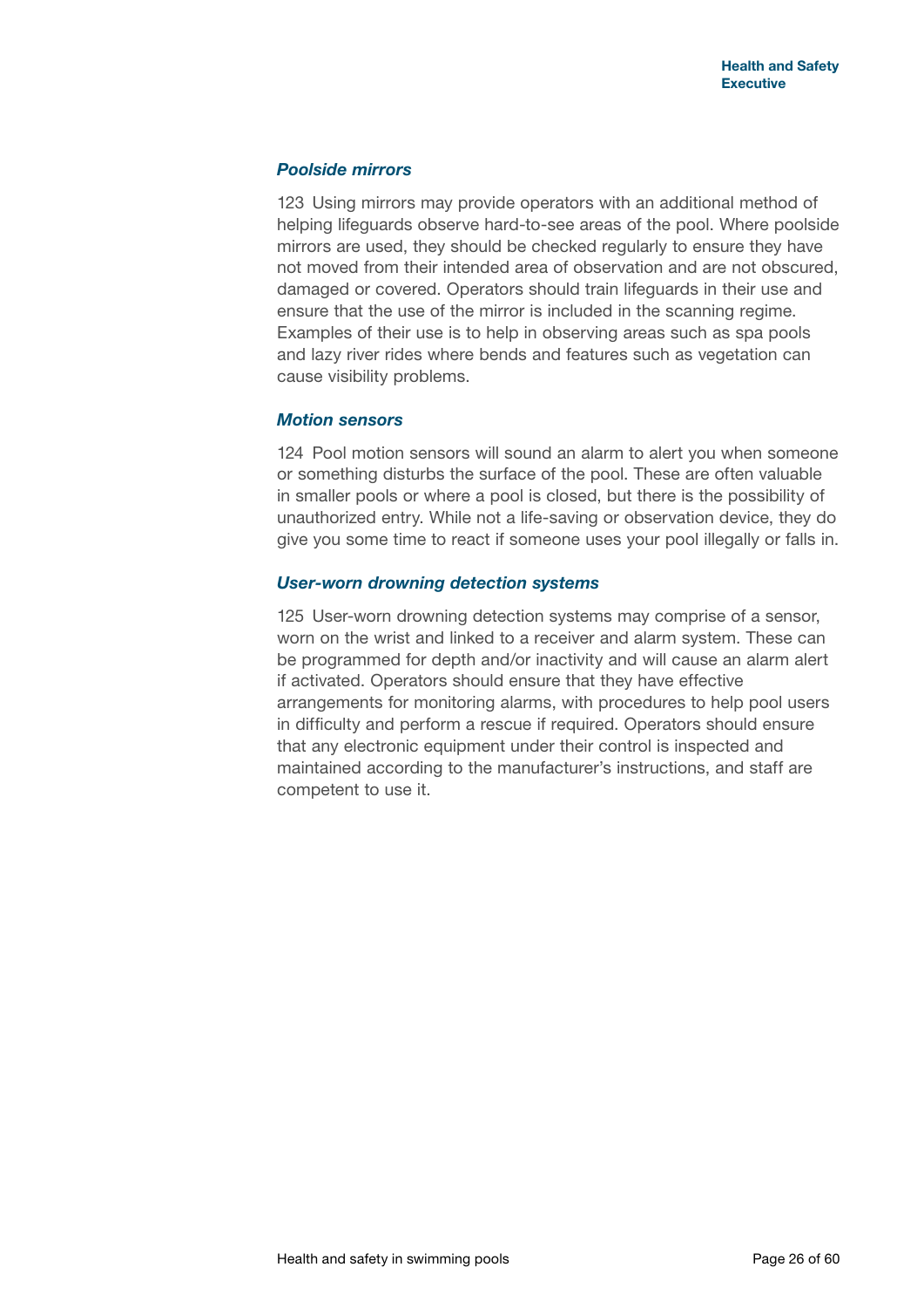### *Poolside mirrors*

123 Using mirrors may provide operators with an additional method of helping lifeguards observe hard-to-see areas of the pool. Where poolside mirrors are used, they should be checked regularly to ensure they have not moved from their intended area of observation and are not obscured, damaged or covered. Operators should train lifeguards in their use and ensure that the use of the mirror is included in the scanning regime. Examples of their use is to help in observing areas such as spa pools and lazy river rides where bends and features such as vegetation can cause visibility problems.

### *Motion sensors*

124 Pool motion sensors will sound an alarm to alert you when someone or something disturbs the surface of the pool. These are often valuable in smaller pools or where a pool is closed, but there is the possibility of unauthorized entry. While not a life-saving or observation device, they do give you some time to react if someone uses your pool illegally or falls in.

### *User-worn drowning detection systems*

125 User-worn drowning detection systems may comprise of a sensor, worn on the wrist and linked to a receiver and alarm system. These can be programmed for depth and/or inactivity and will cause an alarm alert if activated. Operators should ensure that they have effective arrangements for monitoring alarms, with procedures to help pool users in difficulty and perform a rescue if required. Operators should ensure that any electronic equipment under their control is inspected and maintained according to the manufacturer's instructions, and staff are competent to use it.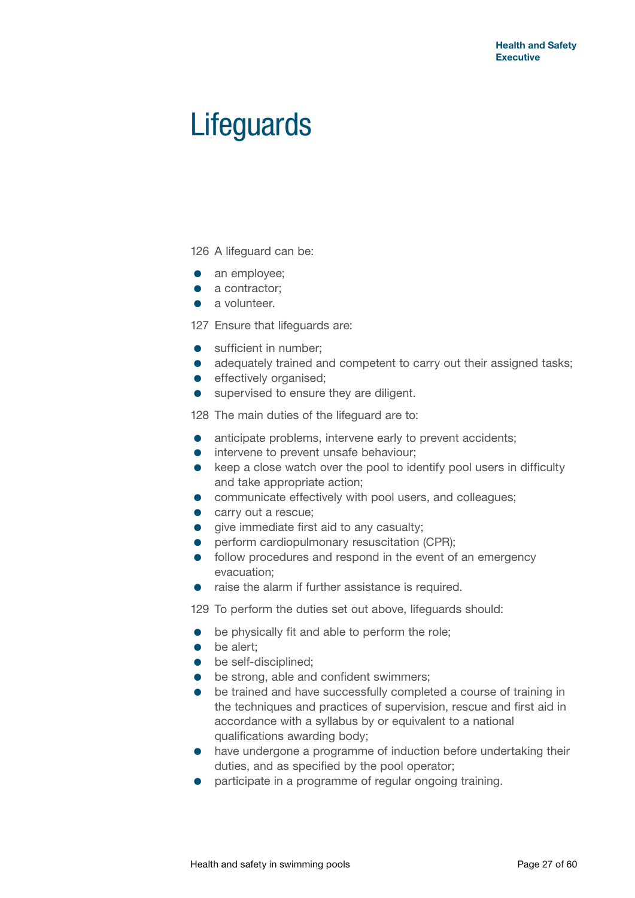# Lifeguards

126 A lifeguard can be:

- an employee;
- a contractor;
- a volunteer.

127 Ensure that lifeguards are:

- sufficient in number;
- adequately trained and competent to carry out their assigned tasks;
- effectively organised;
- supervised to ensure they are diligent.

128 The main duties of the lifeguard are to:

- anticipate problems, intervene early to prevent accidents;
- intervene to prevent unsafe behaviour;
- keep a close watch over the pool to identify pool users in difficulty and take appropriate action;
- communicate effectively with pool users, and colleagues;
- carry out a rescue;
- give immediate first aid to any casualty;
- perform cardiopulmonary resuscitation (CPR);
- follow procedures and respond in the event of an emergency evacuation;
- raise the alarm if further assistance is required.

129 To perform the duties set out above, lifeguards should:

- be physically fit and able to perform the role;
- be alert;
- be self-disciplined;
- be strong, able and confident swimmers;
- be trained and have successfully completed a course of training in the techniques and practices of supervision, rescue and first aid in accordance with a syllabus by or equivalent to a national qualifications awarding body;
- have undergone a programme of induction before undertaking their duties, and as specified by the pool operator;
- participate in a programme of regular ongoing training.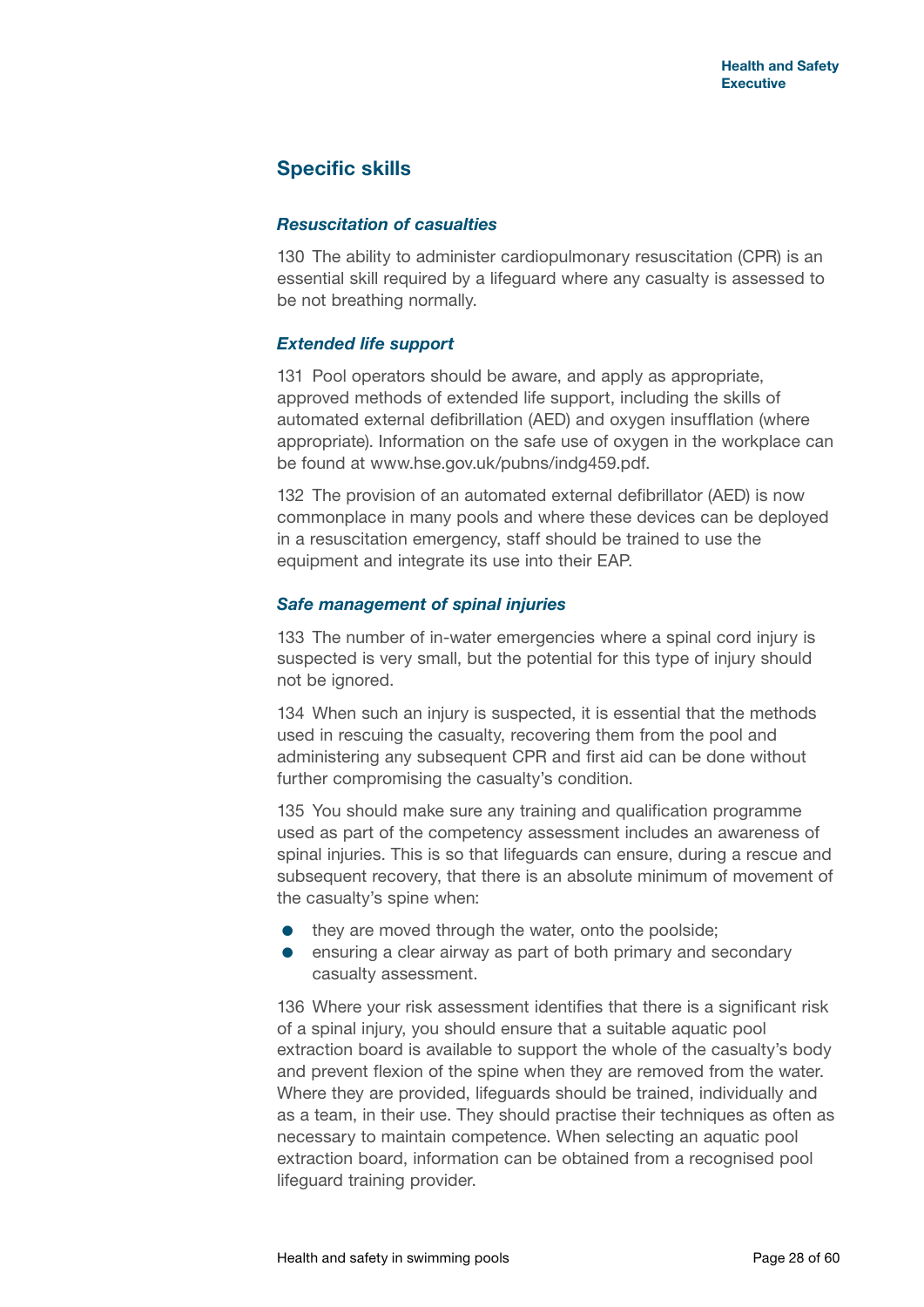## Specific skills

### *Resuscitation of casualties*

130 The ability to administer cardiopulmonary resuscitation (CPR) is an essential skill required by a lifeguard where any casualty is assessed to be not breathing normally.

### *Extended life support*

131 Pool operators should be aware, and apply as appropriate, approved methods of extended life support, including the skills of automated external defibrillation (AED) and oxygen insufflation (where appropriate). Information on the safe use of oxygen in the workplace can be found at www.hse.gov.uk/pubns/indg459.pdf.

132 The provision of an automated external defibrillator (AED) is now commonplace in many pools and where these devices can be deployed in a resuscitation emergency, staff should be trained to use the equipment and integrate its use into their EAP.

### *Safe management of spinal injuries*

133 The number of in-water emergencies where a spinal cord injury is suspected is very small, but the potential for this type of injury should not be ignored.

134 When such an injury is suspected, it is essential that the methods used in rescuing the casualty, recovering them from the pool and administering any subsequent CPR and first aid can be done without further compromising the casualty's condition.

135 You should make sure any training and qualification programme used as part of the competency assessment includes an awareness of spinal injuries. This is so that lifeguards can ensure, during a rescue and subsequent recovery, that there is an absolute minimum of movement of the casualty's spine when:

- they are moved through the water, onto the poolside;
- ensuring a clear airway as part of both primary and secondary casualty assessment.

136 Where your risk assessment identifies that there is a significant risk of a spinal injury, you should ensure that a suitable aquatic pool extraction board is available to support the whole of the casualty's body and prevent flexion of the spine when they are removed from the water. Where they are provided, lifeguards should be trained, individually and as a team, in their use. They should practise their techniques as often as necessary to maintain competence. When selecting an aquatic pool extraction board, information can be obtained from a recognised pool lifeguard training provider.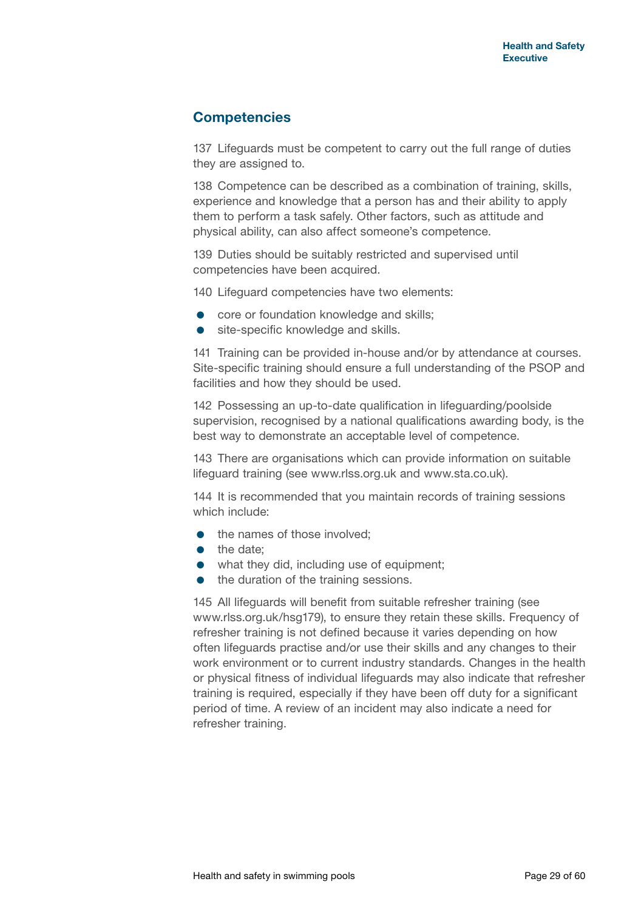## Competencies

137 Lifeguards must be competent to carry out the full range of duties they are assigned to.

138 Competence can be described as a combination of training, skills, experience and knowledge that a person has and their ability to apply them to perform a task safely. Other factors, such as attitude and physical ability, can also affect someone's competence.

139 Duties should be suitably restricted and supervised until competencies have been acquired.

140 Lifeguard competencies have two elements:

- core or foundation knowledge and skills;
- site-specific knowledge and skills.

141 Training can be provided in-house and/or by attendance at courses. Site-specific training should ensure a full understanding of the PSOP and facilities and how they should be used.

142 Possessing an up-to-date qualification in lifeguarding/poolside supervision, recognised by a national qualifications awarding body, is the best way to demonstrate an acceptable level of competence.

143 There are organisations which can provide information on suitable lifeguard training (see www.rlss.org.uk and www.sta.co.uk).

144 It is recommended that you maintain records of training sessions which include:

- the names of those involved;
- the date;
- what they did, including use of equipment;
- the duration of the training sessions.

145 All lifeguards will benefit from suitable refresher training (see www.rlss.org.uk/hsg179), to ensure they retain these skills. Frequency of refresher training is not defined because it varies depending on how often lifeguards practise and/or use their skills and any changes to their work environment or to current industry standards. Changes in the health or physical fitness of individual lifeguards may also indicate that refresher training is required, especially if they have been off duty for a significant period of time. A review of an incident may also indicate a need for refresher training.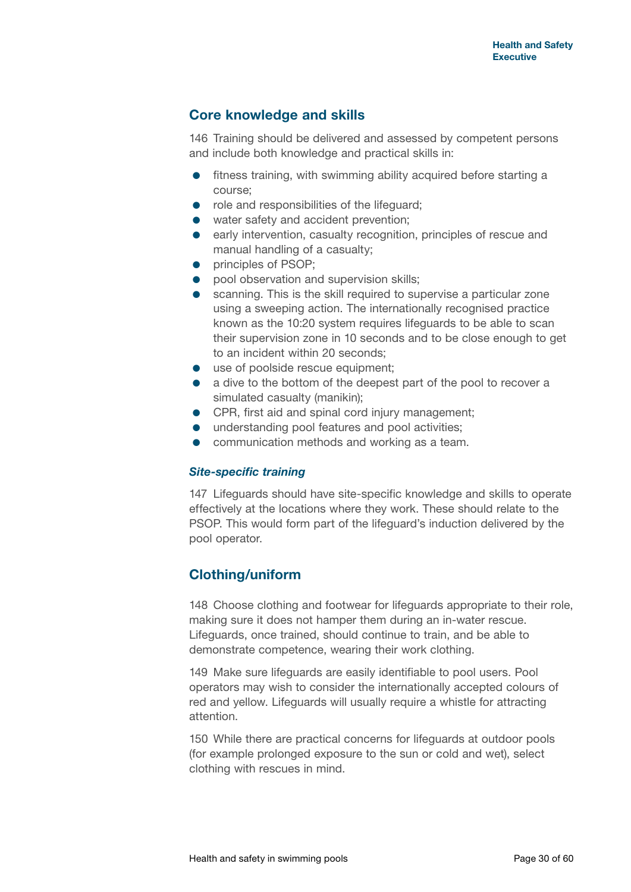## Core knowledge and skills

146 Training should be delivered and assessed by competent persons and include both knowledge and practical skills in:

- fitness training, with swimming ability acquired before starting a course;
- role and responsibilities of the lifeguard;
- water safety and accident prevention;
- early intervention, casualty recognition, principles of rescue and manual handling of a casualty;
- principles of PSOP;
- pool observation and supervision skills;
- scanning. This is the skill required to supervise a particular zone using a sweeping action. The internationally recognised practice known as the 10:20 system requires lifeguards to be able to scan their supervision zone in 10 seconds and to be close enough to get to an incident within 20 seconds;
- use of poolside rescue equipment;
- a dive to the bottom of the deepest part of the pool to recover a simulated casualty (manikin);
- CPR, first aid and spinal cord injury management;
- understanding pool features and pool activities;
- communication methods and working as a team.

### *Site-specific training*

147 Lifeguards should have site-specific knowledge and skills to operate effectively at the locations where they work. These should relate to the PSOP. This would form part of the lifeguard's induction delivered by the pool operator.

## Clothing/uniform

148 Choose clothing and footwear for lifeguards appropriate to their role, making sure it does not hamper them during an in-water rescue. Lifeguards, once trained, should continue to train, and be able to demonstrate competence, wearing their work clothing.

149 Make sure lifeguards are easily identifiable to pool users. Pool operators may wish to consider the internationally accepted colours of red and yellow. Lifeguards will usually require a whistle for attracting attention.

150 While there are practical concerns for lifeguards at outdoor pools (for example prolonged exposure to the sun or cold and wet), select clothing with rescues in mind.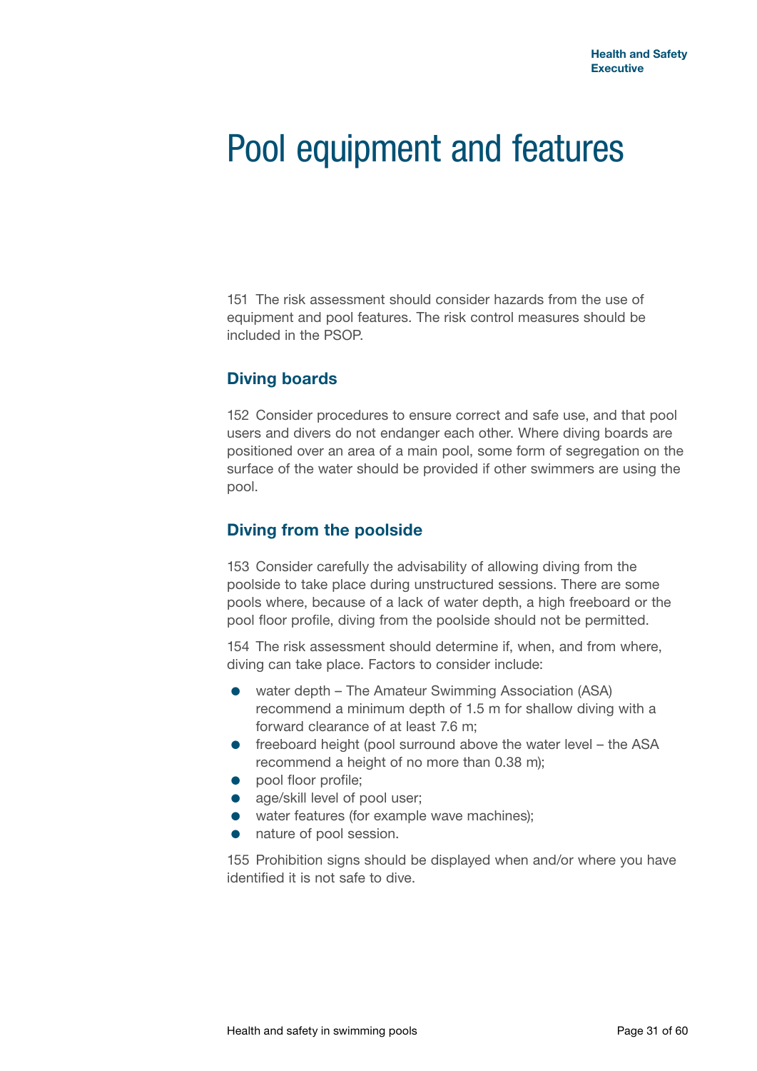# Pool equipment and features

151 The risk assessment should consider hazards from the use of equipment and pool features. The risk control measures should be included in the PSOP.

## Diving boards

152 Consider procedures to ensure correct and safe use, and that pool users and divers do not endanger each other. Where diving boards are positioned over an area of a main pool, some form of segregation on the surface of the water should be provided if other swimmers are using the pool.

## Diving from the poolside

153 Consider carefully the advisability of allowing diving from the poolside to take place during unstructured sessions. There are some pools where, because of a lack of water depth, a high freeboard or the pool floor profile, diving from the poolside should not be permitted.

154 The risk assessment should determine if, when, and from where, diving can take place. Factors to consider include:

- water depth – The Amateur Swimming Association (ASA) recommend a minimum depth of 1.5 m for shallow diving with a forward clearance of at least 7.6 m;
- freeboard height (pool surround above the water level – the ASA recommend a height of no more than 0.38 m);
- pool floor profile;
- age/skill level of pool user;
- water features (for example wave machines);
- nature of pool session.

155 Prohibition signs should be displayed when and/or where you have identified it is not safe to dive.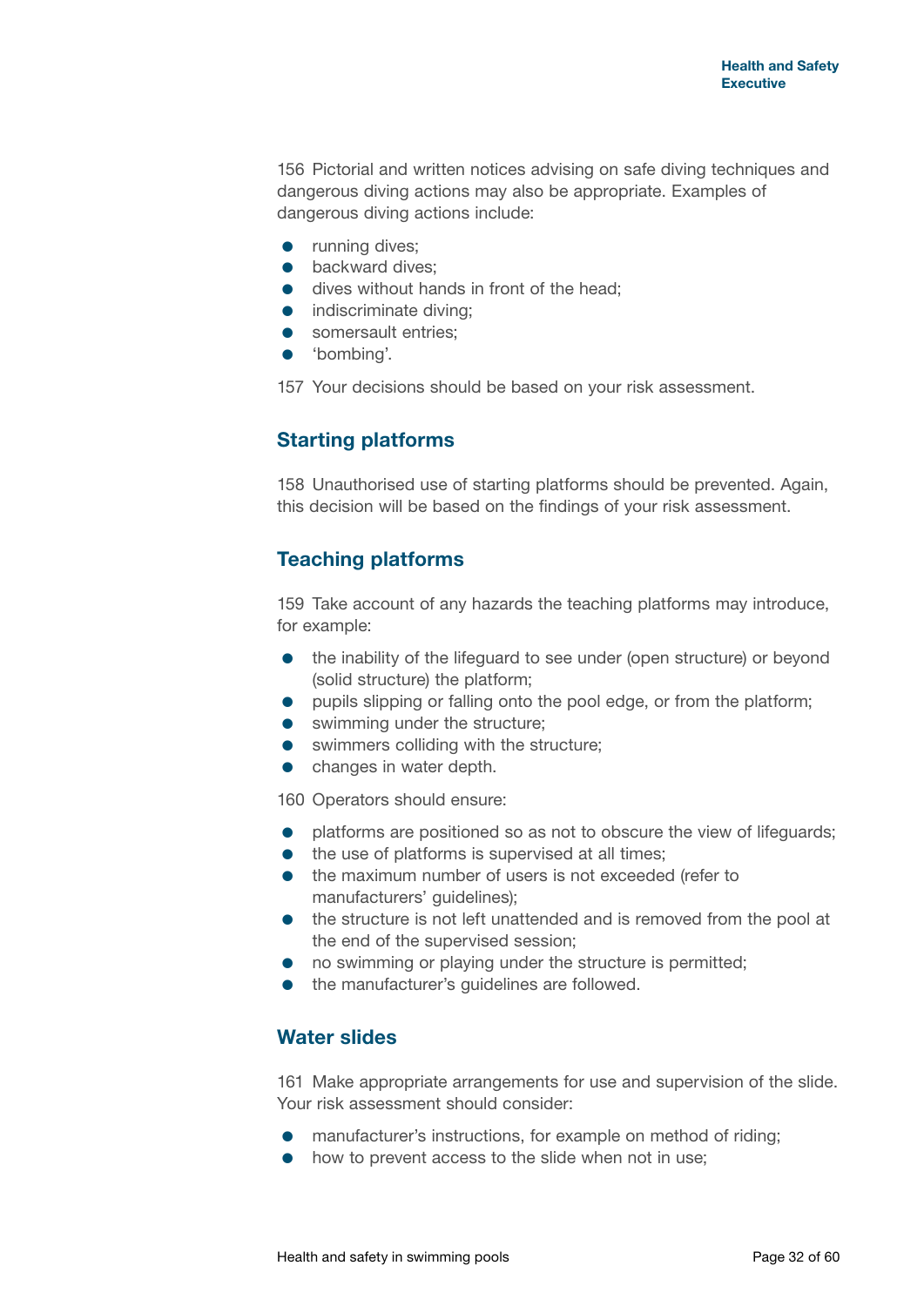156 Pictorial and written notices advising on safe diving techniques and dangerous diving actions may also be appropriate. Examples of dangerous diving actions include:

- running dives;
- backward dives;
- dives without hands in front of the head;
- indiscriminate diving;
- somersault entries;
- 'bombing'.

157 Your decisions should be based on your risk assessment.

## Starting platforms

158 Unauthorised use of starting platforms should be prevented. Again, this decision will be based on the findings of your risk assessment.

## Teaching platforms

159 Take account of any hazards the teaching platforms may introduce, for example:

- the inability of the lifeguard to see under (open structure) or beyond (solid structure) the platform;
- pupils slipping or falling onto the pool edge, or from the platform;
- swimming under the structure;
- swimmers colliding with the structure;
- changes in water depth.

160 Operators should ensure:

- platforms are positioned so as not to obscure the view of lifeguards;
- the use of platforms is supervised at all times;
- the maximum number of users is not exceeded (refer to manufacturers' guidelines);
- the structure is not left unattended and is removed from the pool at the end of the supervised session;
- no swimming or playing under the structure is permitted;
- the manufacturer's guidelines are followed.

## Water slides

161 Make appropriate arrangements for use and supervision of the slide. Your risk assessment should consider:

- manufacturer's instructions, for example on method of riding;
- how to prevent access to the slide when not in use;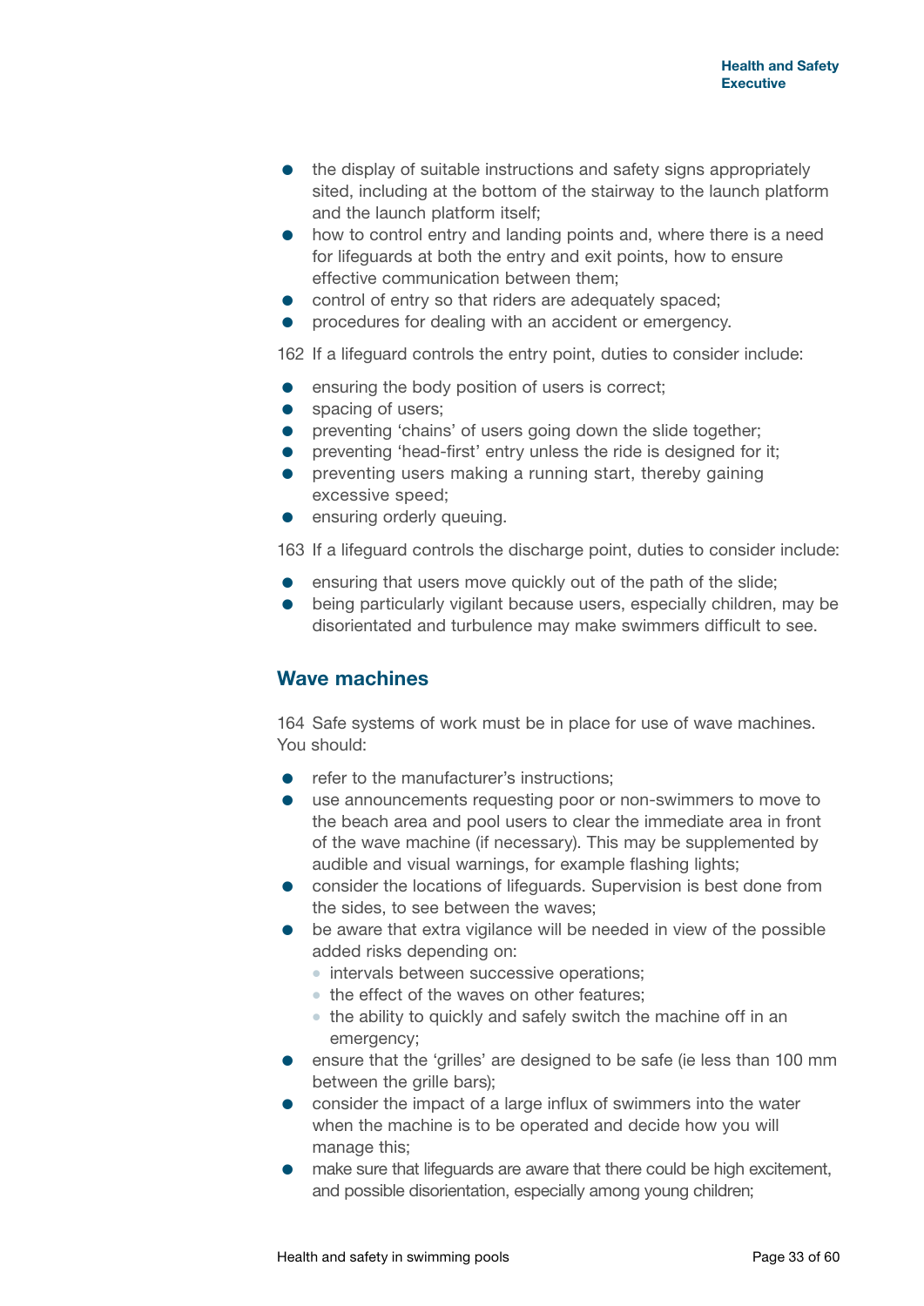- the display of suitable instructions and safety signs appropriately sited, including at the bottom of the stairway to the launch platform and the launch platform itself;
- how to control entry and landing points and, where there is a need for lifeguards at both the entry and exit points, how to ensure effective communication between them;
- control of entry so that riders are adequately spaced;
- procedures for dealing with an accident or emergency.

162 If a lifeguard controls the entry point, duties to consider include:

- ensuring the body position of users is correct;
- spacing of users;
- preventing 'chains' of users going down the slide together;
- preventing 'head-first' entry unless the ride is designed for it;
- preventing users making a running start, thereby gaining excessive speed;
- ensuring orderly queuing.

163 If a lifeguard controls the discharge point, duties to consider include:

- ensuring that users move quickly out of the path of the slide;
- being particularly vigilant because users, especially children, may be disorientated and turbulence may make swimmers difficult to see.

## Wave machines

164 Safe systems of work must be in place for use of wave machines. You should:

- refer to the manufacturer's instructions;
- use announcements requesting poor or non-swimmers to move to the beach area and pool users to clear the immediate area in front of the wave machine (if necessary). This may be supplemented by audible and visual warnings, for example flashing lights;
- consider the locations of lifeguards. Supervision is best done from the sides, to see between the waves;
- be aware that extra vigilance will be needed in view of the possible added risks depending on:
  - intervals between successive operations;
  - the effect of the waves on other features;
  - the ability to quickly and safely switch the machine off in an emergency;
- ensure that the 'grilles' are designed to be safe (ie less than 100 mm between the grille bars);
- consider the impact of a large influx of swimmers into the water when the machine is to be operated and decide how you will manage this;
- make sure that lifeguards are aware that there could be high excitement, and possible disorientation, especially among young children;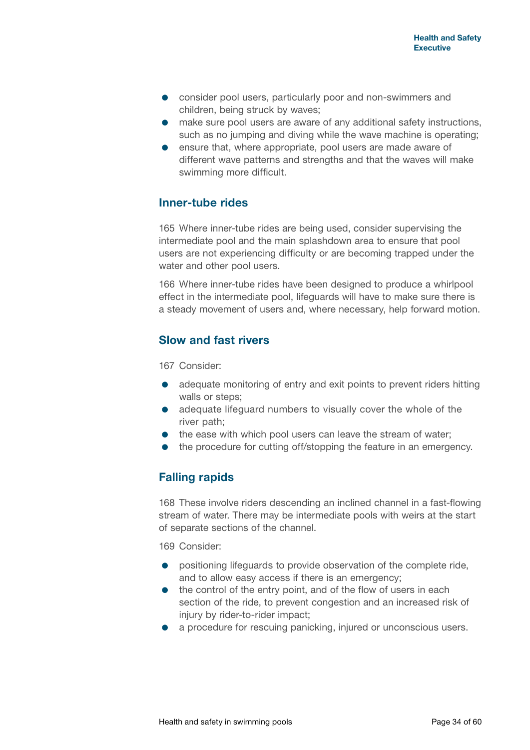- consider pool users, particularly poor and non-swimmers and children, being struck by waves;
- make sure pool users are aware of any additional safety instructions, such as no jumping and diving while the wave machine is operating;
- ensure that, where appropriate, pool users are made aware of different wave patterns and strengths and that the waves will make swimming more difficult.

## Inner-tube rides

165 Where inner-tube rides are being used, consider supervising the intermediate pool and the main splashdown area to ensure that pool users are not experiencing difficulty or are becoming trapped under the water and other pool users.

166 Where inner-tube rides have been designed to produce a whirlpool effect in the intermediate pool, lifeguards will have to make sure there is a steady movement of users and, where necessary, help forward motion.

## Slow and fast rivers

167 Consider:

- adequate monitoring of entry and exit points to prevent riders hitting walls or steps;
- adequate lifeguard numbers to visually cover the whole of the river path;
- the ease with which pool users can leave the stream of water;
- the procedure for cutting off/stopping the feature in an emergency.

## Falling rapids

168 These involve riders descending an inclined channel in a fast-flowing stream of water. There may be intermediate pools with weirs at the start of separate sections of the channel.

169 Consider:

- positioning lifeguards to provide observation of the complete ride, and to allow easy access if there is an emergency;
- the control of the entry point, and of the flow of users in each section of the ride, to prevent congestion and an increased risk of injury by rider-to-rider impact;
- a procedure for rescuing panicking, injured or unconscious users.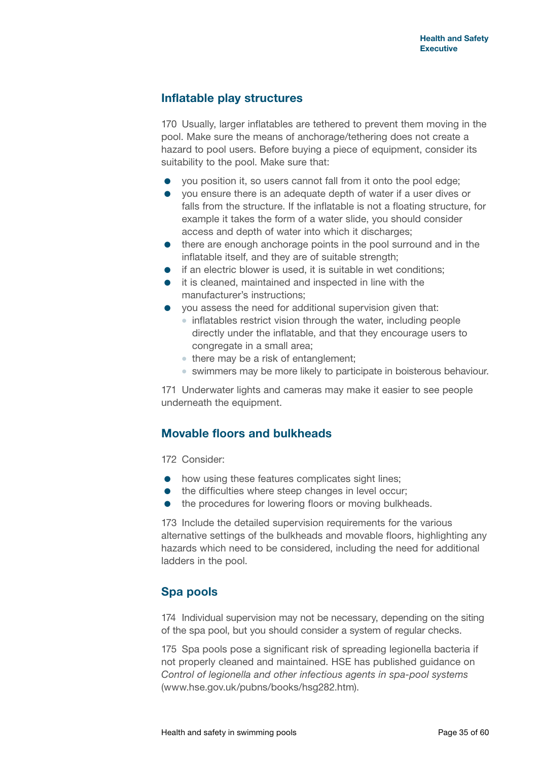## Inflatable play structures

170 Usually, larger inflatables are tethered to prevent them moving in the pool. Make sure the means of anchorage/tethering does not create a hazard to pool users. Before buying a piece of equipment, consider its suitability to the pool. Make sure that:

- you position it, so users cannot fall from it onto the pool edge;
- you ensure there is an adequate depth of water if a user dives or falls from the structure. If the inflatable is not a floating structure, for example it takes the form of a water slide, you should consider access and depth of water into which it discharges;
- there are enough anchorage points in the pool surround and in the inflatable itself, and they are of suitable strength;
- if an electric blower is used, it is suitable in wet conditions;
- it is cleaned, maintained and inspected in line with the manufacturer's instructions;
- you assess the need for additional supervision given that:
  - inflatables restrict vision through the water, including people directly under the inflatable, and that they encourage users to congregate in a small area;
  - there may be a risk of entanglement;
  - swimmers may be more likely to participate in boisterous behaviour.

171 Underwater lights and cameras may make it easier to see people underneath the equipment.

## Movable floors and bulkheads

172 Consider:

- how using these features complicates sight lines;
- the difficulties where steep changes in level occur;
- the procedures for lowering floors or moving bulkheads.

173 Include the detailed supervision requirements for the various alternative settings of the bulkheads and movable floors, highlighting any hazards which need to be considered, including the need for additional ladders in the pool.

## Spa pools

174 Individual supervision may not be necessary, depending on the siting of the spa pool, but you should consider a system of regular checks.

175 Spa pools pose a significant risk of spreading legionella bacteria if not properly cleaned and maintained. HSE has published guidance on *Control of legionella and other infectious agents in spa-pool systems* (www.hse.gov.uk/pubns/books/hsg282.htm).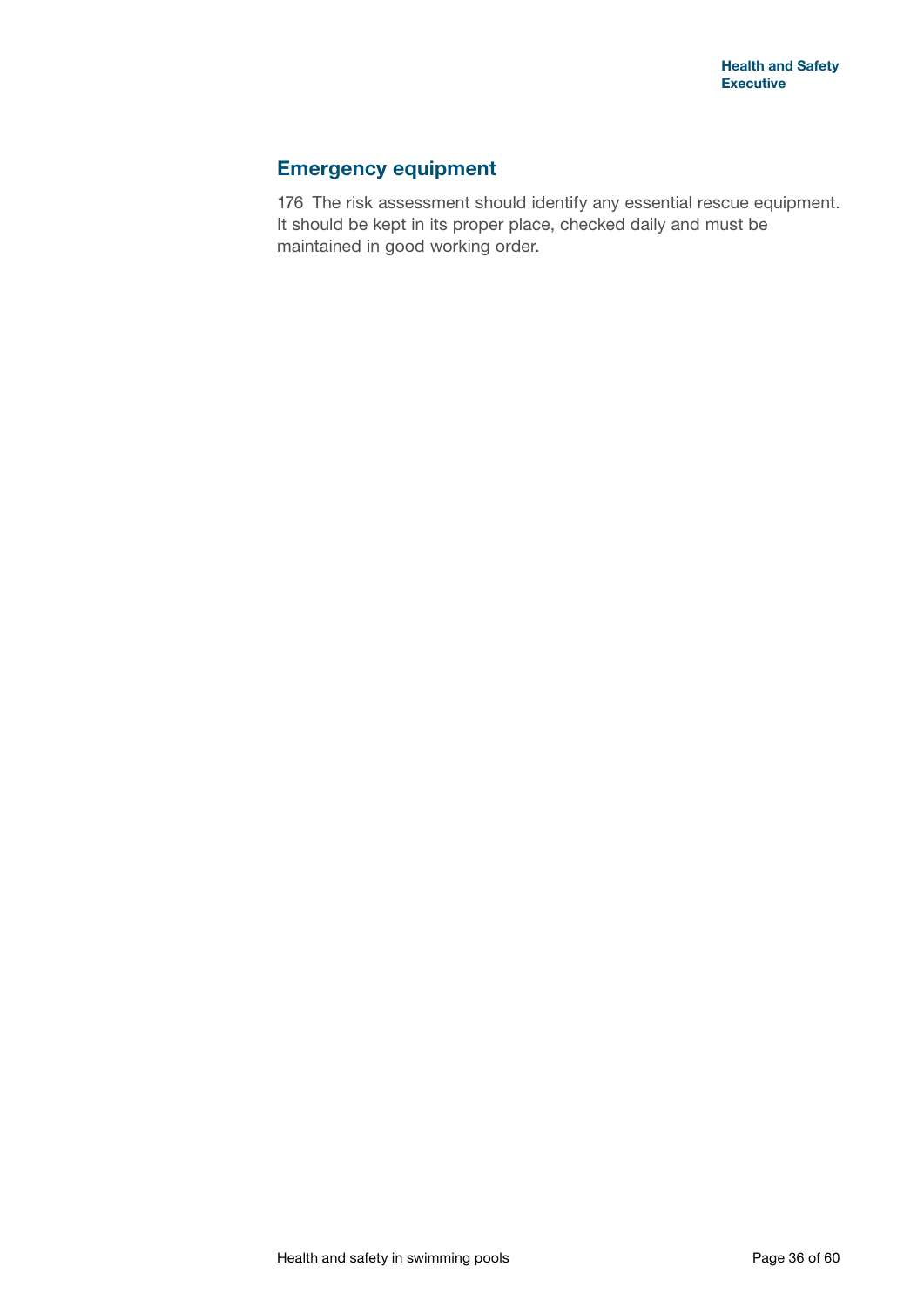## Emergency equipment

176 The risk assessment should identify any essential rescue equipment. It should be kept in its proper place, checked daily and must be maintained in good working order.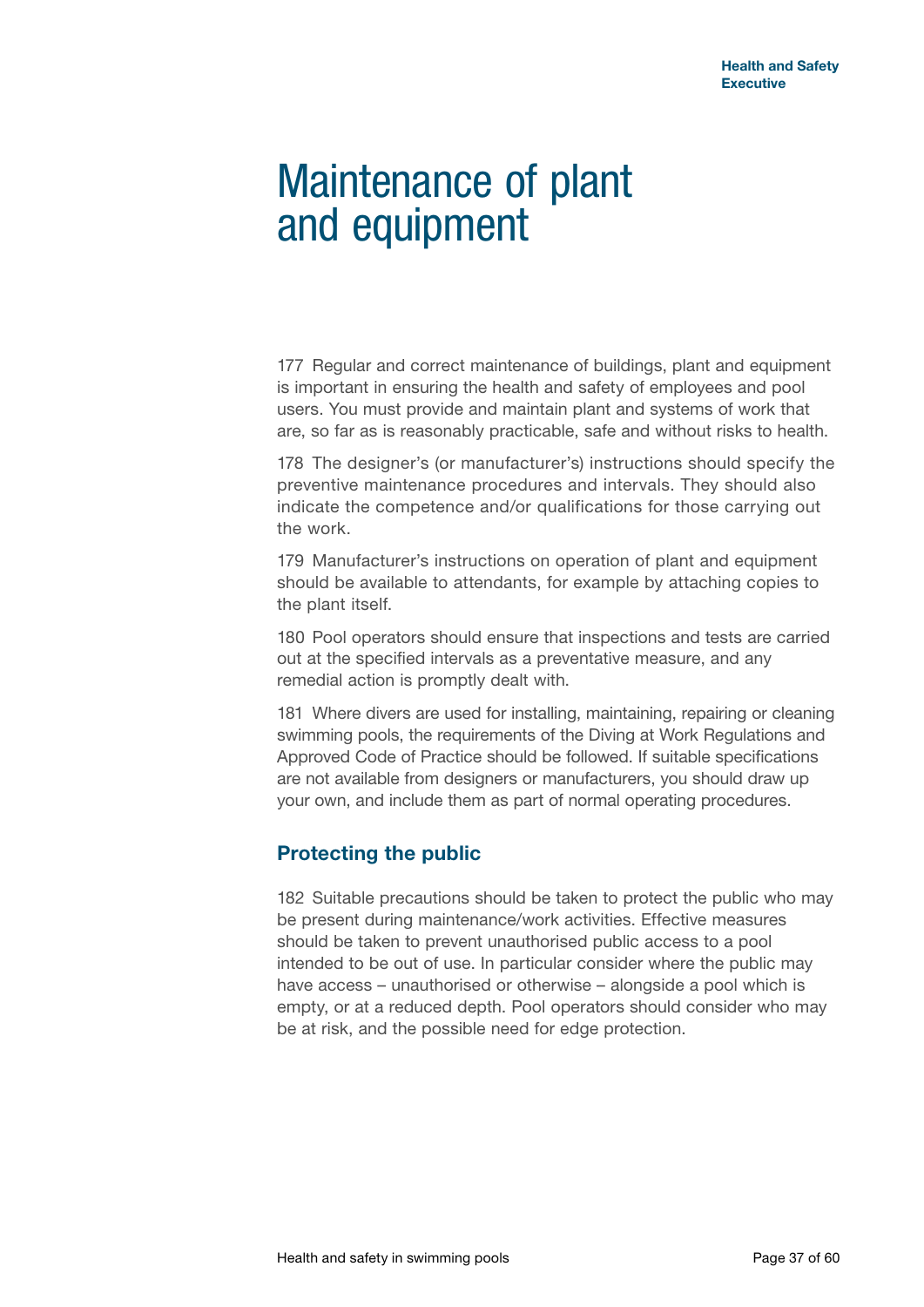# Maintenance of plant and equipment

177 Regular and correct maintenance of buildings, plant and equipment is important in ensuring the health and safety of employees and pool users. You must provide and maintain plant and systems of work that are, so far as is reasonably practicable, safe and without risks to health.

178 The designer's (or manufacturer's) instructions should specify the preventive maintenance procedures and intervals. They should also indicate the competence and/or qualifications for those carrying out the work.

179 Manufacturer's instructions on operation of plant and equipment should be available to attendants, for example by attaching copies to the plant itself.

180 Pool operators should ensure that inspections and tests are carried out at the specified intervals as a preventative measure, and any remedial action is promptly dealt with.

181 Where divers are used for installing, maintaining, repairing or cleaning swimming pools, the requirements of the Diving at Work Regulations and Approved Code of Practice should be followed. If suitable specifications are not available from designers or manufacturers, you should draw up your own, and include them as part of normal operating procedures.

## Protecting the public

182 Suitable precautions should be taken to protect the public who may be present during maintenance/work activities. Effective measures should be taken to prevent unauthorised public access to a pool intended to be out of use. In particular consider where the public may have access – unauthorised or otherwise – alongside a pool which is empty, or at a reduced depth. Pool operators should consider who may be at risk, and the possible need for edge protection.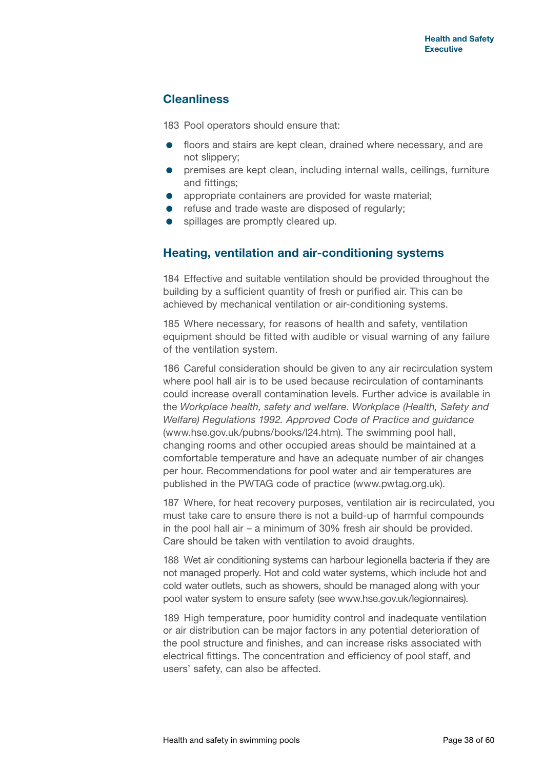## Cleanliness

183 Pool operators should ensure that:

- floors and stairs are kept clean, drained where necessary, and are not slippery;
- premises are kept clean, including internal walls, ceilings, furniture and fittings;
- appropriate containers are provided for waste material;
- refuse and trade waste are disposed of regularly;
- spillages are promptly cleared up.

## Heating, ventilation and air-conditioning systems

184 Effective and suitable ventilation should be provided throughout the building by a sufficient quantity of fresh or purified air. This can be achieved by mechanical ventilation or air-conditioning systems.

185 Where necessary, for reasons of health and safety, ventilation equipment should be fitted with audible or visual warning of any failure of the ventilation system.

186 Careful consideration should be given to any air recirculation system where pool hall air is to be used because recirculation of contaminants could increase overall contamination levels. Further advice is available in the *Workplace health, safety and welfare. Workplace (Health, Safety and Welfare) Regulations 1992. Approved Code of Practice and guidance* (www.hse.gov.uk/pubns/books/l24.htm). The swimming pool hall, changing rooms and other occupied areas should be maintained at a comfortable temperature and have an adequate number of air changes per hour. Recommendations for pool water and air temperatures are published in the PWTAG code of practice (www.pwtag.org.uk).

187 Where, for heat recovery purposes, ventilation air is recirculated, you must take care to ensure there is not a build-up of harmful compounds in the pool hall air – a minimum of 30% fresh air should be provided. Care should be taken with ventilation to avoid draughts.

188 Wet air conditioning systems can harbour legionella bacteria if they are not managed properly. Hot and cold water systems, which include hot and cold water outlets, such as showers, should be managed along with your pool water system to ensure safety (see www.hse.gov.uk/legionnaires).

189 High temperature, poor humidity control and inadequate ventilation or air distribution can be major factors in any potential deterioration of the pool structure and finishes, and can increase risks associated with electrical fittings. The concentration and efficiency of pool staff, and users' safety, can also be affected.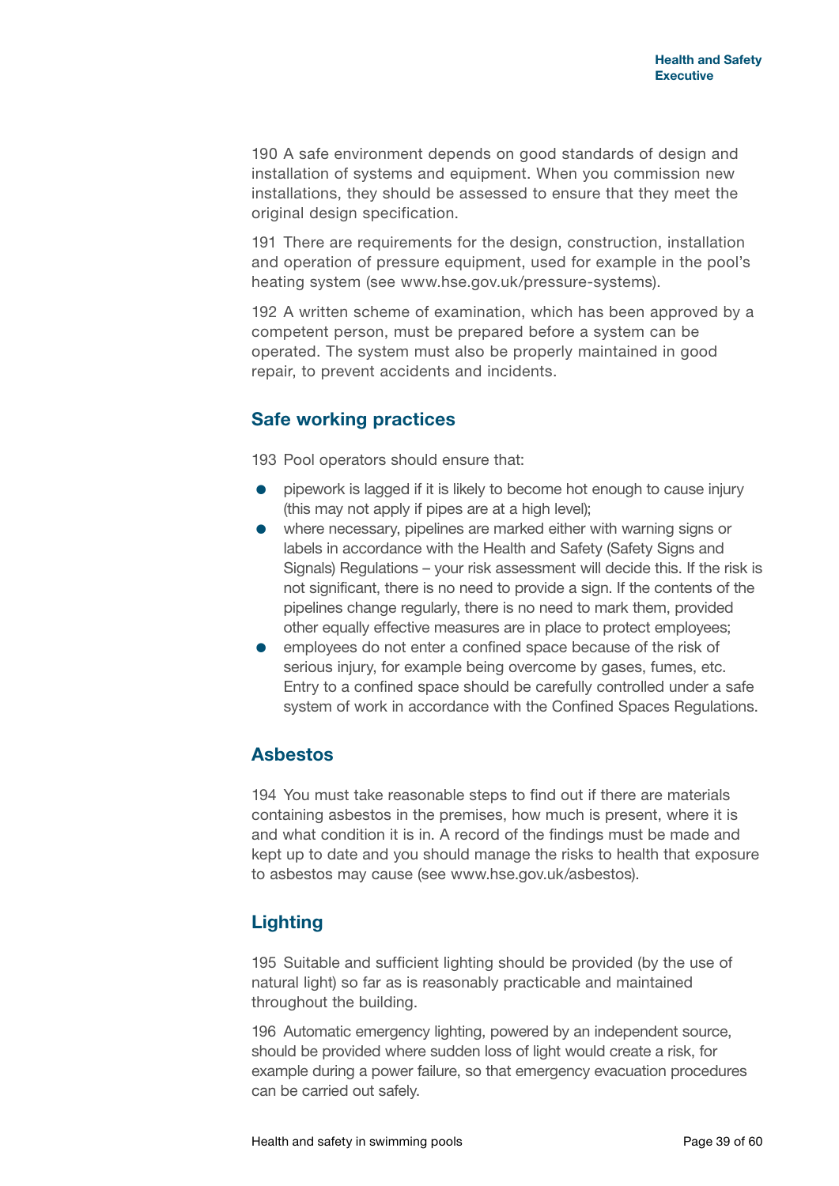190 A safe environment depends on good standards of design and installation of systems and equipment. When you commission new installations, they should be assessed to ensure that they meet the original design specification.

191 There are requirements for the design, construction, installation and operation of pressure equipment, used for example in the pool's heating system (see www.hse.gov.uk/pressure-systems).

192 A written scheme of examination, which has been approved by a competent person, must be prepared before a system can be operated. The system must also be properly maintained in good repair, to prevent accidents and incidents.

## Safe working practices

193 Pool operators should ensure that:

- pipework is lagged if it is likely to become hot enough to cause injury (this may not apply if pipes are at a high level);
- where necessary, pipelines are marked either with warning signs or labels in accordance with the Health and Safety (Safety Signs and Signals) Regulations – your risk assessment will decide this. If the risk is not significant, there is no need to provide a sign. If the contents of the pipelines change regularly, there is no need to mark them, provided other equally effective measures are in place to protect employees;
- employees do not enter a confined space because of the risk of serious injury, for example being overcome by gases, fumes, etc. Entry to a confined space should be carefully controlled under a safe system of work in accordance with the Confined Spaces Regulations.

## Asbestos

194 You must take reasonable steps to find out if there are materials containing asbestos in the premises, how much is present, where it is and what condition it is in. A record of the findings must be made and kept up to date and you should manage the risks to health that exposure to asbestos may cause (see www.hse.gov.uk/asbestos).

## Lighting

195 Suitable and sufficient lighting should be provided (by the use of natural light) so far as is reasonably practicable and maintained throughout the building.

196 Automatic emergency lighting, powered by an independent source, should be provided where sudden loss of light would create a risk, for example during a power failure, so that emergency evacuation procedures can be carried out safely.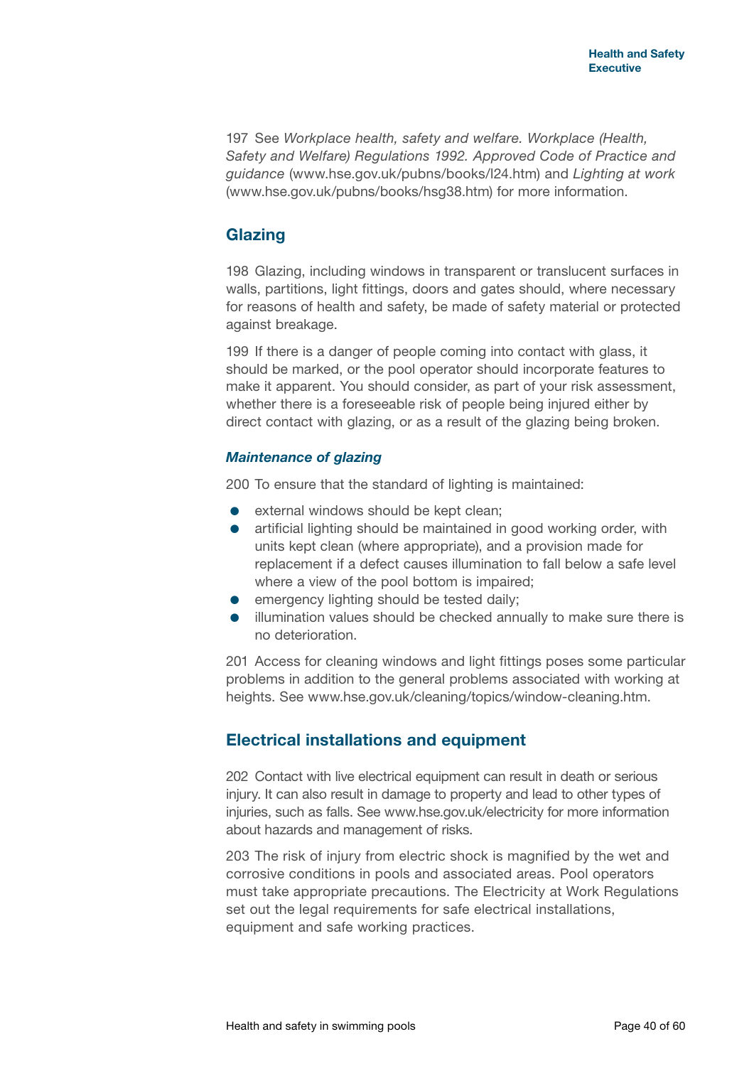197 See *Workplace health, safety and welfare. Workplace (Health, Safety and Welfare) Regulations 1992. Approved Code of Practice and guidance* (www.hse.gov.uk/pubns/books/l24.htm) and *Lighting at work* (www.hse.gov.uk/pubns/books/hsg38.htm) for more information.

## Glazing

198 Glazing, including windows in transparent or translucent surfaces in walls, partitions, light fittings, doors and gates should, where necessary for reasons of health and safety, be made of safety material or protected against breakage.

199 If there is a danger of people coming into contact with glass, it should be marked, or the pool operator should incorporate features to make it apparent. You should consider, as part of your risk assessment, whether there is a foreseeable risk of people being injured either by direct contact with glazing, or as a result of the glazing being broken.

### *Maintenance of glazing*

200 To ensure that the standard of lighting is maintained:

- external windows should be kept clean;
- artificial lighting should be maintained in good working order, with units kept clean (where appropriate), and a provision made for replacement if a defect causes illumination to fall below a safe level where a view of the pool bottom is impaired;
- emergency lighting should be tested daily;
- illumination values should be checked annually to make sure there is no deterioration.

201 Access for cleaning windows and light fittings poses some particular problems in addition to the general problems associated with working at heights. See www.hse.gov.uk/cleaning/topics/window-cleaning.htm.

## Electrical installations and equipment

202 Contact with live electrical equipment can result in death or serious injury. It can also result in damage to property and lead to other types of injuries, such as falls. See www.hse.gov.uk/electricity for more information about hazards and management of risks.

203 The risk of injury from electric shock is magnified by the wet and corrosive conditions in pools and associated areas. Pool operators must take appropriate precautions. The Electricity at Work Regulations set out the legal requirements for safe electrical installations, equipment and safe working practices.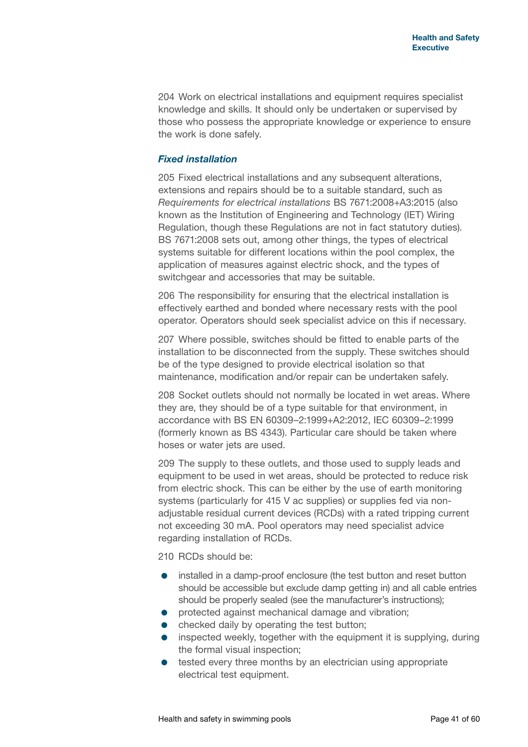204 Work on electrical installations and equipment requires specialist knowledge and skills. It should only be undertaken or supervised by those who possess the appropriate knowledge or experience to ensure the work is done safely.

### *Fixed installation*

205 Fixed electrical installations and any subsequent alterations, extensions and repairs should be to a suitable standard, such as *Requirements for electrical installations* BS 7671:2008+A3:2015 (also known as the Institution of Engineering and Technology (IET) Wiring Regulation, though these Regulations are not in fact statutory duties). BS 7671:2008 sets out, among other things, the types of electrical systems suitable for different locations within the pool complex, the application of measures against electric shock, and the types of switchgear and accessories that may be suitable.

206 The responsibility for ensuring that the electrical installation is effectively earthed and bonded where necessary rests with the pool operator. Operators should seek specialist advice on this if necessary.

207 Where possible, switches should be fitted to enable parts of the installation to be disconnected from the supply. These switches should be of the type designed to provide electrical isolation so that maintenance, modification and/or repair can be undertaken safely.

208 Socket outlets should not normally be located in wet areas. Where they are, they should be of a type suitable for that environment, in accordance with BS EN 60309–2:1999+A2:2012, IEC 60309–2:1999 (formerly known as BS 4343). Particular care should be taken where hoses or water jets are used.

209 The supply to these outlets, and those used to supply leads and equipment to be used in wet areas, should be protected to reduce risk from electric shock. This can be either by the use of earth monitoring systems (particularly for 415 V ac supplies) or supplies fed via non-adjustable residual current devices (RCDs) with a rated tripping current not exceeding 30 mA. Pool operators may need specialist advice regarding installation of RCDs.

210 RCDs should be:

- installed in a damp-proof enclosure (the test button and reset button should be accessible but exclude damp getting in) and all cable entries should be properly sealed (see the manufacturer's instructions);
- protected against mechanical damage and vibration;
- checked daily by operating the test button;
- inspected weekly, together with the equipment it is supplying, during the formal visual inspection;
- tested every three months by an electrician using appropriate electrical test equipment.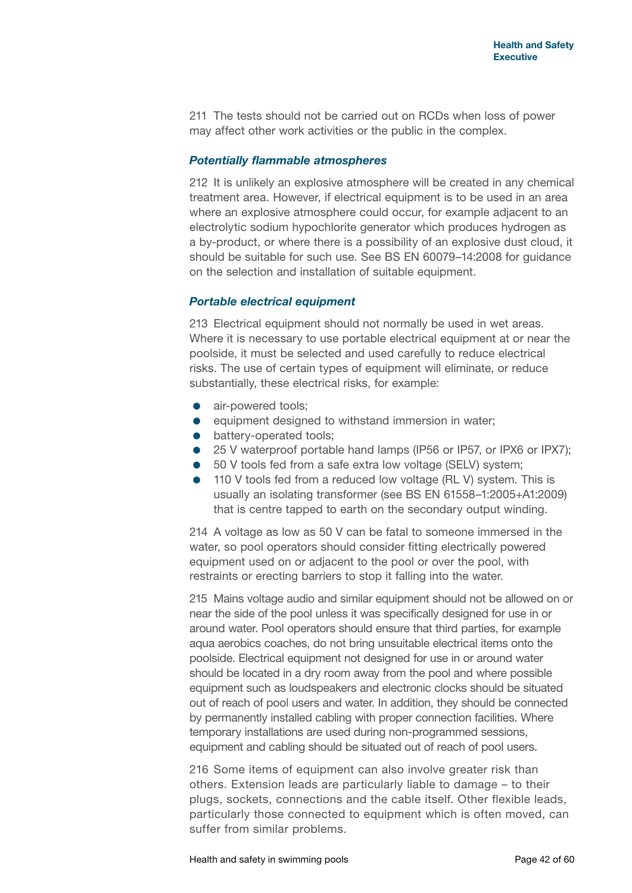211 The tests should not be carried out on RCDs when loss of power may affect other work activities or the public in the complex.

### *Potentially flammable atmospheres*

212 It is unlikely an explosive atmosphere will be created in any chemical treatment area. However, if electrical equipment is to be used in an area where an explosive atmosphere could occur, for example adjacent to an electrolytic sodium hypochlorite generator which produces hydrogen as a by-product, or where there is a possibility of an explosive dust cloud, it should be suitable for such use. See BS EN 60079–14:2008 for guidance on the selection and installation of suitable equipment.

### *Portable electrical equipment*

213 Electrical equipment should not normally be used in wet areas. Where it is necessary to use portable electrical equipment at or near the poolside, it must be selected and used carefully to reduce electrical risks. The use of certain types of equipment will eliminate, or reduce substantially, these electrical risks, for example:

- air-powered tools;
- equipment designed to withstand immersion in water;
- battery-operated tools;
- 25 V waterproof portable hand lamps (IP56 or IP57, or IPX6 or IPX7);
- 50 V tools fed from a safe extra low voltage (SELV) system;
- 110 V tools fed from a reduced low voltage (RL V) system. This is usually an isolating transformer (see BS EN 61558–1:2005+A1:2009) that is centre tapped to earth on the secondary output winding.

214 A voltage as low as 50 V can be fatal to someone immersed in the water, so pool operators should consider fitting electrically powered equipment used on or adjacent to the pool or over the pool, with restraints or erecting barriers to stop it falling into the water.

215 Mains voltage audio and similar equipment should not be allowed on or near the side of the pool unless it was specifically designed for use in or around water. Pool operators should ensure that third parties, for example aqua aerobics coaches, do not bring unsuitable electrical items onto the poolside. Electrical equipment not designed for use in or around water should be located in a dry room away from the pool and where possible equipment such as loudspeakers and electronic clocks should be situated out of reach of pool users and water. In addition, they should be connected by permanently installed cabling with proper connection facilities. Where temporary installations are used during non-programmed sessions, equipment and cabling should be situated out of reach of pool users.

216 Some items of equipment can also involve greater risk than others. Extension leads are particularly liable to damage – to their plugs, sockets, connections and the cable itself. Other flexible leads, particularly those connected to equipment which is often moved, can suffer from similar problems.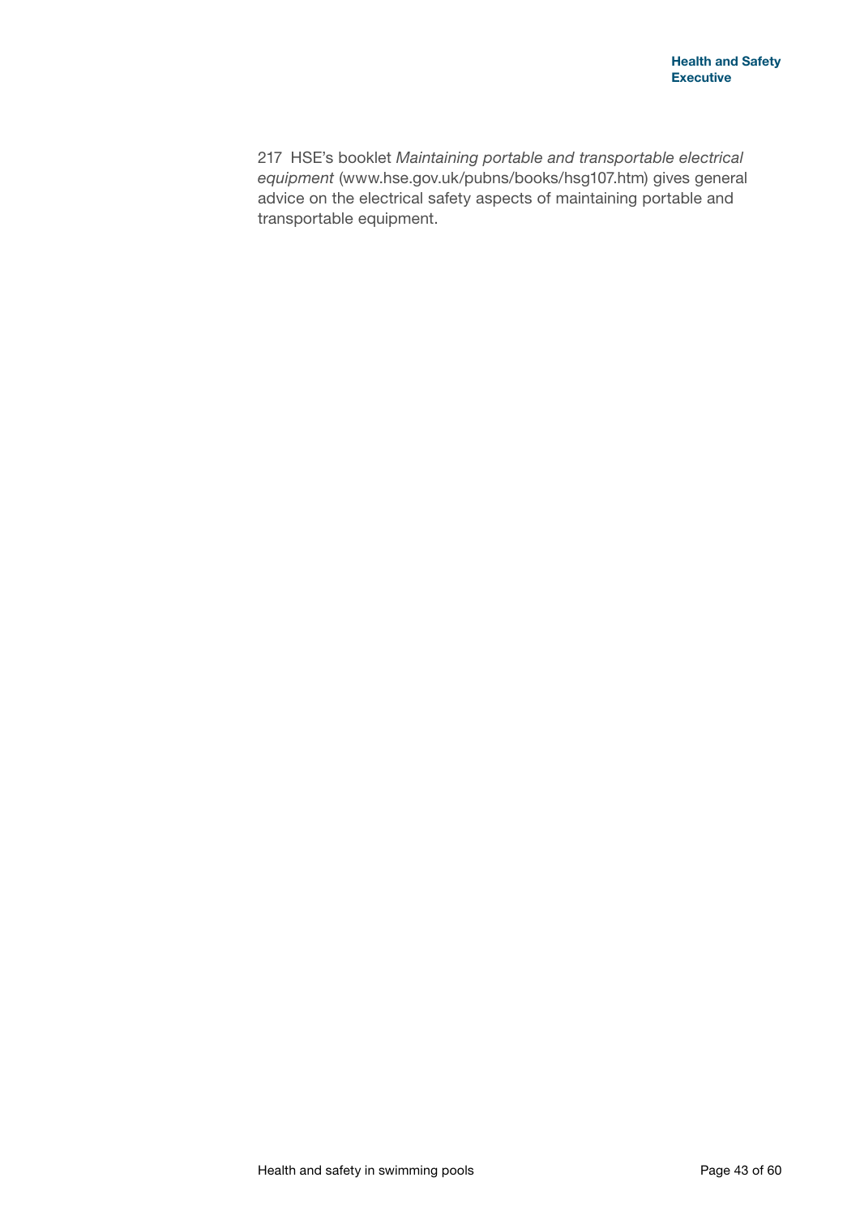217 HSE's booklet *Maintaining portable and transportable electrical equipment* (www.hse.gov.uk/pubns/books/hsg107.htm) gives general advice on the electrical safety aspects of maintaining portable and transportable equipment.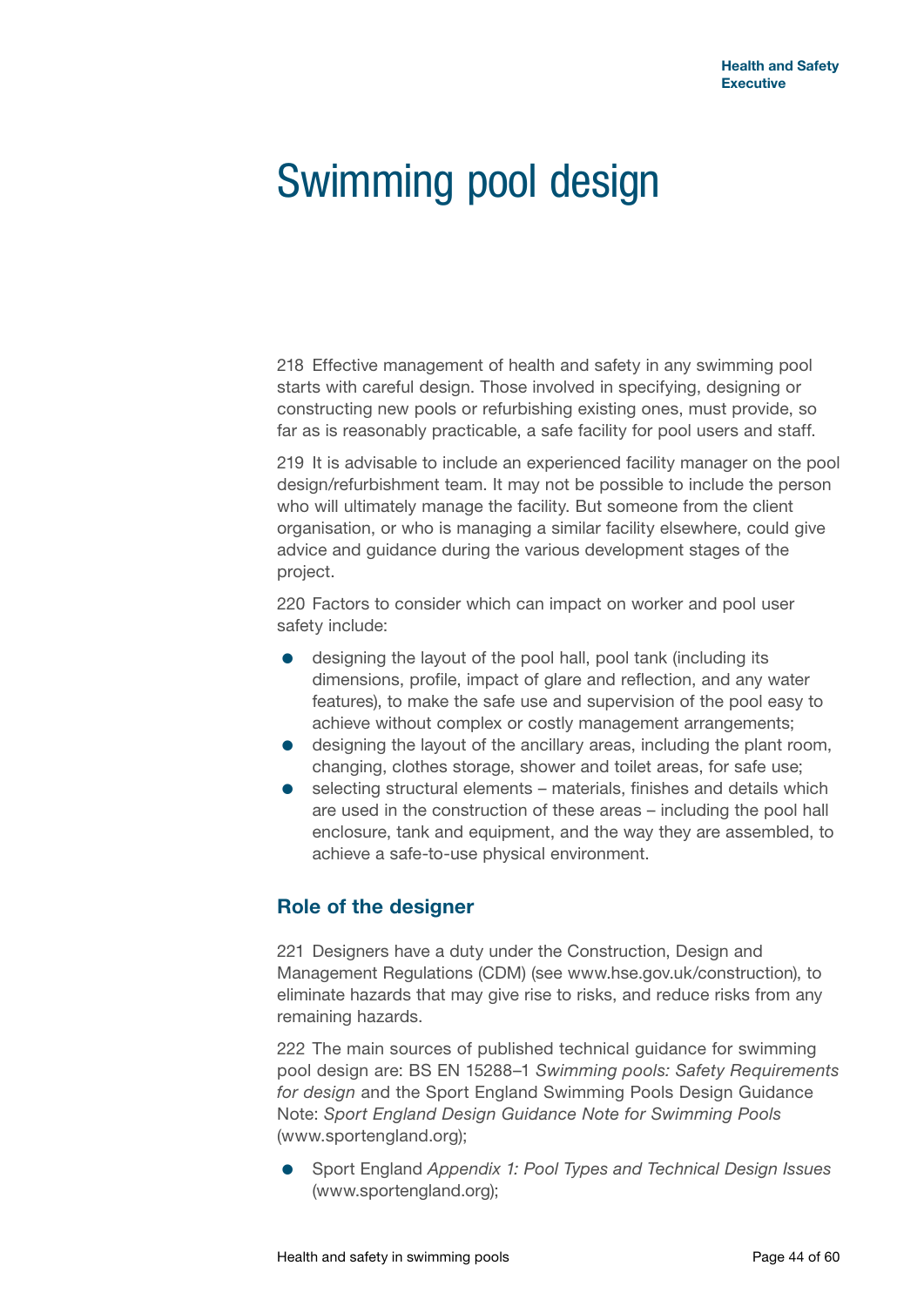# Swimming pool design

218 Effective management of health and safety in any swimming pool starts with careful design. Those involved in specifying, designing or constructing new pools or refurbishing existing ones, must provide, so far as is reasonably practicable, a safe facility for pool users and staff.

219 It is advisable to include an experienced facility manager on the pool design/refurbishment team. It may not be possible to include the person who will ultimately manage the facility. But someone from the client organisation, or who is managing a similar facility elsewhere, could give advice and guidance during the various development stages of the project.

220 Factors to consider which can impact on worker and pool user safety include:

- designing the layout of the pool hall, pool tank (including its dimensions, profile, impact of glare and reflection, and any water features), to make the safe use and supervision of the pool easy to achieve without complex or costly management arrangements;
- designing the layout of the ancillary areas, including the plant room, changing, clothes storage, shower and toilet areas, for safe use;
- selecting structural elements – materials, finishes and details which are used in the construction of these areas – including the pool hall enclosure, tank and equipment, and the way they are assembled, to achieve a safe-to-use physical environment.

## Role of the designer

221 Designers have a duty under the Construction, Design and Management Regulations (CDM) (see www.hse.gov.uk/construction), to eliminate hazards that may give rise to risks, and reduce risks from any remaining hazards.

222 The main sources of published technical guidance for swimming pool design are: BS EN 15288–1 *Swimming pools: Safety Requirements for design* and the Sport England Swimming Pools Design Guidance Note: *Sport England Design Guidance Note for Swimming Pools* (www.sportengland.org);

- Sport England *Appendix 1: Pool Types and Technical Design Issues* (www.sportengland.org);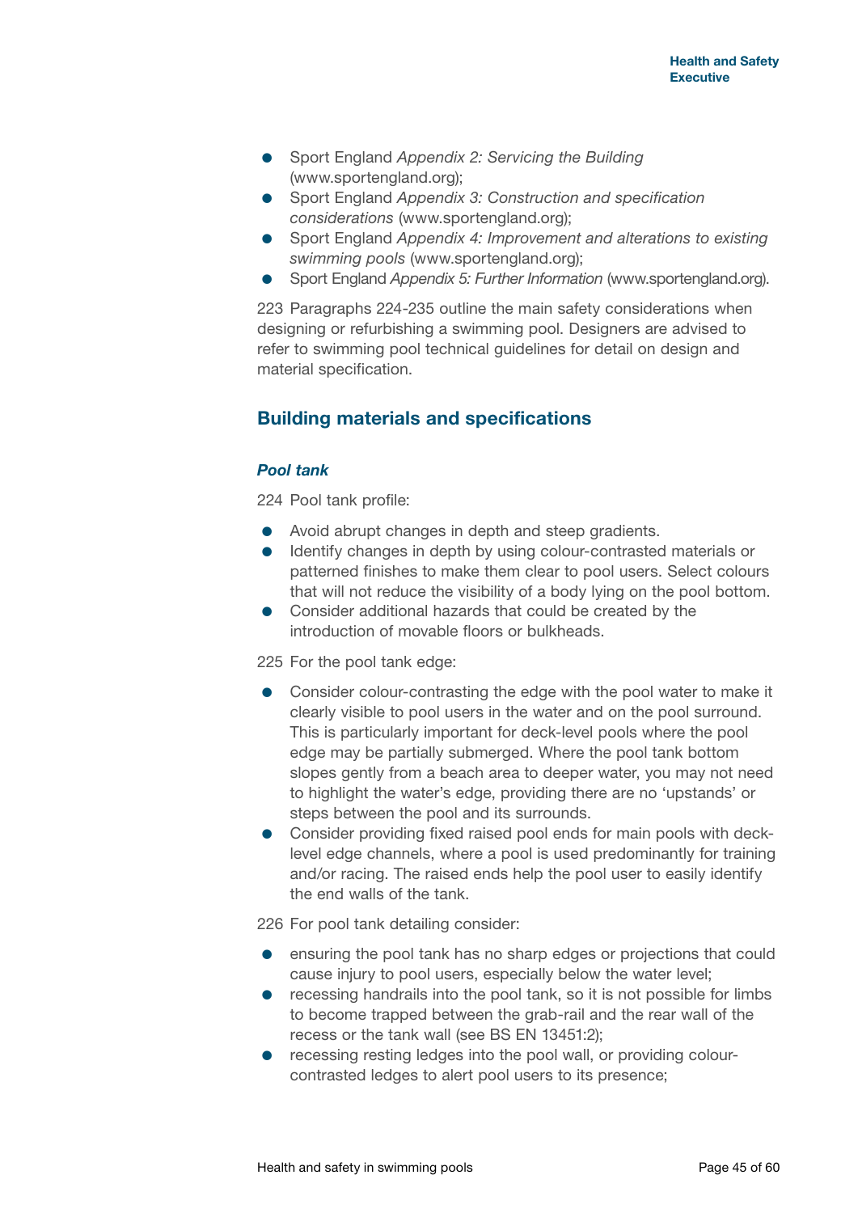- Sport England *Appendix 2: Servicing the Building* (www.sportengland.org);
- Sport England *Appendix 3: Construction and specification considerations* (www.sportengland.org);
- Sport England *Appendix 4: Improvement and alterations to existing swimming pools* (www.sportengland.org);
- Sport England *Appendix 5: Further Information* (www.sportengland.org).

223 Paragraphs 224-235 outline the main safety considerations when designing or refurbishing a swimming pool. Designers are advised to refer to swimming pool technical guidelines for detail on design and material specification.

## Building materials and specifications

### *Pool tank*

224 Pool tank profile:

- Avoid abrupt changes in depth and steep gradients.
- Identify changes in depth by using colour-contrasted materials or patterned finishes to make them clear to pool users. Select colours that will not reduce the visibility of a body lying on the pool bottom.
- Consider additional hazards that could be created by the introduction of movable floors or bulkheads.

225 For the pool tank edge:

- Consider colour-contrasting the edge with the pool water to make it clearly visible to pool users in the water and on the pool surround. This is particularly important for deck-level pools where the pool edge may be partially submerged. Where the pool tank bottom slopes gently from a beach area to deeper water, you may not need to highlight the water's edge, providing there are no 'upstands' or steps between the pool and its surrounds.
- Consider providing fixed raised pool ends for main pools with deck-level edge channels, where a pool is used predominantly for training and/or racing. The raised ends help the pool user to easily identify the end walls of the tank.

226 For pool tank detailing consider:

- ensuring the pool tank has no sharp edges or projections that could cause injury to pool users, especially below the water level;
- recessing handrails into the pool tank, so it is not possible for limbs to become trapped between the grab-rail and the rear wall of the recess or the tank wall (see BS EN 13451:2);
- recessing resting ledges into the pool wall, or providing colour-contrasted ledges to alert pool users to its presence;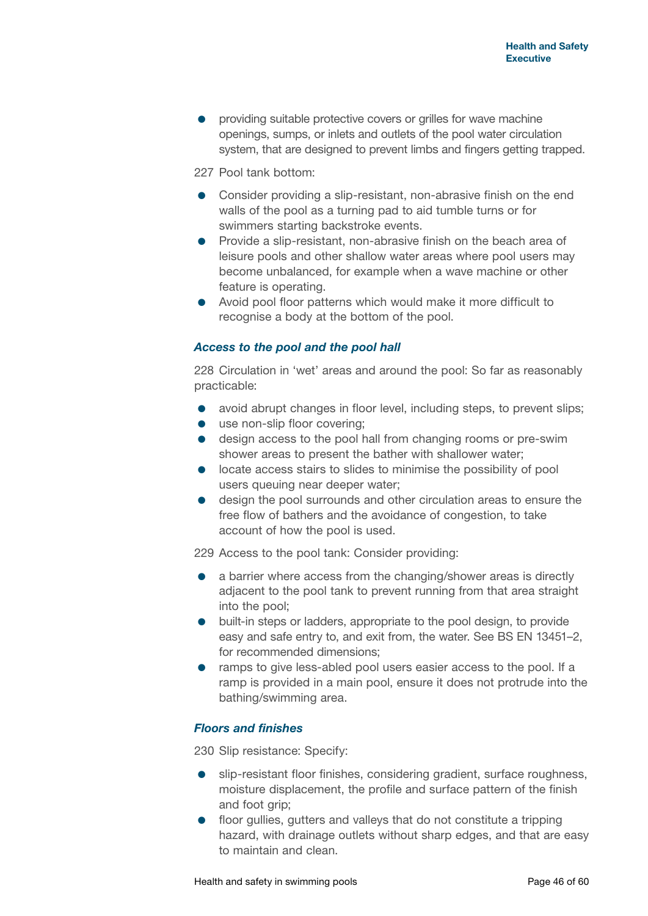- providing suitable protective covers or grilles for wave machine openings, sumps, or inlets and outlets of the pool water circulation system, that are designed to prevent limbs and fingers getting trapped.

227 Pool tank bottom:

- Consider providing a slip-resistant, non-abrasive finish on the end walls of the pool as a turning pad to aid tumble turns or for swimmers starting backstroke events.
- Provide a slip-resistant, non-abrasive finish on the beach area of leisure pools and other shallow water areas where pool users may become unbalanced, for example when a wave machine or other feature is operating.
- Avoid pool floor patterns which would make it more difficult to recognise a body at the bottom of the pool.

### *Access to the pool and the pool hall*

228 Circulation in 'wet' areas and around the pool: So far as reasonably practicable:

- avoid abrupt changes in floor level, including steps, to prevent slips;
- use non-slip floor covering;
- design access to the pool hall from changing rooms or pre-swim shower areas to present the bather with shallower water;
- locate access stairs to slides to minimise the possibility of pool users queuing near deeper water;
- design the pool surrounds and other circulation areas to ensure the free flow of bathers and the avoidance of congestion, to take account of how the pool is used.

229 Access to the pool tank: Consider providing:

- a barrier where access from the changing/shower areas is directly adjacent to the pool tank to prevent running from that area straight into the pool;
- built-in steps or ladders, appropriate to the pool design, to provide easy and safe entry to, and exit from, the water. See BS EN 13451–2, for recommended dimensions;
- ramps to give less-abled pool users easier access to the pool. If a ramp is provided in a main pool, ensure it does not protrude into the bathing/swimming area.

### *Floors and finishes*

230 Slip resistance: Specify:

- slip-resistant floor finishes, considering gradient, surface roughness, moisture displacement, the profile and surface pattern of the finish and foot grip;
- floor gullies, gutters and valleys that do not constitute a tripping hazard, with drainage outlets without sharp edges, and that are easy to maintain and clean.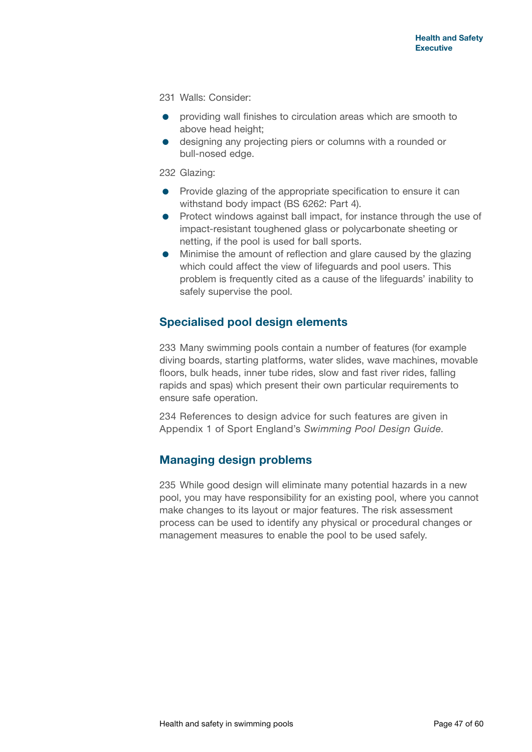231 Walls: Consider:

- providing wall finishes to circulation areas which are smooth to above head height;
- designing any projecting piers or columns with a rounded or bull-nosed edge.

232 Glazing:

- Provide glazing of the appropriate specification to ensure it can withstand body impact (BS 6262: Part 4).
- Protect windows against ball impact, for instance through the use of impact-resistant toughened glass or polycarbonate sheeting or netting, if the pool is used for ball sports.
- Minimise the amount of reflection and glare caused by the glazing which could affect the view of lifeguards and pool users. This problem is frequently cited as a cause of the lifeguards' inability to safely supervise the pool.

## Specialised pool design elements

233 Many swimming pools contain a number of features (for example diving boards, starting platforms, water slides, wave machines, movable floors, bulk heads, inner tube rides, slow and fast river rides, falling rapids and spas) which present their own particular requirements to ensure safe operation.

234 References to design advice for such features are given in Appendix 1 of Sport England's *Swimming Pool Design Guide*.

## Managing design problems

235 While good design will eliminate many potential hazards in a new pool, you may have responsibility for an existing pool, where you cannot make changes to its layout or major features. The risk assessment process can be used to identify any physical or procedural changes or management measures to enable the pool to be used safely.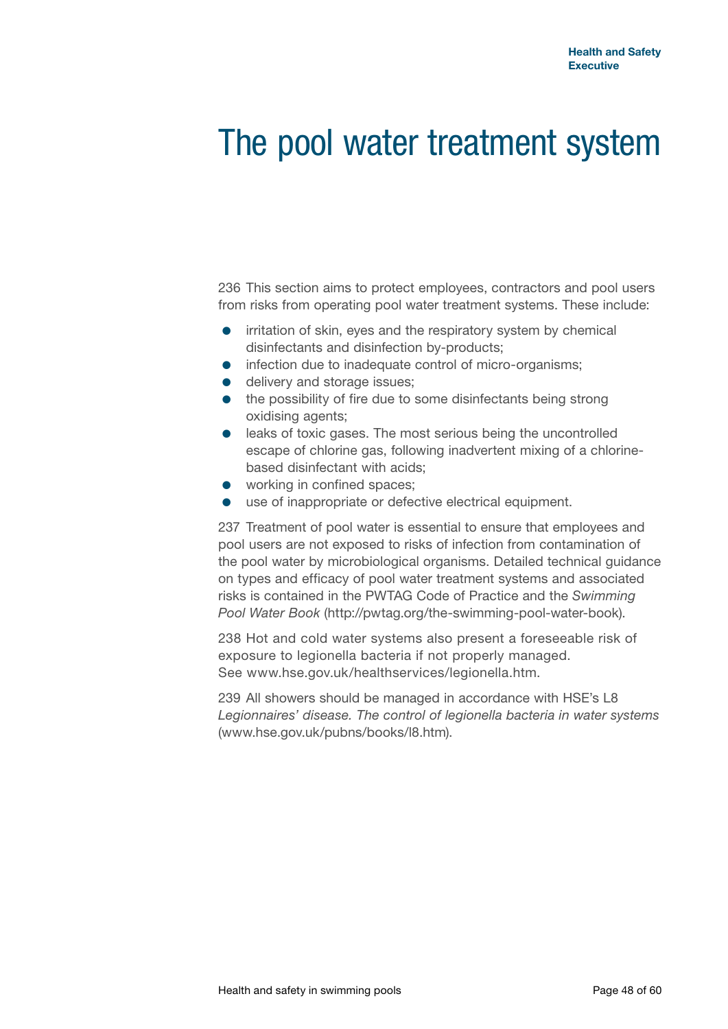# The pool water treatment system

236 This section aims to protect employees, contractors and pool users from risks from operating pool water treatment systems. These include:

- irritation of skin, eyes and the respiratory system by chemical disinfectants and disinfection by-products;
- infection due to inadequate control of micro-organisms;
- delivery and storage issues;
- the possibility of fire due to some disinfectants being strong oxidising agents;
- leaks of toxic gases. The most serious being the uncontrolled escape of chlorine gas, following inadvertent mixing of a chlorine-based disinfectant with acids;
- working in confined spaces;
- use of inappropriate or defective electrical equipment.

237 Treatment of pool water is essential to ensure that employees and pool users are not exposed to risks of infection from contamination of the pool water by microbiological organisms. Detailed technical guidance on types and efficacy of pool water treatment systems and associated risks is contained in the PWTAG Code of Practice and the *Swimming Pool Water Book* (http://pwtag.org/the-swimming-pool-water-book).

238 Hot and cold water systems also present a foreseeable risk of exposure to legionella bacteria if not properly managed. See www.hse.gov.uk/healthservices/legionella.htm.

239 All showers should be managed in accordance with HSE's L8 *Legionnaires' disease. The control of legionella bacteria in water systems* (www.hse.gov.uk/pubns/books/l8.htm).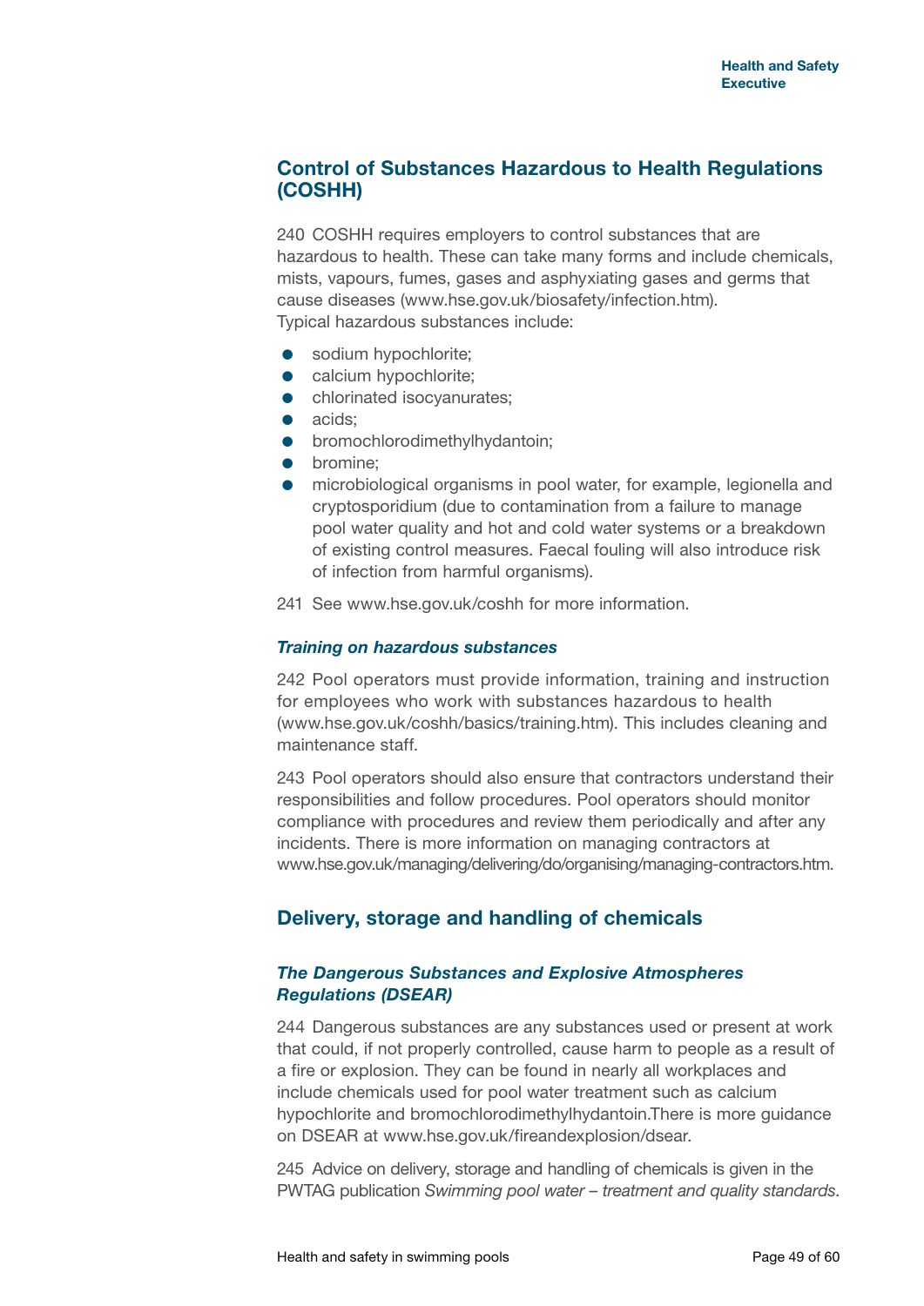## Control of Substances Hazardous to Health Regulations (COSHH)

240 COSHH requires employers to control substances that are hazardous to health. These can take many forms and include chemicals, mists, vapours, fumes, gases and asphyxiating gases and germs that cause diseases (www.hse.gov.uk/biosafety/infection.htm). Typical hazardous substances include:

- sodium hypochlorite;
- calcium hypochlorite;
- chlorinated isocyanurates;
- acids;
- bromochlorodimethylhydantoin;
- bromine;
- microbiological organisms in pool water, for example, legionella and cryptosporidium (due to contamination from a failure to manage pool water quality and hot and cold water systems or a breakdown of existing control measures. Faecal fouling will also introduce risk of infection from harmful organisms).

241 See www.hse.gov.uk/coshh for more information.

### *Training on hazardous substances*

242 Pool operators must provide information, training and instruction for employees who work with substances hazardous to health (www.hse.gov.uk/coshh/basics/training.htm). This includes cleaning and maintenance staff.

243 Pool operators should also ensure that contractors understand their responsibilities and follow procedures. Pool operators should monitor compliance with procedures and review them periodically and after any incidents. There is more information on managing contractors at www.hse.gov.uk/managing/delivering/do/organising/managing-contractors.htm.

## Delivery, storage and handling of chemicals

### *The Dangerous Substances and Explosive Atmospheres Regulations (DSEAR)*

244 Dangerous substances are any substances used or present at work that could, if not properly controlled, cause harm to people as a result of a fire or explosion. They can be found in nearly all workplaces and include chemicals used for pool water treatment such as calcium hypochlorite and bromochlorodimethylhydantoin.There is more guidance on DSEAR at www.hse.gov.uk/fireandexplosion/dsear.

245 Advice on delivery, storage and handling of chemicals is given in the PWTAG publication *Swimming pool water – treatment and quality standards*.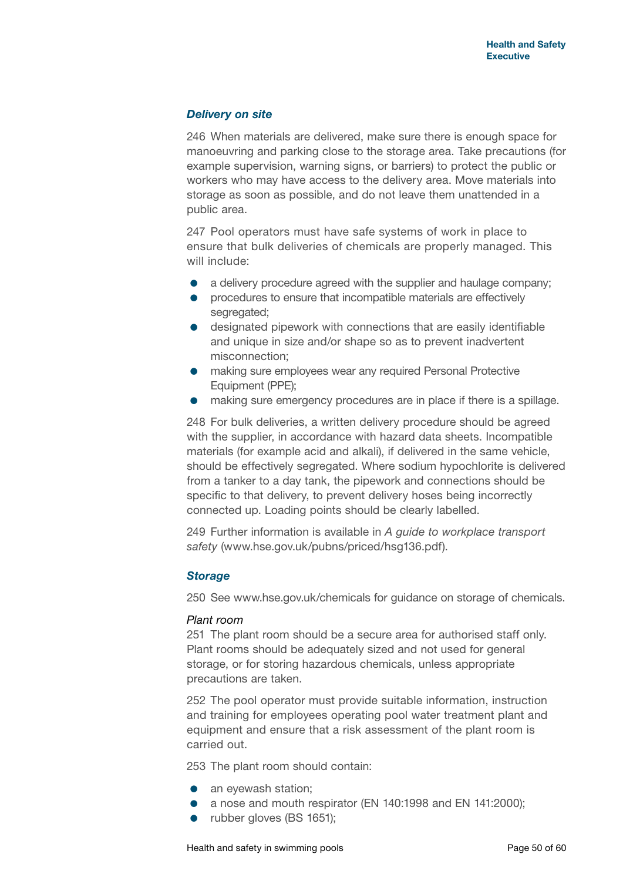### *Delivery on site*

246 When materials are delivered, make sure there is enough space for manoeuvring and parking close to the storage area. Take precautions (for example supervision, warning signs, or barriers) to protect the public or workers who may have access to the delivery area. Move materials into storage as soon as possible, and do not leave them unattended in a public area.

247 Pool operators must have safe systems of work in place to ensure that bulk deliveries of chemicals are properly managed. This will include:

- a delivery procedure agreed with the supplier and haulage company;
- procedures to ensure that incompatible materials are effectively segregated;
- designated pipework with connections that are easily identifiable and unique in size and/or shape so as to prevent inadvertent misconnection;
- making sure employees wear any required Personal Protective Equipment (PPE);
- making sure emergency procedures are in place if there is a spillage.

248 For bulk deliveries, a written delivery procedure should be agreed with the supplier, in accordance with hazard data sheets. Incompatible materials (for example acid and alkali), if delivered in the same vehicle, should be effectively segregated. Where sodium hypochlorite is delivered from a tanker to a day tank, the pipework and connections should be specific to that delivery, to prevent delivery hoses being incorrectly connected up. Loading points should be clearly labelled.

249 Further information is available in *A guide to workplace transport safety* (www.hse.gov.uk/pubns/priced/hsg136.pdf).

### *Storage*

250 See www.hse.gov.uk/chemicals for guidance on storage of chemicals.

*Plant room*

251 The plant room should be a secure area for authorised staff only. Plant rooms should be adequately sized and not used for general storage, or for storing hazardous chemicals, unless appropriate precautions are taken.

252 The pool operator must provide suitable information, instruction and training for employees operating pool water treatment plant and equipment and ensure that a risk assessment of the plant room is carried out.

253 The plant room should contain:

- an eyewash station;
- a nose and mouth respirator (EN 140:1998 and EN 141:2000);
- rubber gloves (BS 1651);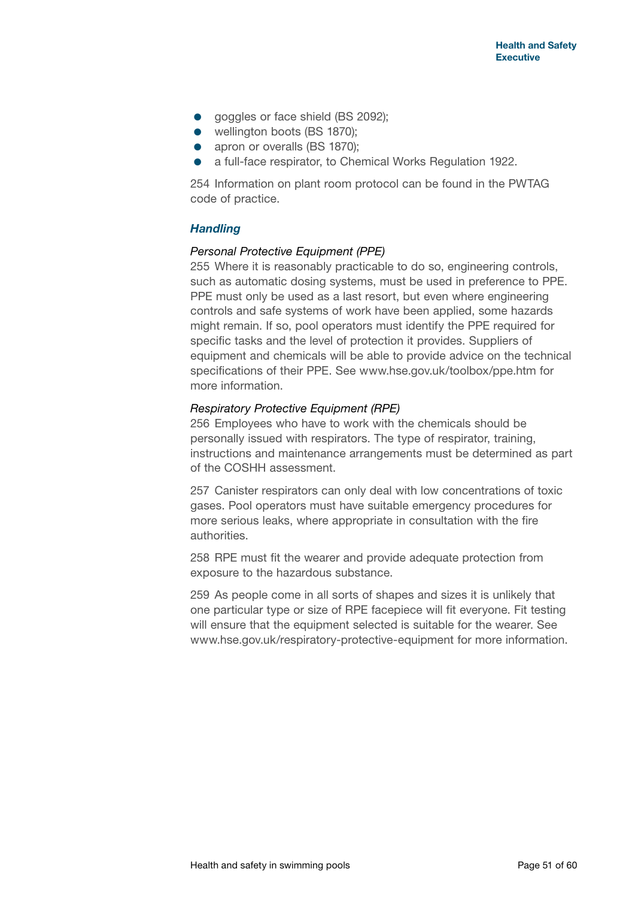- goggles or face shield (BS 2092);
- wellington boots (BS 1870);
- apron or overalls (BS 1870);
- a full-face respirator, to Chemical Works Regulation 1922.

254 Information on plant room protocol can be found in the PWTAG code of practice.

### *Handling*

*Personal Protective Equipment (PPE)*

255 Where it is reasonably practicable to do so, engineering controls, such as automatic dosing systems, must be used in preference to PPE. PPE must only be used as a last resort, but even where engineering controls and safe systems of work have been applied, some hazards might remain. If so, pool operators must identify the PPE required for specific tasks and the level of protection it provides. Suppliers of equipment and chemicals will be able to provide advice on the technical specifications of their PPE. See www.hse.gov.uk/toolbox/ppe.htm for more information.

*Respiratory Protective Equipment (RPE)*

256 Employees who have to work with the chemicals should be personally issued with respirators. The type of respirator, training, instructions and maintenance arrangements must be determined as part of the COSHH assessment.

257 Canister respirators can only deal with low concentrations of toxic gases. Pool operators must have suitable emergency procedures for more serious leaks, where appropriate in consultation with the fire authorities.

258 RPE must fit the wearer and provide adequate protection from exposure to the hazardous substance.

259 As people come in all sorts of shapes and sizes it is unlikely that one particular type or size of RPE facepiece will fit everyone. Fit testing will ensure that the equipment selected is suitable for the wearer. See www.hse.gov.uk/respiratory-protective-equipment for more information.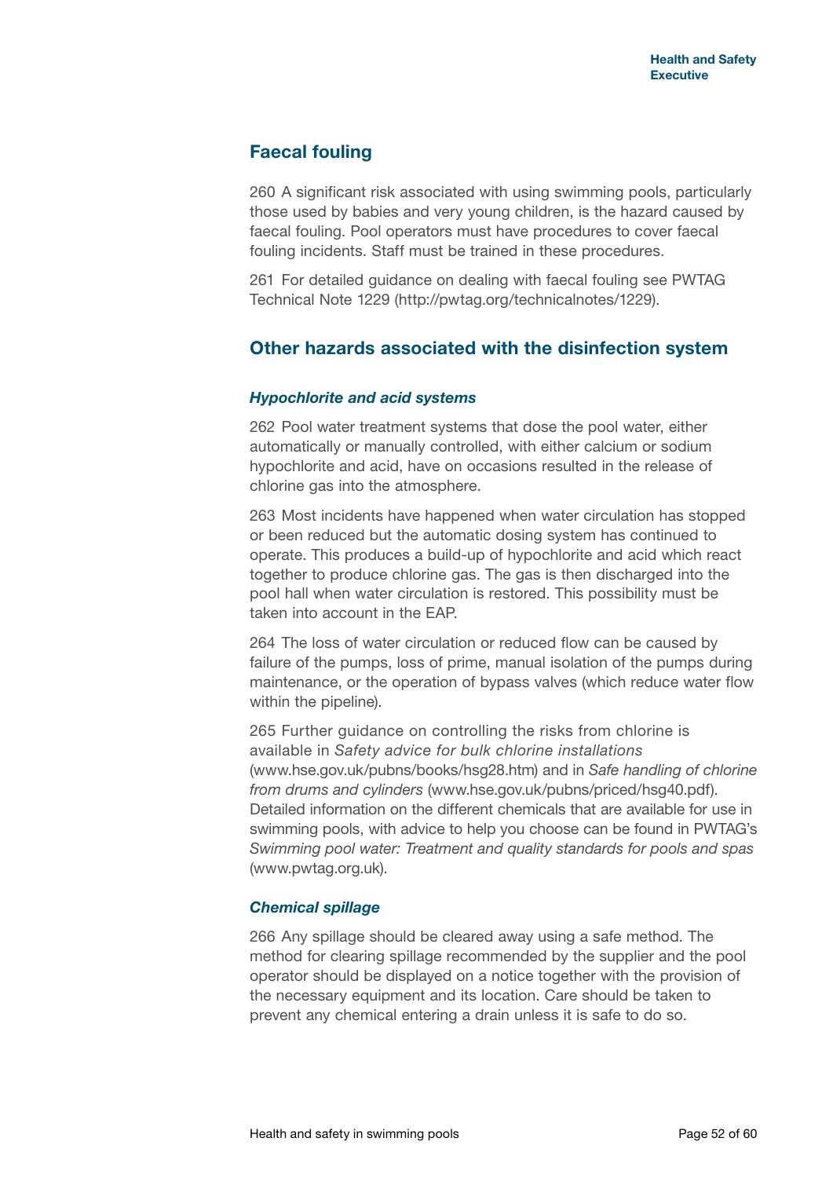## Faecal fouling

260 A significant risk associated with using swimming pools, particularly those used by babies and very young children, is the hazard caused by faecal fouling. Pool operators must have procedures to cover faecal fouling incidents. Staff must be trained in these procedures.

261 For detailed guidance on dealing with faecal fouling see PWTAG Technical Note 1229 (http://pwtag.org/technicalnotes/1229).

## Other hazards associated with the disinfection system

### *Hypochlorite and acid systems*

262 Pool water treatment systems that dose the pool water, either automatically or manually controlled, with either calcium or sodium hypochlorite and acid, have on occasions resulted in the release of chlorine gas into the atmosphere.

263 Most incidents have happened when water circulation has stopped or been reduced but the automatic dosing system has continued to operate. This produces a build-up of hypochlorite and acid which react together to produce chlorine gas. The gas is then discharged into the pool hall when water circulation is restored. This possibility must be taken into account in the EAP.

264 The loss of water circulation or reduced flow can be caused by failure of the pumps, loss of prime, manual isolation of the pumps during maintenance, or the operation of bypass valves (which reduce water flow within the pipeline).

265 Further guidance on controlling the risks from chlorine is available in *Safety advice for bulk chlorine installations* (www.hse.gov.uk/pubns/books/hsg28.htm) and in *Safe handling of chlorine from drums and cylinders* (www.hse.gov.uk/pubns/priced/hsg40.pdf). Detailed information on the different chemicals that are available for use in swimming pools, with advice to help you choose can be found in PWTAG's *Swimming pool water: Treatment and quality standards for pools and spas* (www.pwtag.org.uk).

### *Chemical spillage*

266 Any spillage should be cleared away using a safe method. The method for clearing spillage recommended by the supplier and the pool operator should be displayed on a notice together with the provision of the necessary equipment and its location. Care should be taken to prevent any chemical entering a drain unless it is safe to do so.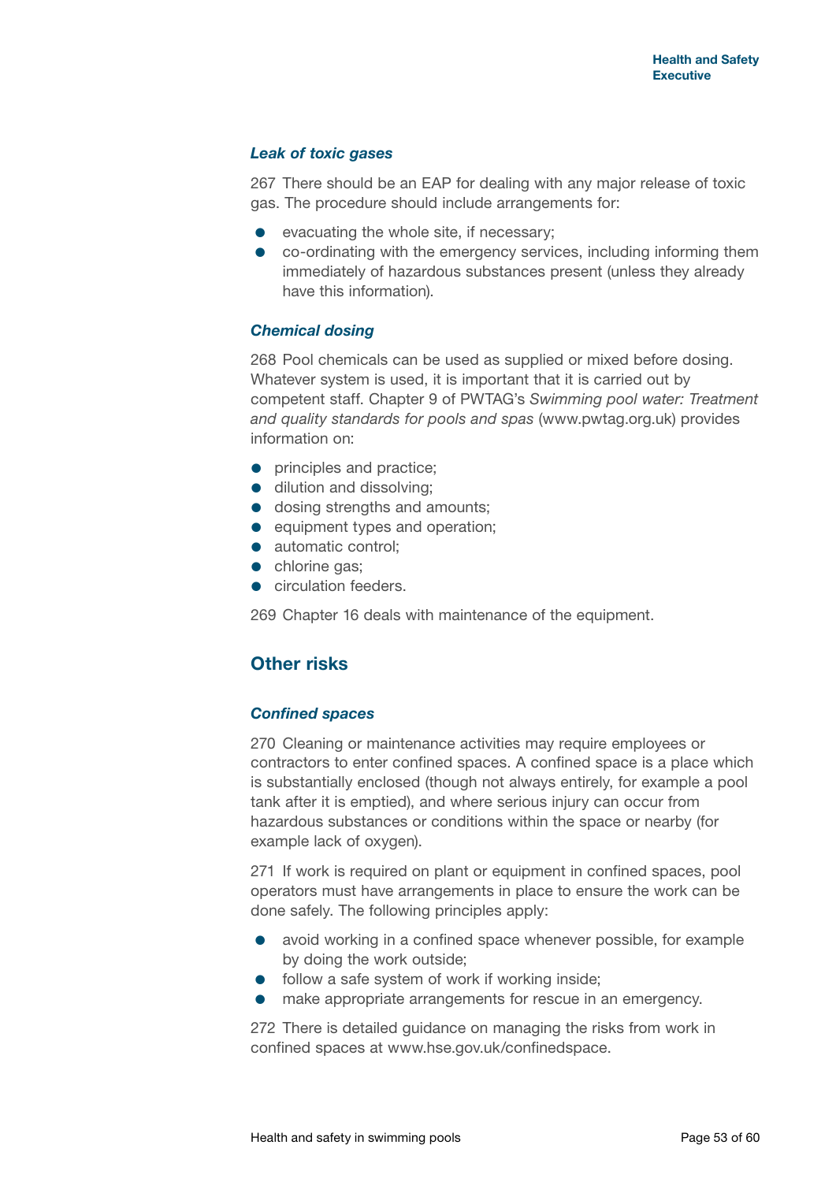### *Leak of toxic gases*

267 There should be an EAP for dealing with any major release of toxic gas. The procedure should include arrangements for:

- evacuating the whole site, if necessary;
- co-ordinating with the emergency services, including informing them immediately of hazardous substances present (unless they already have this information).

### *Chemical dosing*

268 Pool chemicals can be used as supplied or mixed before dosing. Whatever system is used, it is important that it is carried out by competent staff. Chapter 9 of PWTAG's *Swimming pool water: Treatment and quality standards for pools and spas* (www.pwtag.org.uk) provides information on:

- principles and practice;
- dilution and dissolving;
- dosing strengths and amounts;
- equipment types and operation;
- automatic control;
- chlorine gas;
- circulation feeders.

269 Chapter 16 deals with maintenance of the equipment.

## Other risks

### *Confined spaces*

270 Cleaning or maintenance activities may require employees or contractors to enter confined spaces. A confined space is a place which is substantially enclosed (though not always entirely, for example a pool tank after it is emptied), and where serious injury can occur from hazardous substances or conditions within the space or nearby (for example lack of oxygen).

271 If work is required on plant or equipment in confined spaces, pool operators must have arrangements in place to ensure the work can be done safely. The following principles apply:

- avoid working in a confined space whenever possible, for example by doing the work outside;
- follow a safe system of work if working inside;
- make appropriate arrangements for rescue in an emergency.

272 There is detailed guidance on managing the risks from work in confined spaces at www.hse.gov.uk/confinedspace.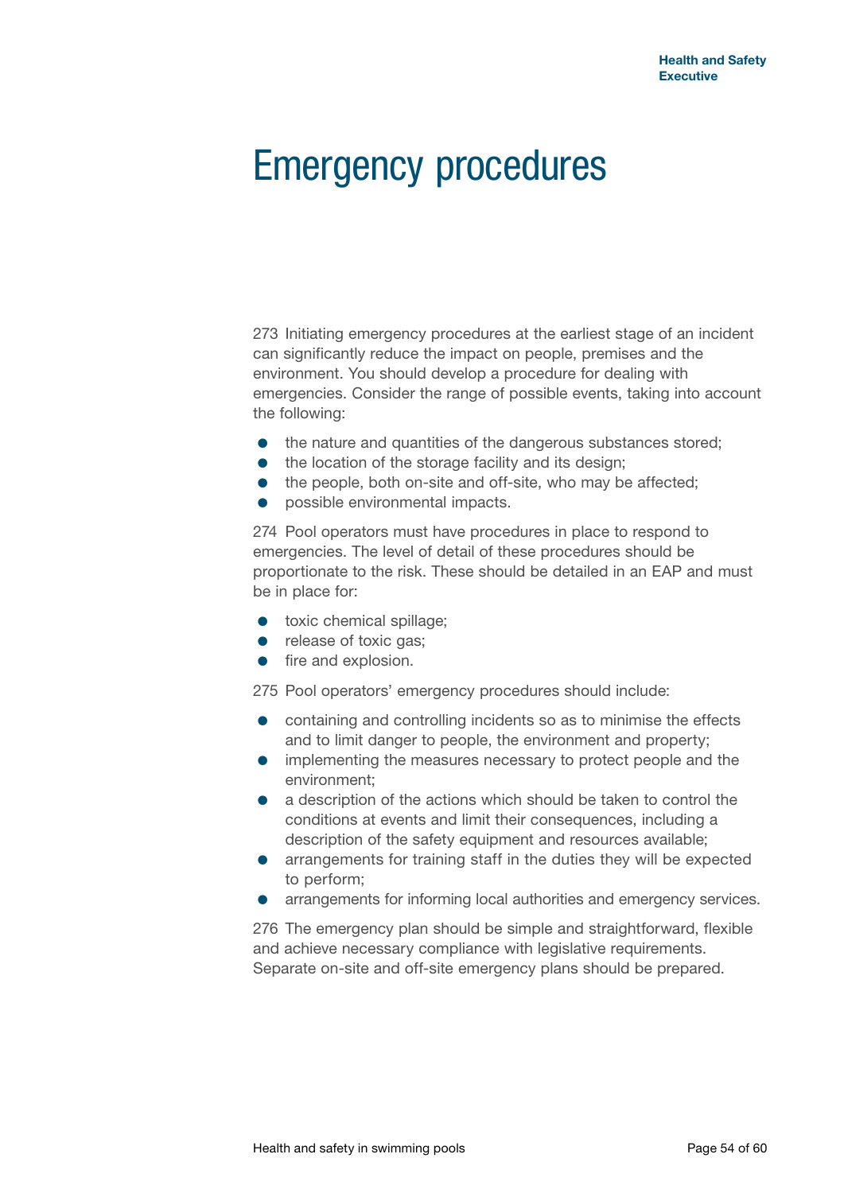# Emergency procedures

273 Initiating emergency procedures at the earliest stage of an incident can significantly reduce the impact on people, premises and the environment. You should develop a procedure for dealing with emergencies. Consider the range of possible events, taking into account the following:

- the nature and quantities of the dangerous substances stored;
- the location of the storage facility and its design;
- the people, both on-site and off-site, who may be affected;
- possible environmental impacts.

274 Pool operators must have procedures in place to respond to emergencies. The level of detail of these procedures should be proportionate to the risk. These should be detailed in an EAP and must be in place for:

- toxic chemical spillage;
- release of toxic gas;
- fire and explosion.

275 Pool operators' emergency procedures should include:

- containing and controlling incidents so as to minimise the effects and to limit danger to people, the environment and property;
- implementing the measures necessary to protect people and the environment;
- a description of the actions which should be taken to control the conditions at events and limit their consequences, including a description of the safety equipment and resources available;
- arrangements for training staff in the duties they will be expected to perform;
- arrangements for informing local authorities and emergency services.

276 The emergency plan should be simple and straightforward, flexible and achieve necessary compliance with legislative requirements. Separate on-site and off-site emergency plans should be prepared.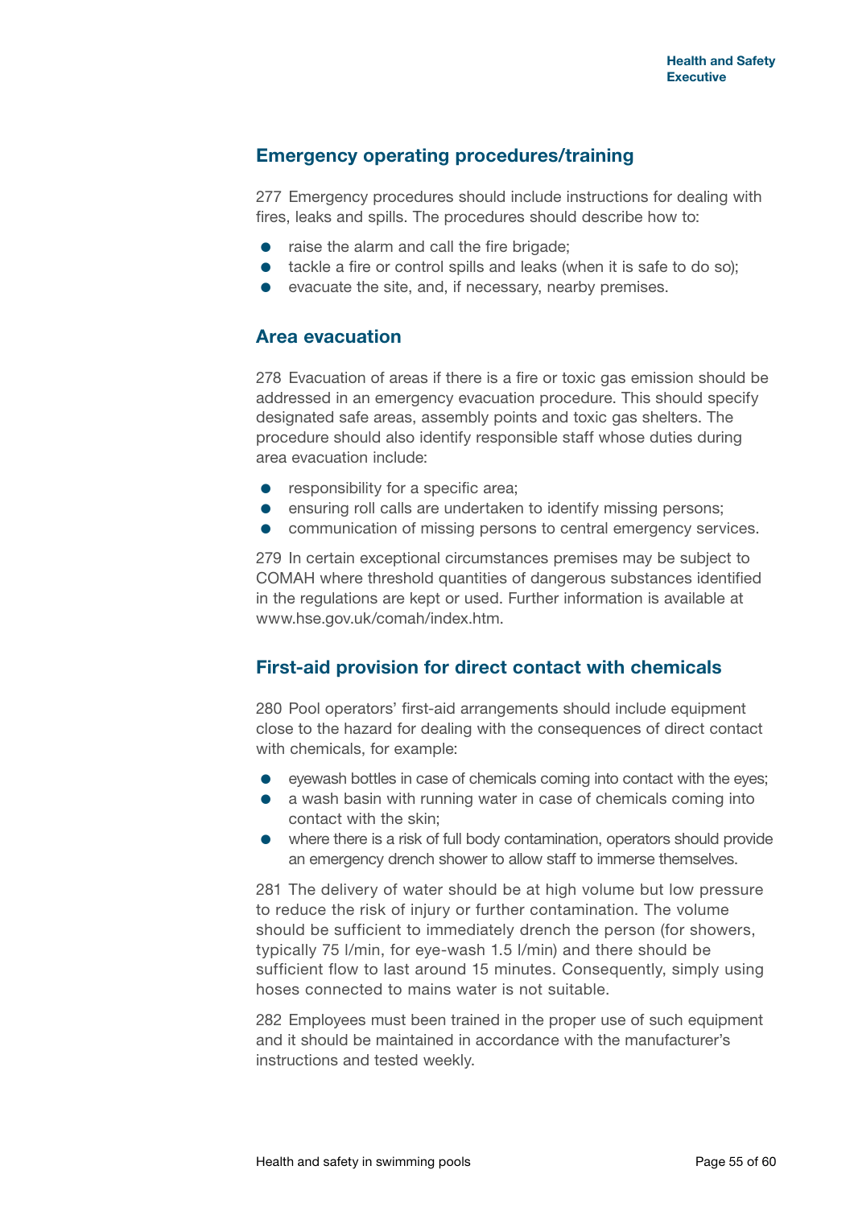## Emergency operating procedures/training

277 Emergency procedures should include instructions for dealing with fires, leaks and spills. The procedures should describe how to:

- raise the alarm and call the fire brigade;
- tackle a fire or control spills and leaks (when it is safe to do so);
- evacuate the site, and, if necessary, nearby premises.

## Area evacuation

278 Evacuation of areas if there is a fire or toxic gas emission should be addressed in an emergency evacuation procedure. This should specify designated safe areas, assembly points and toxic gas shelters. The procedure should also identify responsible staff whose duties during area evacuation include:

- responsibility for a specific area;
- ensuring roll calls are undertaken to identify missing persons;
- communication of missing persons to central emergency services.

279 In certain exceptional circumstances premises may be subject to COMAH where threshold quantities of dangerous substances identified in the regulations are kept or used. Further information is available at www.hse.gov.uk/comah/index.htm.

## First-aid provision for direct contact with chemicals

280 Pool operators' first-aid arrangements should include equipment close to the hazard for dealing with the consequences of direct contact with chemicals, for example:

- eyewash bottles in case of chemicals coming into contact with the eyes;
- a wash basin with running water in case of chemicals coming into contact with the skin;
- where there is a risk of full body contamination, operators should provide an emergency drench shower to allow staff to immerse themselves.

281 The delivery of water should be at high volume but low pressure to reduce the risk of injury or further contamination. The volume should be sufficient to immediately drench the person (for showers, typically 75 l/min, for eye-wash 1.5 l/min) and there should be sufficient flow to last around 15 minutes. Consequently, simply using hoses connected to mains water is not suitable.

282 Employees must been trained in the proper use of such equipment and it should be maintained in accordance with the manufacturer's instructions and tested weekly.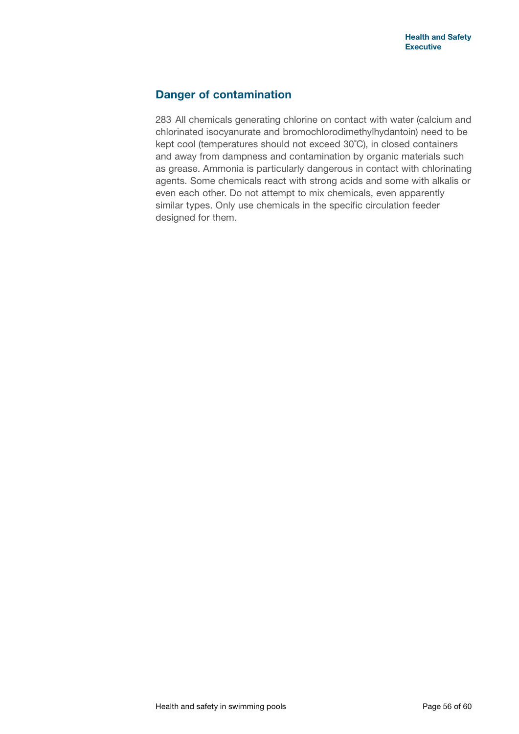## Danger of contamination

283 All chemicals generating chlorine on contact with water (calcium and chlorinated isocyanurate and bromochlorodimethylhydantoin) need to be kept cool (temperatures should not exceed 30˚C), in closed containers and away from dampness and contamination by organic materials such as grease. Ammonia is particularly dangerous in contact with chlorinating agents. Some chemicals react with strong acids and some with alkalis or even each other. Do not attempt to mix chemicals, even apparently similar types. Only use chemicals in the specific circulation feeder designed for them.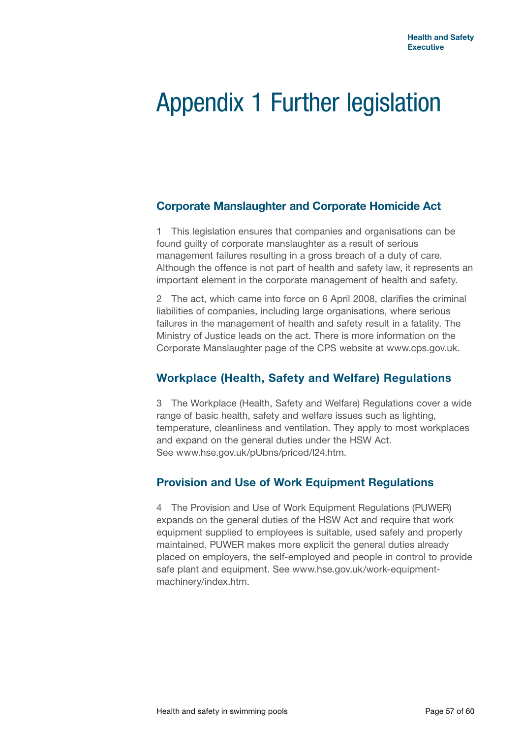# Appendix 1 Further legislation

## Corporate Manslaughter and Corporate Homicide Act

1 This legislation ensures that companies and organisations can be found guilty of corporate manslaughter as a result of serious management failures resulting in a gross breach of a duty of care. Although the offence is not part of health and safety law, it represents an important element in the corporate management of health and safety.

2 The act, which came into force on 6 April 2008, clarifies the criminal liabilities of companies, including large organisations, where serious failures in the management of health and safety result in a fatality. The Ministry of Justice leads on the act. There is more information on the Corporate Manslaughter page of the CPS website at www.cps.gov.uk.

## Workplace (Health, Safety and Welfare) Regulations

3 The Workplace (Health, Safety and Welfare) Regulations cover a wide range of basic health, safety and welfare issues such as lighting, temperature, cleanliness and ventilation. They apply to most workplaces and expand on the general duties under the HSW Act.
See www.hse.gov.uk/pUbns/priced/l24.htm.

## Provision and Use of Work Equipment Regulations

4 The Provision and Use of Work Equipment Regulations (PUWER) expands on the general duties of the HSW Act and require that work equipment supplied to employees is suitable, used safely and properly maintained. PUWER makes more explicit the general duties already placed on employers, the self-employed and people in control to provide safe plant and equipment. See www.hse.gov.uk/work-equipment-machinery/index.htm.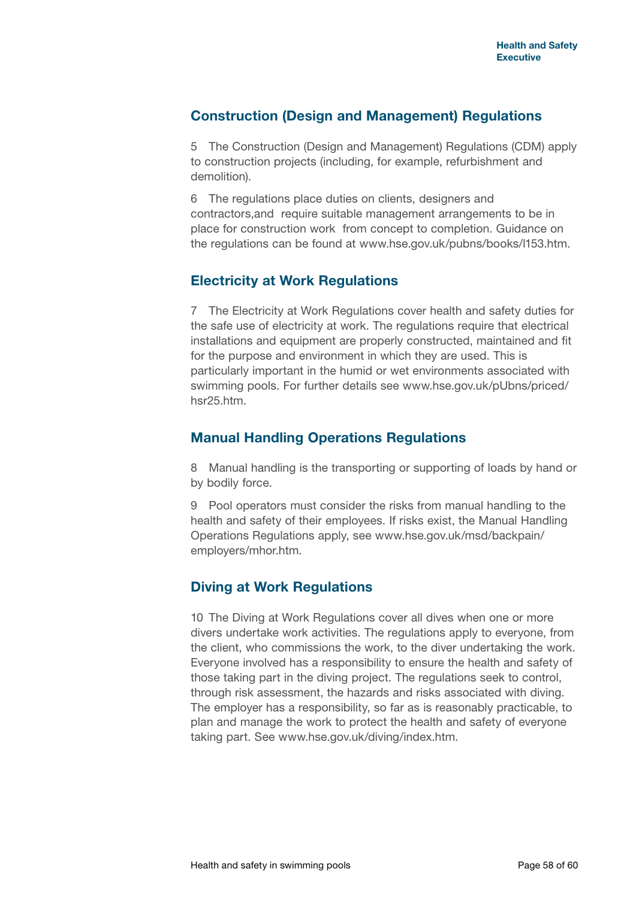## Construction (Design and Management) Regulations

5 The Construction (Design and Management) Regulations (CDM) apply to construction projects (including, for example, refurbishment and demolition).

6 The regulations place duties on clients, designers and contractors,and require suitable management arrangements to be in place for construction work from concept to completion. Guidance on the regulations can be found at www.hse.gov.uk/pubns/books/l153.htm.

## Electricity at Work Regulations

7 The Electricity at Work Regulations cover health and safety duties for the safe use of electricity at work. The regulations require that electrical installations and equipment are properly constructed, maintained and fit for the purpose and environment in which they are used. This is particularly important in the humid or wet environments associated with swimming pools. For further details see www.hse.gov.uk/pUbns/priced/hsr25.htm.

## Manual Handling Operations Regulations

8 Manual handling is the transporting or supporting of loads by hand or by bodily force.

9 Pool operators must consider the risks from manual handling to the health and safety of their employees. If risks exist, the Manual Handling Operations Regulations apply, see www.hse.gov.uk/msd/backpain/employers/mhor.htm.

## Diving at Work Regulations

10 The Diving at Work Regulations cover all dives when one or more divers undertake work activities. The regulations apply to everyone, from the client, who commissions the work, to the diver undertaking the work. Everyone involved has a responsibility to ensure the health and safety of those taking part in the diving project. The regulations seek to control, through risk assessment, the hazards and risks associated with diving. The employer has a responsibility, so far as is reasonably practicable, to plan and manage the work to protect the health and safety of everyone taking part. See www.hse.gov.uk/diving/index.htm.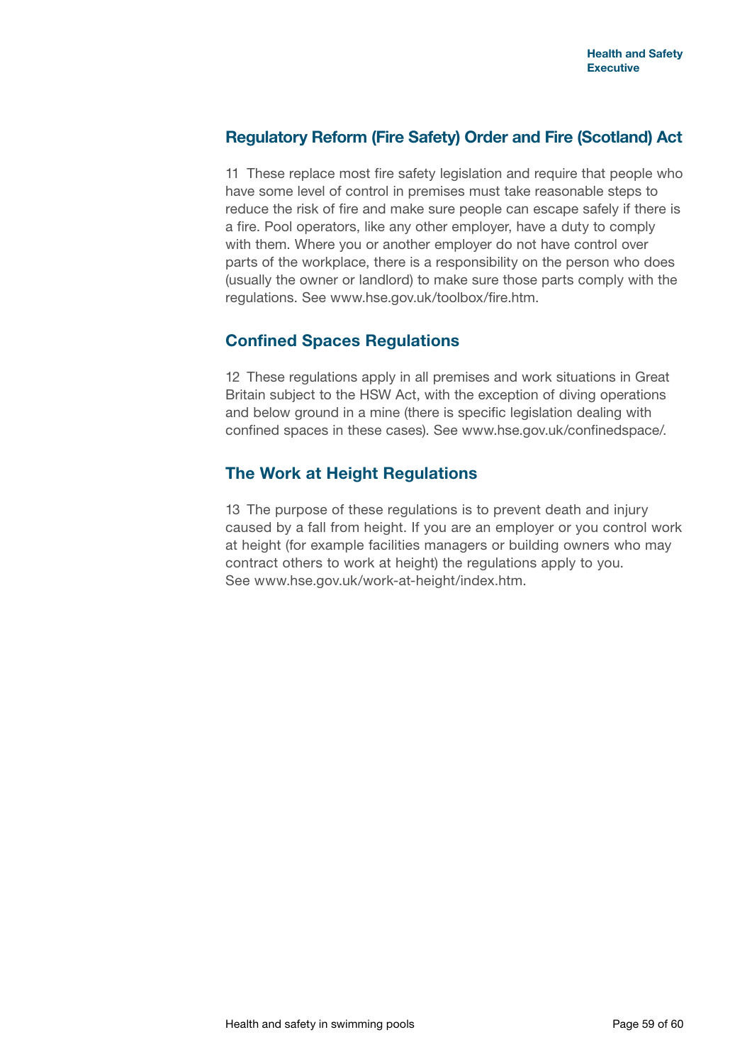## Regulatory Reform (Fire Safety) Order and Fire (Scotland) Act

11 These replace most fire safety legislation and require that people who have some level of control in premises must take reasonable steps to reduce the risk of fire and make sure people can escape safely if there is a fire. Pool operators, like any other employer, have a duty to comply with them. Where you or another employer do not have control over parts of the workplace, there is a responsibility on the person who does (usually the owner or landlord) to make sure those parts comply with the regulations. See www.hse.gov.uk/toolbox/fire.htm.

## Confined Spaces Regulations

12 These regulations apply in all premises and work situations in Great Britain subject to the HSW Act, with the exception of diving operations and below ground in a mine (there is specific legislation dealing with confined spaces in these cases). See www.hse.gov.uk/confinedspace/.

## The Work at Height Regulations

13 The purpose of these regulations is to prevent death and injury caused by a fall from height. If you are an employer or you control work at height (for example facilities managers or building owners who may contract others to work at height) the regulations apply to you. See www.hse.gov.uk/work-at-height/index.htm.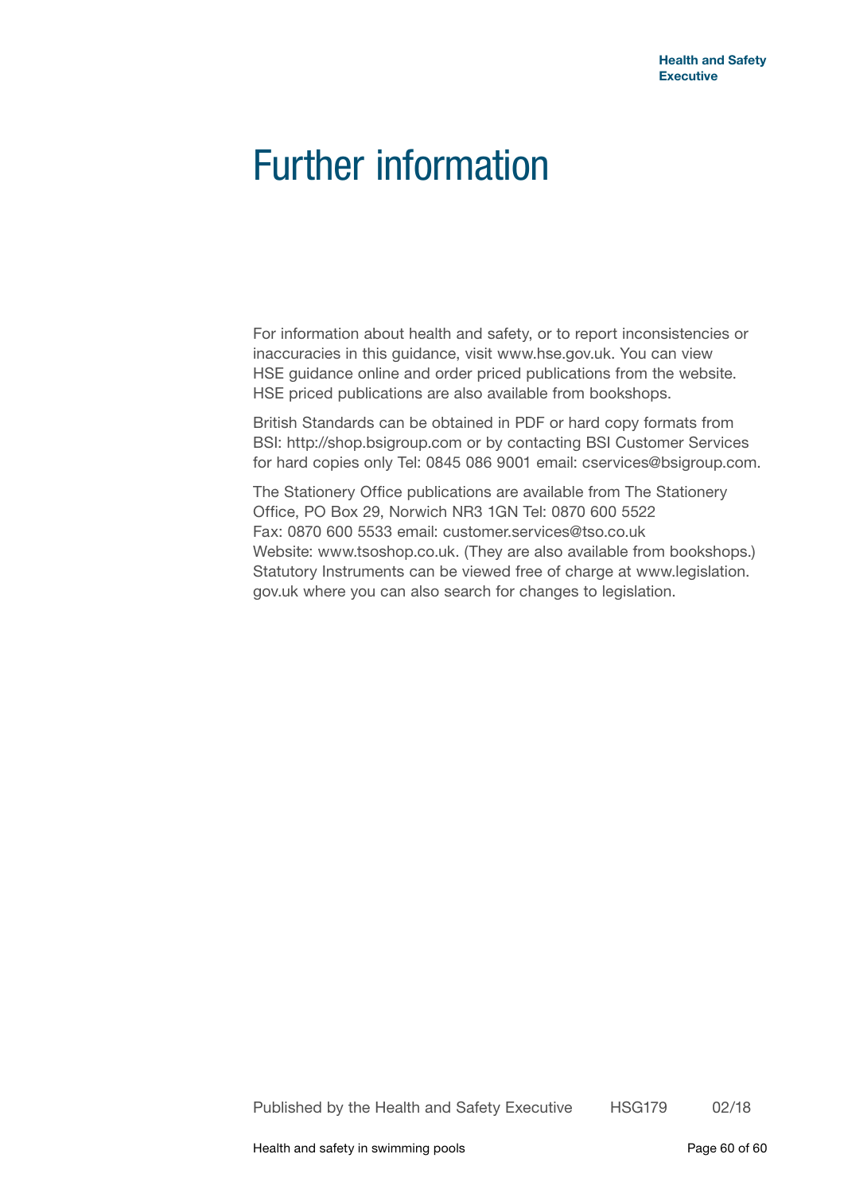# Further information

For information about health and safety, or to report inconsistencies or inaccuracies in this guidance, visit www.hse.gov.uk. You can view HSE guidance online and order priced publications from the website. HSE priced publications are also available from bookshops.

British Standards can be obtained in PDF or hard copy formats from BSI: http://shop.bsigroup.com or by contacting BSI Customer Services for hard copies only Tel: 0845 086 9001 email: cservices@bsigroup.com.

The Stationery Office publications are available from The Stationery Office, PO Box 29, Norwich NR3 1GN Tel: 0870 600 5522 Fax: 0870 600 5533 email: customer.services@tso.co.uk Website: www.tsoshop.co.uk. (They are also available from bookshops.) Statutory Instruments can be viewed free of charge at www.legislation.gov.uk where you can also search for changes to legislation.

Published by the Health and Safety Executive HSG179 02/18